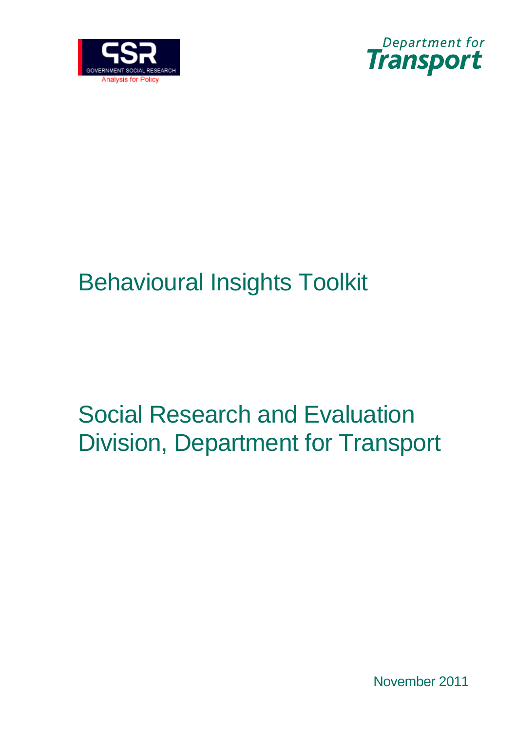# Behavioural Insights Toolkit

## Social Research and Evaluation Division, Department for Transport

November 2011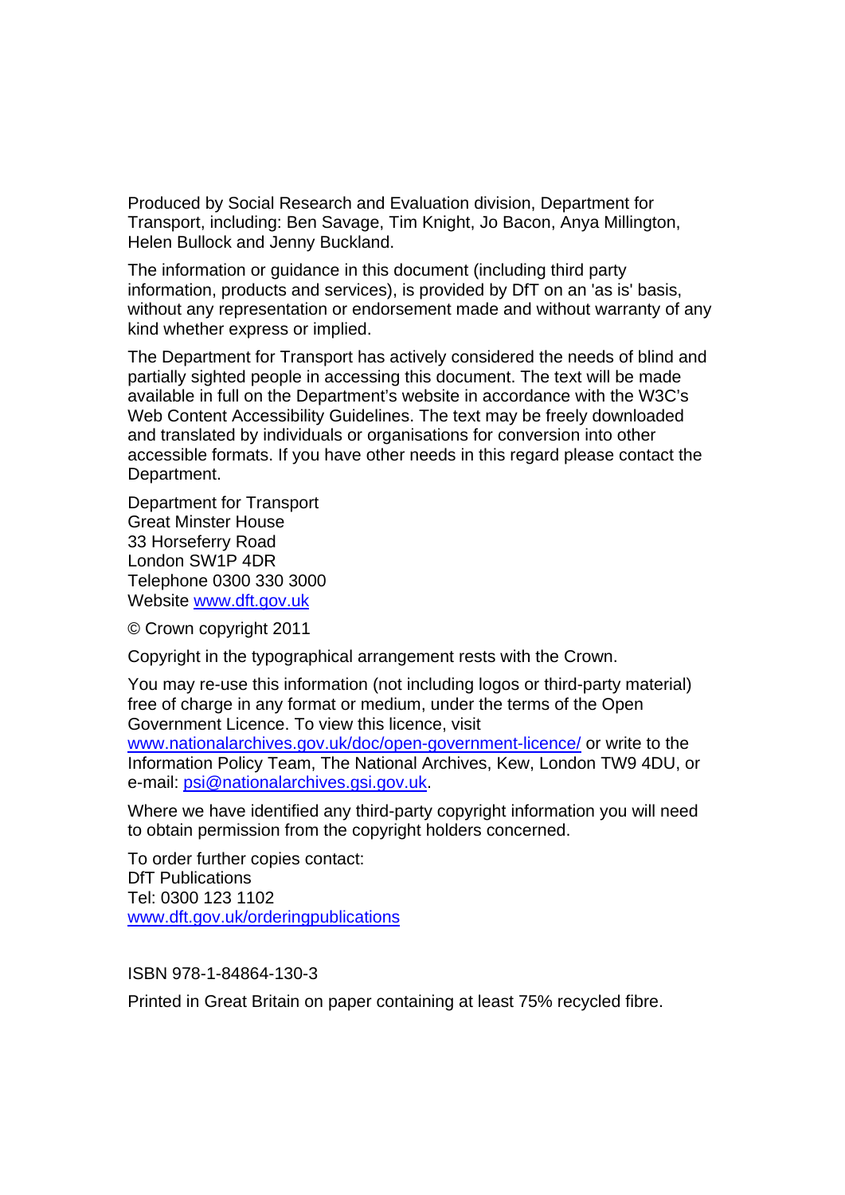Produced by Social Research and Evaluation division, Department for Transport, including: Ben Savage, Tim Knight, Jo Bacon, Anya Millington, Helen Bullock and Jenny Buckland.

The information or guidance in this document (including third party information, products and services), is provided by DfT on an 'as is' basis, without any representation or endorsement made and without warranty of any kind whether express or implied.

The Department for Transport has actively considered the needs of blind and partially sighted people in accessing this document. The text will be made available in full on the Department's website in accordance with the W3C's Web Content Accessibility Guidelines. The text may be freely downloaded and translated by individuals or organisations for conversion into other accessible formats. If you have other needs in this regard please contact the Department.

Department for Transport  
Great Minster House  
33 Horseferry Road  
London SW1P 4DR  
Telephone 0300 330 3000  
Website www.dft.gov.uk

© Crown copyright 2011

Copyright in the typographical arrangement rests with the Crown.

You may re-use this information (not including logos or third-party material) free of charge in any format or medium, under the terms of the Open Government Licence. To view this licence, visit www.nationalarchives.gov.uk/doc/open-government-licence/ or write to the Information Policy Team, The National Archives, Kew, London TW9 4DU, or e-mail: psi@nationalarchives.gsi.gov.uk.

Where we have identified any third-party copyright information you will need to obtain permission from the copyright holders concerned.

To order further copies contact:  
DfT Publications  
Tel: 0300 123 1102  
www.dft.gov.uk/orderingpublications

ISBN 978-1-84864-130-3

Printed in Great Britain on paper containing at least 75% recycled fibre.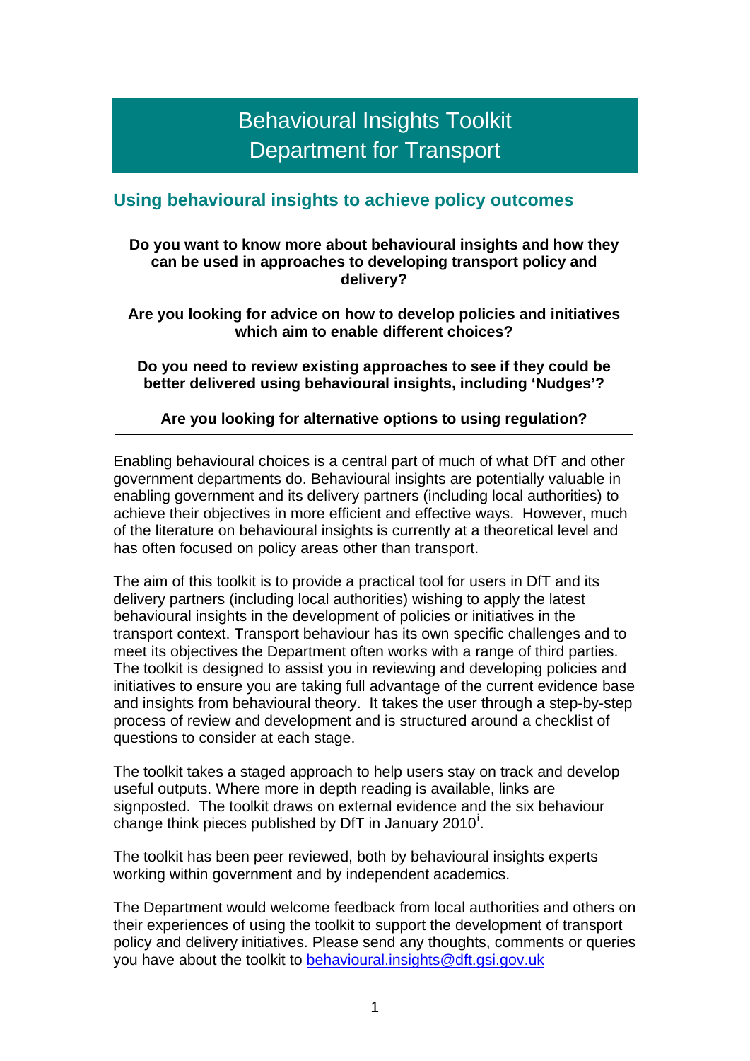# Behavioural Insights Toolkit
# Department for Transport

## Using behavioural insights to achieve policy outcomes

**Do you want to know more about behavioural insights and how they can be used in approaches to developing transport policy and delivery?**

**Are you looking for advice on how to develop policies and initiatives which aim to enable different choices?**

**Do you need to review existing approaches to see if they could be better delivered using behavioural insights, including 'Nudges'?**

**Are you looking for alternative options to using regulation?**

Enabling behavioural choices is a central part of much of what DfT and other government departments do. Behavioural insights are potentially valuable in enabling government and its delivery partners (including local authorities) to achieve their objectives in more efficient and effective ways. However, much of the literature on behavioural insights is currently at a theoretical level and has often focused on policy areas other than transport.

The aim of this toolkit is to provide a practical tool for users in DfT and its delivery partners (including local authorities) wishing to apply the latest behavioural insights in the development of policies or initiatives in the transport context. Transport behaviour has its own specific challenges and to meet its objectives the Department often works with a range of third parties. The toolkit is designed to assist you in reviewing and developing policies and initiatives to ensure you are taking full advantage of the current evidence base and insights from behavioural theory. It takes the user through a step-by-step process of review and development and is structured around a checklist of questions to consider at each stage.

The toolkit takes a staged approach to help users stay on track and develop useful outputs. Where more in depth reading is available, links are signposted. The toolkit draws on external evidence and the six behaviour change think pieces published by DfT in January 2010[i].

The toolkit has been peer reviewed, both by behavioural insights experts working within government and by independent academics.

The Department would welcome feedback from local authorities and others on their experiences of using the toolkit to support the development of transport policy and delivery initiatives. Please send any thoughts, comments or queries you have about the toolkit to behavioural.insights@dft.gsi.gov.uk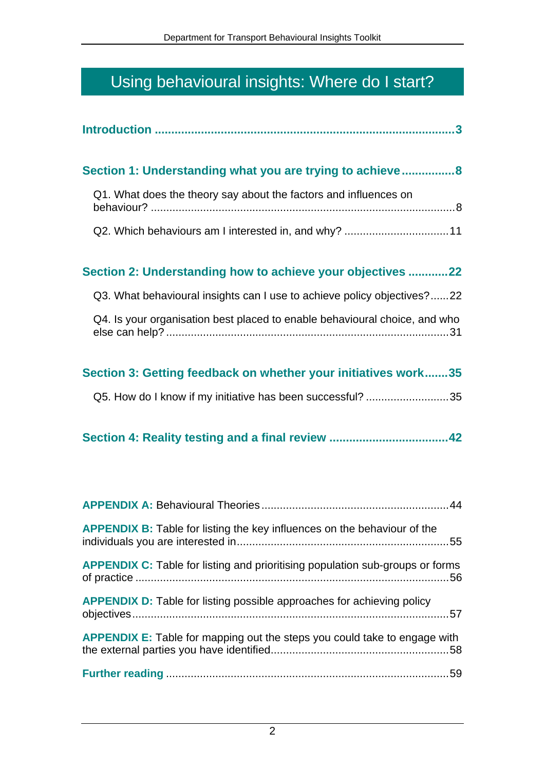# Using behavioural insights: Where do I start?

**Introduction** .......................................................................................... **3**

**Section 1: Understanding what you are trying to achieve** ................ **8**

Q1. What does the theory say about the factors and influences on behaviour? ................................................................................................. 8

Q2. Which behaviours am I interested in, and why? ................................. 11

**Section 2: Understanding how to achieve your objectives** ............ **22**

Q3. What behavioural insights can I use to achieve policy objectives? ...... 22

Q4. Is your organisation best placed to enable behavioural choice, and who else can help? ........................................................................................... 31

**Section 3: Getting feedback on whether your initiatives work** ....... **35**

Q5. How do I know if my initiative has been successful? ........................... 35

**Section 4: Reality testing and a final review** .................................... **42**

**APPENDIX A:** Behavioural Theories ........................................................... 44

**APPENDIX B:** Table for listing the key influences on the behaviour of the individuals you are interested in .................................................................... 55

**APPENDIX C:** Table for listing and prioritising population sub-groups or forms of practice ..................................................................................................... 56

**APPENDIX D:** Table for listing possible approaches for achieving policy objectives ....................................................................................................... 57

**APPENDIX E:** Table for mapping out the steps you could take to engage with the external parties you have identified ......................................................... 58

**Further reading** .......................................................................................... 59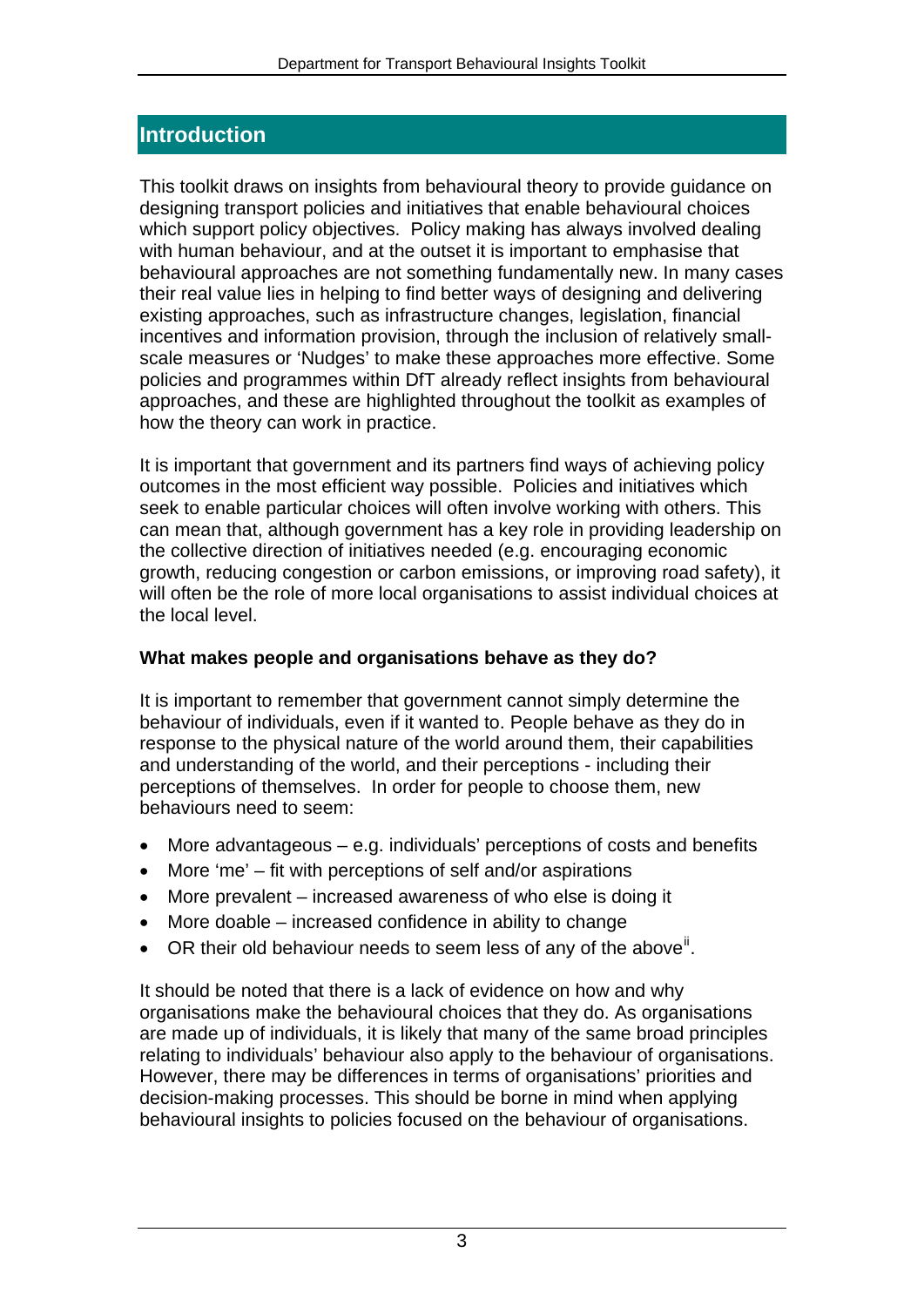## Introduction

This toolkit draws on insights from behavioural theory to provide guidance on designing transport policies and initiatives that enable behavioural choices which support policy objectives. Policy making has always involved dealing with human behaviour, and at the outset it is important to emphasise that behavioural approaches are not something fundamentally new. In many cases their real value lies in helping to find better ways of designing and delivering existing approaches, such as infrastructure changes, legislation, financial incentives and information provision, through the inclusion of relatively small-scale measures or 'Nudges' to make these approaches more effective. Some policies and programmes within DfT already reflect insights from behavioural approaches, and these are highlighted throughout the toolkit as examples of how the theory can work in practice.

It is important that government and its partners find ways of achieving policy outcomes in the most efficient way possible. Policies and initiatives which seek to enable particular choices will often involve working with others. This can mean that, although government has a key role in providing leadership on the collective direction of initiatives needed (e.g. encouraging economic growth, reducing congestion or carbon emissions, or improving road safety), it will often be the role of more local organisations to assist individual choices at the local level.

**What makes people and organisations behave as they do?**

It is important to remember that government cannot simply determine the behaviour of individuals, even if it wanted to. People behave as they do in response to the physical nature of the world around them, their capabilities and understanding of the world, and their perceptions - including their perceptions of themselves. In order for people to choose them, new behaviours need to seem:

- More advantageous – e.g. individuals' perceptions of costs and benefits
- More 'me' – fit with perceptions of self and/or aspirations
- More prevalent – increased awareness of who else is doing it
- More doable – increased confidence in ability to change
- OR their old behaviour needs to seem less of any of the above[ii].

It should be noted that there is a lack of evidence on how and why organisations make the behavioural choices that they do. As organisations are made up of individuals, it is likely that many of the same broad principles relating to individuals' behaviour also apply to the behaviour of organisations. However, there may be differences in terms of organisations' priorities and decision-making processes. This should be borne in mind when applying behavioural insights to policies focused on the behaviour of organisations.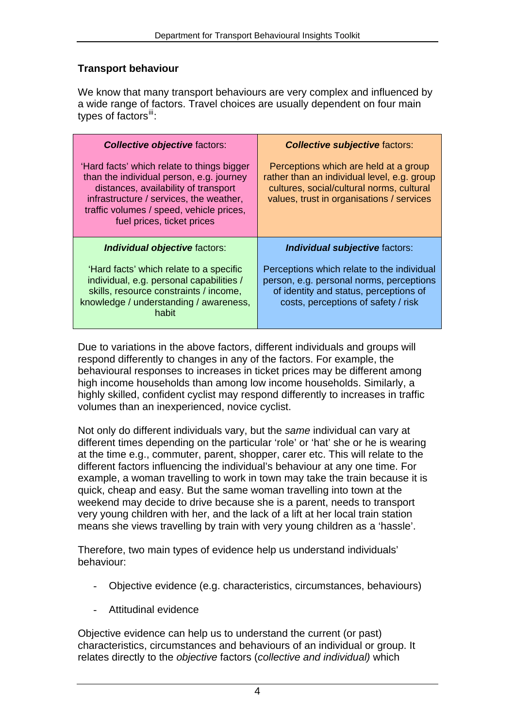### Transport behaviour

We know that many transport behaviours are very complex and influenced by a wide range of factors. Travel choices are usually dependent on four main types of factors[iii]:

| ***Collective objective*** factors: | ***Collective subjective*** factors: |
|---|---|
| 'Hard facts' which relate to things bigger than the individual person, e.g. journey distances, availability of transport infrastructure / services, the weather, traffic volumes / speed, vehicle prices, fuel prices, ticket prices | Perceptions which are held at a group rather than an individual level, e.g. group cultures, social/cultural norms, cultural values, trust in organisations / services |
| ***Individual objective*** factors: | ***Individual subjective*** factors: |
| 'Hard facts' which relate to a specific individual, e.g. personal capabilities / skills, resource constraints / income, knowledge / understanding / awareness, habit | Perceptions which relate to the individual person, e.g. personal norms, perceptions of identity and status, perceptions of costs, perceptions of safety / risk |

Due to variations in the above factors, different individuals and groups will respond differently to changes in any of the factors. For example, the behavioural responses to increases in ticket prices may be different among high income households than among low income households. Similarly, a highly skilled, confident cyclist may respond differently to increases in traffic volumes than an inexperienced, novice cyclist.

Not only do different individuals vary, but the *same* individual can vary at different times depending on the particular 'role' or 'hat' she or he is wearing at the time e.g., commuter, parent, shopper, carer etc. This will relate to the different factors influencing the individual's behaviour at any one time. For example, a woman travelling to work in town may take the train because it is quick, cheap and easy. But the same woman travelling into town at the weekend may decide to drive because she is a parent, needs to transport very young children with her, and the lack of a lift at her local train station means she views travelling by train with very young children as a 'hassle'.

Therefore, two main types of evidence help us understand individuals' behaviour:

- Objective evidence (e.g. characteristics, circumstances, behaviours)
- Attitudinal evidence

Objective evidence can help us to understand the current (or past) characteristics, circumstances and behaviours of an individual or group. It relates directly to the *objective* factors (*collective and individual)* which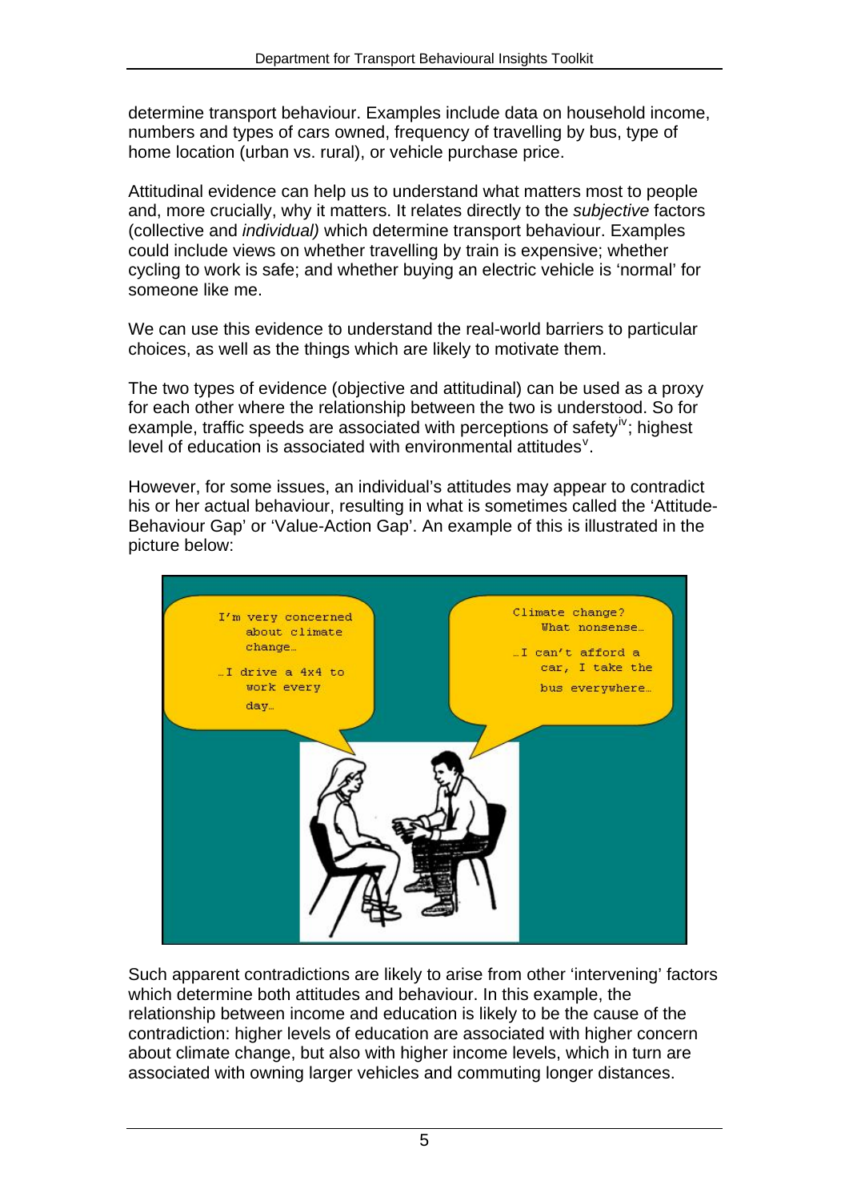determine transport behaviour. Examples include data on household income, numbers and types of cars owned, frequency of travelling by bus, type of home location (urban vs. rural), or vehicle purchase price.

Attitudinal evidence can help us to understand what matters most to people and, more crucially, why it matters. It relates directly to the *subjective* factors (collective and *individual)* which determine transport behaviour. Examples could include views on whether travelling by train is expensive; whether cycling to work is safe; and whether buying an electric vehicle is 'normal' for someone like me.

We can use this evidence to understand the real-world barriers to particular choices, as well as the things which are likely to motivate them.

The two types of evidence (objective and attitudinal) can be used as a proxy for each other where the relationship between the two is understood. So for example, traffic speeds are associated with perceptions of safety[iv]; highest level of education is associated with environmental attitudes[v].

However, for some issues, an individual's attitudes may appear to contradict his or her actual behaviour, resulting in what is sometimes called the 'Attitude-Behaviour Gap' or 'Value-Action Gap'. An example of this is illustrated in the picture below:

Such apparent contradictions are likely to arise from other 'intervening' factors which determine both attitudes and behaviour. In this example, the relationship between income and education is likely to be the cause of the contradiction: higher levels of education are associated with higher concern about climate change, but also with higher income levels, which in turn are associated with owning larger vehicles and commuting longer distances.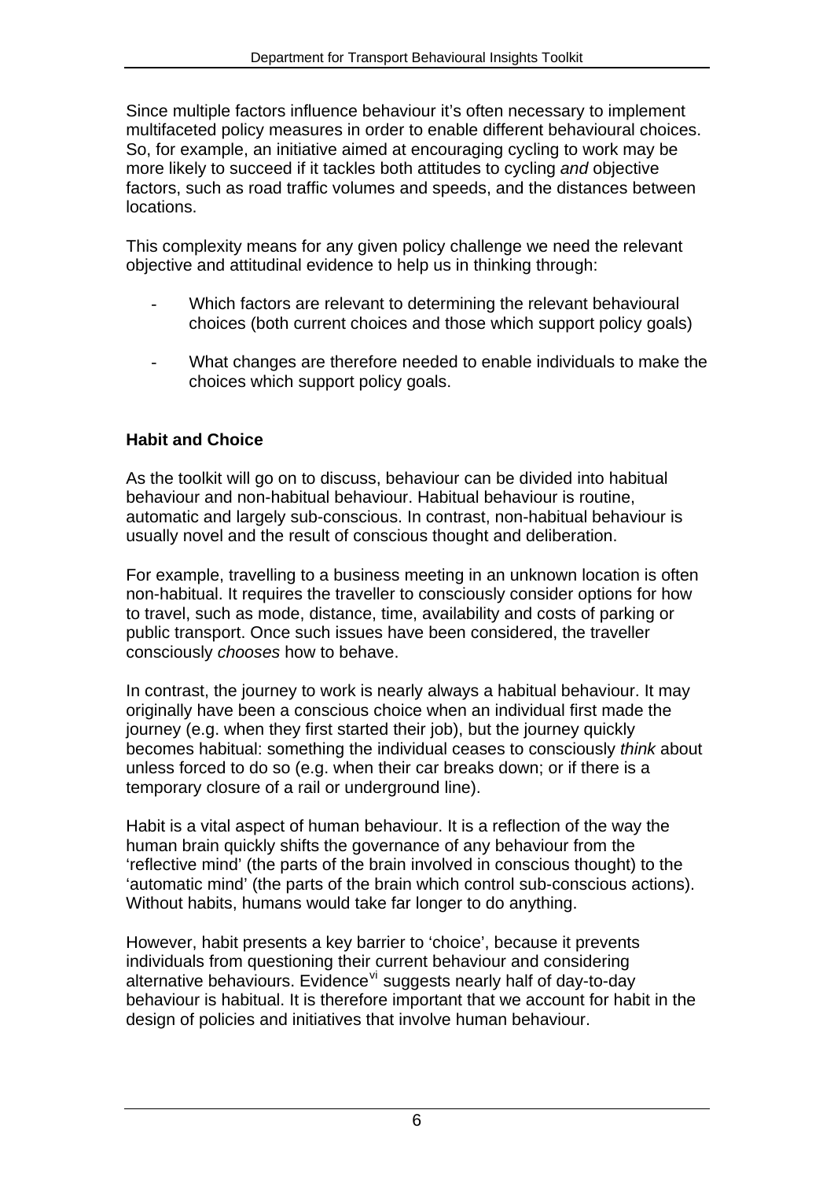Since multiple factors influence behaviour it's often necessary to implement multifaceted policy measures in order to enable different behavioural choices. So, for example, an initiative aimed at encouraging cycling to work may be more likely to succeed if it tackles both attitudes to cycling *and* objective factors, such as road traffic volumes and speeds, and the distances between locations.

This complexity means for any given policy challenge we need the relevant objective and attitudinal evidence to help us in thinking through:

- Which factors are relevant to determining the relevant behavioural choices (both current choices and those which support policy goals)
- What changes are therefore needed to enable individuals to make the choices which support policy goals.

**Habit and Choice**

As the toolkit will go on to discuss, behaviour can be divided into habitual behaviour and non-habitual behaviour. Habitual behaviour is routine, automatic and largely sub-conscious. In contrast, non-habitual behaviour is usually novel and the result of conscious thought and deliberation.

For example, travelling to a business meeting in an unknown location is often non-habitual. It requires the traveller to consciously consider options for how to travel, such as mode, distance, time, availability and costs of parking or public transport. Once such issues have been considered, the traveller consciously *chooses* how to behave.

In contrast, the journey to work is nearly always a habitual behaviour. It may originally have been a conscious choice when an individual first made the journey (e.g. when they first started their job), but the journey quickly becomes habitual: something the individual ceases to consciously *think* about unless forced to do so (e.g. when their car breaks down; or if there is a temporary closure of a rail or underground line).

Habit is a vital aspect of human behaviour. It is a reflection of the way the human brain quickly shifts the governance of any behaviour from the 'reflective mind' (the parts of the brain involved in conscious thought) to the 'automatic mind' (the parts of the brain which control sub-conscious actions). Without habits, humans would take far longer to do anything.

However, habit presents a key barrier to 'choice', because it prevents individuals from questioning their current behaviour and considering alternative behaviours. Evidence[vi] suggests nearly half of day-to-day behaviour is habitual. It is therefore important that we account for habit in the design of policies and initiatives that involve human behaviour.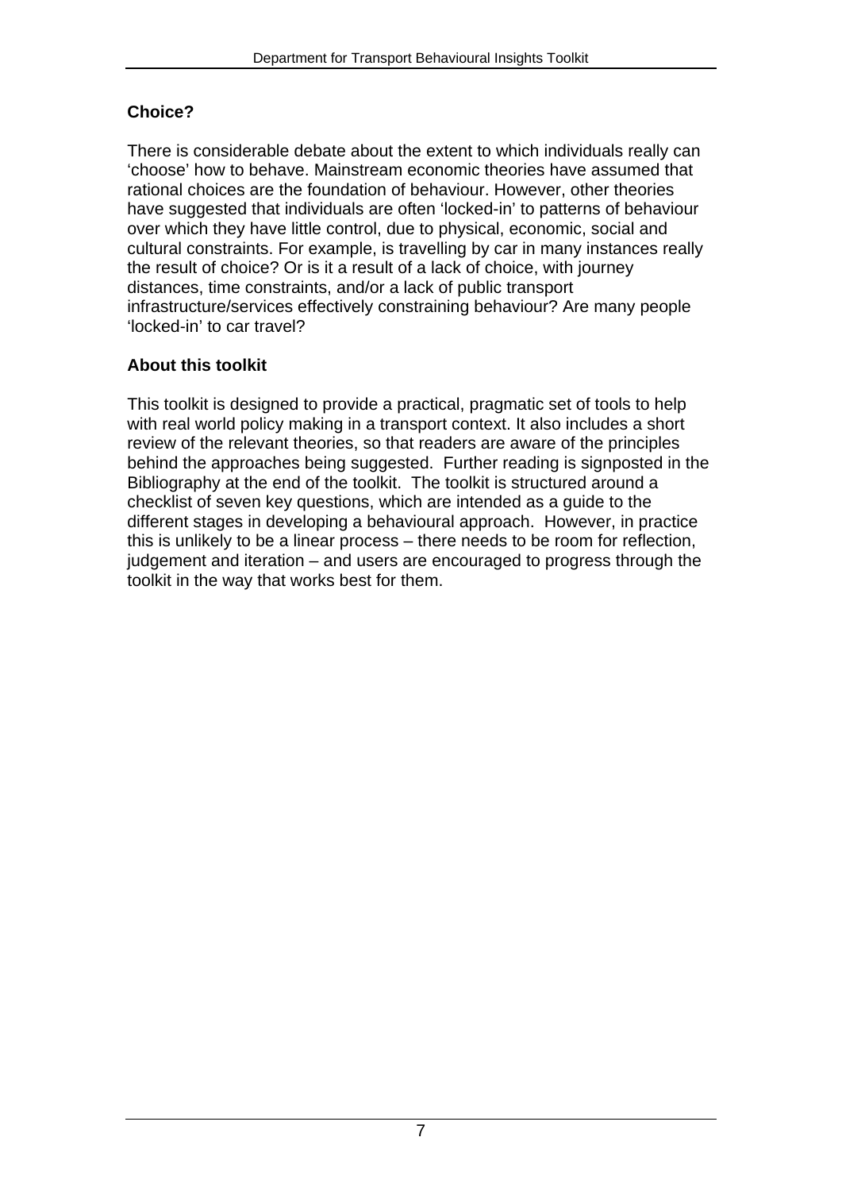### Choice?

There is considerable debate about the extent to which individuals really can 'choose' how to behave. Mainstream economic theories have assumed that rational choices are the foundation of behaviour. However, other theories have suggested that individuals are often 'locked-in' to patterns of behaviour over which they have little control, due to physical, economic, social and cultural constraints. For example, is travelling by car in many instances really the result of choice? Or is it a result of a lack of choice, with journey distances, time constraints, and/or a lack of public transport infrastructure/services effectively constraining behaviour? Are many people 'locked-in' to car travel?

### About this toolkit

This toolkit is designed to provide a practical, pragmatic set of tools to help with real world policy making in a transport context. It also includes a short review of the relevant theories, so that readers are aware of the principles behind the approaches being suggested. Further reading is signposted in the Bibliography at the end of the toolkit. The toolkit is structured around a checklist of seven key questions, which are intended as a guide to the different stages in developing a behavioural approach. However, in practice this is unlikely to be a linear process – there needs to be room for reflection, judgement and iteration – and users are encouraged to progress through the toolkit in the way that works best for them.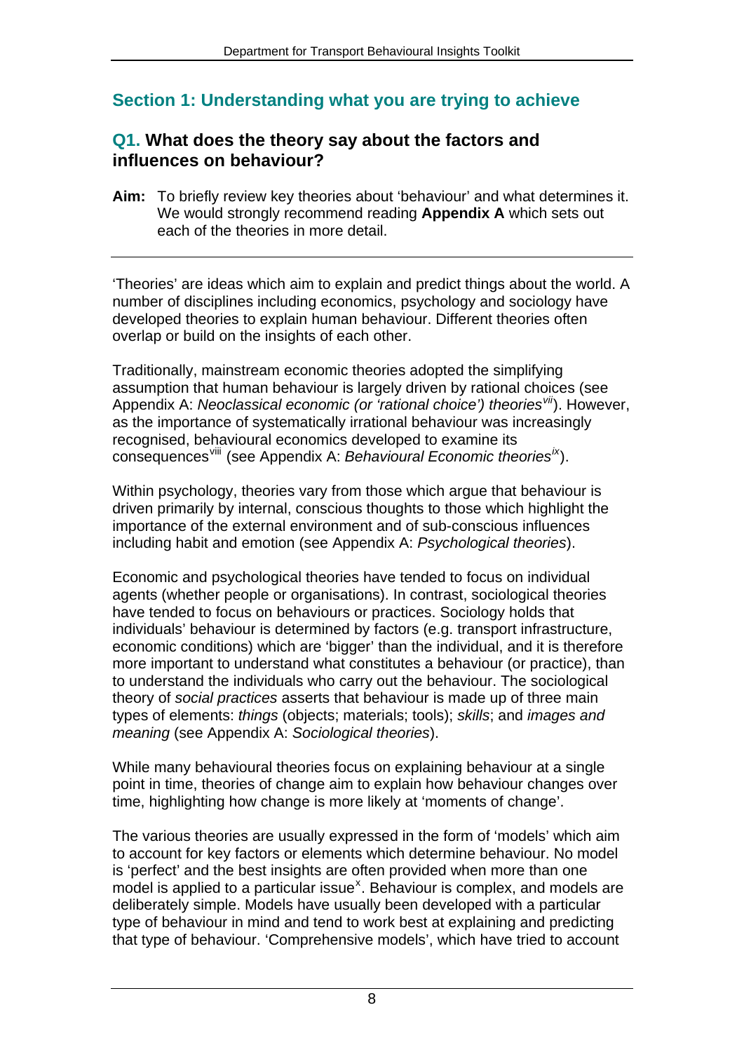## Section 1: Understanding what you are trying to achieve

### Q1. What does the theory say about the factors and influences on behaviour?

**Aim:** To briefly review key theories about 'behaviour' and what determines it. We would strongly recommend reading **Appendix A** which sets out each of the theories in more detail.

---

'Theories' are ideas which aim to explain and predict things about the world. A number of disciplines including economics, psychology and sociology have developed theories to explain human behaviour. Different theories often overlap or build on the insights of each other.

Traditionally, mainstream economic theories adopted the simplifying assumption that human behaviour is largely driven by rational choices (see Appendix A: *Neoclassical economic (or 'rational choice') theories*[vii]). However, as the importance of systematically irrational behaviour was increasingly recognised, behavioural economics developed to examine its consequences[viii] (see Appendix A: *Behavioural Economic theories*[ix]).

Within psychology, theories vary from those which argue that behaviour is driven primarily by internal, conscious thoughts to those which highlight the importance of the external environment and of sub-conscious influences including habit and emotion (see Appendix A: *Psychological theories*).

Economic and psychological theories have tended to focus on individual agents (whether people or organisations). In contrast, sociological theories have tended to focus on behaviours or practices. Sociology holds that individuals' behaviour is determined by factors (e.g. transport infrastructure, economic conditions) which are 'bigger' than the individual, and it is therefore more important to understand what constitutes a behaviour (or practice), than to understand the individuals who carry out the behaviour. The sociological theory of *social practices* asserts that behaviour is made up of three main types of elements: *things* (objects; materials; tools); *skills*; and *images and meaning* (see Appendix A: *Sociological theories*).

While many behavioural theories focus on explaining behaviour at a single point in time, theories of change aim to explain how behaviour changes over time, highlighting how change is more likely at 'moments of change'.

The various theories are usually expressed in the form of 'models' which aim to account for key factors or elements which determine behaviour. No model is 'perfect' and the best insights are often provided when more than one model is applied to a particular issue[x]. Behaviour is complex, and models are deliberately simple. Models have usually been developed with a particular type of behaviour in mind and tend to work best at explaining and predicting that type of behaviour. 'Comprehensive models', which have tried to account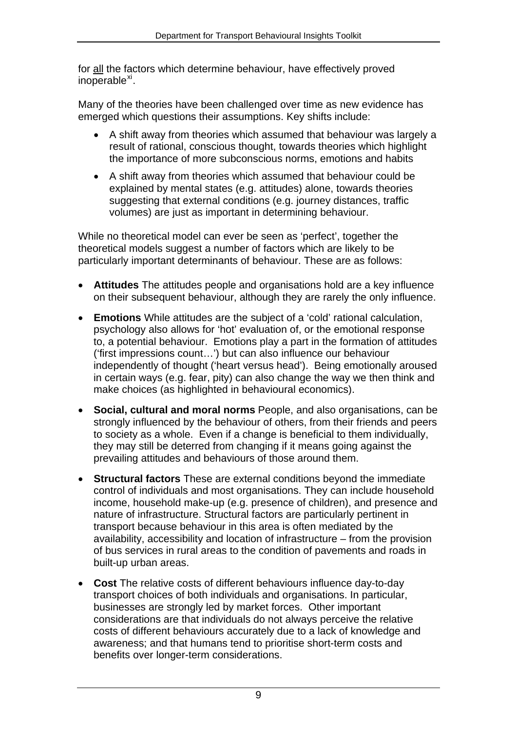for <u>all</u> the factors which determine behaviour, have effectively proved inoperable[xi].

Many of the theories have been challenged over time as new evidence has emerged which questions their assumptions. Key shifts include:

- A shift away from theories which assumed that behaviour was largely a result of rational, conscious thought, towards theories which highlight the importance of more subconscious norms, emotions and habits
- A shift away from theories which assumed that behaviour could be explained by mental states (e.g. attitudes) alone, towards theories suggesting that external conditions (e.g. journey distances, traffic volumes) are just as important in determining behaviour.

While no theoretical model can ever be seen as 'perfect', together the theoretical models suggest a number of factors which are likely to be particularly important determinants of behaviour. These are as follows:

- **Attitudes** The attitudes people and organisations hold are a key influence on their subsequent behaviour, although they are rarely the only influence.
- **Emotions** While attitudes are the subject of a 'cold' rational calculation, psychology also allows for 'hot' evaluation of, or the emotional response to, a potential behaviour. Emotions play a part in the formation of attitudes ('first impressions count…') but can also influence our behaviour independently of thought ('heart versus head'). Being emotionally aroused in certain ways (e.g. fear, pity) can also change the way we then think and make choices (as highlighted in behavioural economics).
- **Social, cultural and moral norms** People, and also organisations, can be strongly influenced by the behaviour of others, from their friends and peers to society as a whole. Even if a change is beneficial to them individually, they may still be deterred from changing if it means going against the prevailing attitudes and behaviours of those around them.
- **Structural factors** These are external conditions beyond the immediate control of individuals and most organisations. They can include household income, household make-up (e.g. presence of children), and presence and nature of infrastructure. Structural factors are particularly pertinent in transport because behaviour in this area is often mediated by the availability, accessibility and location of infrastructure – from the provision of bus services in rural areas to the condition of pavements and roads in built-up urban areas.
- **Cost** The relative costs of different behaviours influence day-to-day transport choices of both individuals and organisations. In particular, businesses are strongly led by market forces. Other important considerations are that individuals do not always perceive the relative costs of different behaviours accurately due to a lack of knowledge and awareness; and that humans tend to prioritise short-term costs and benefits over longer-term considerations.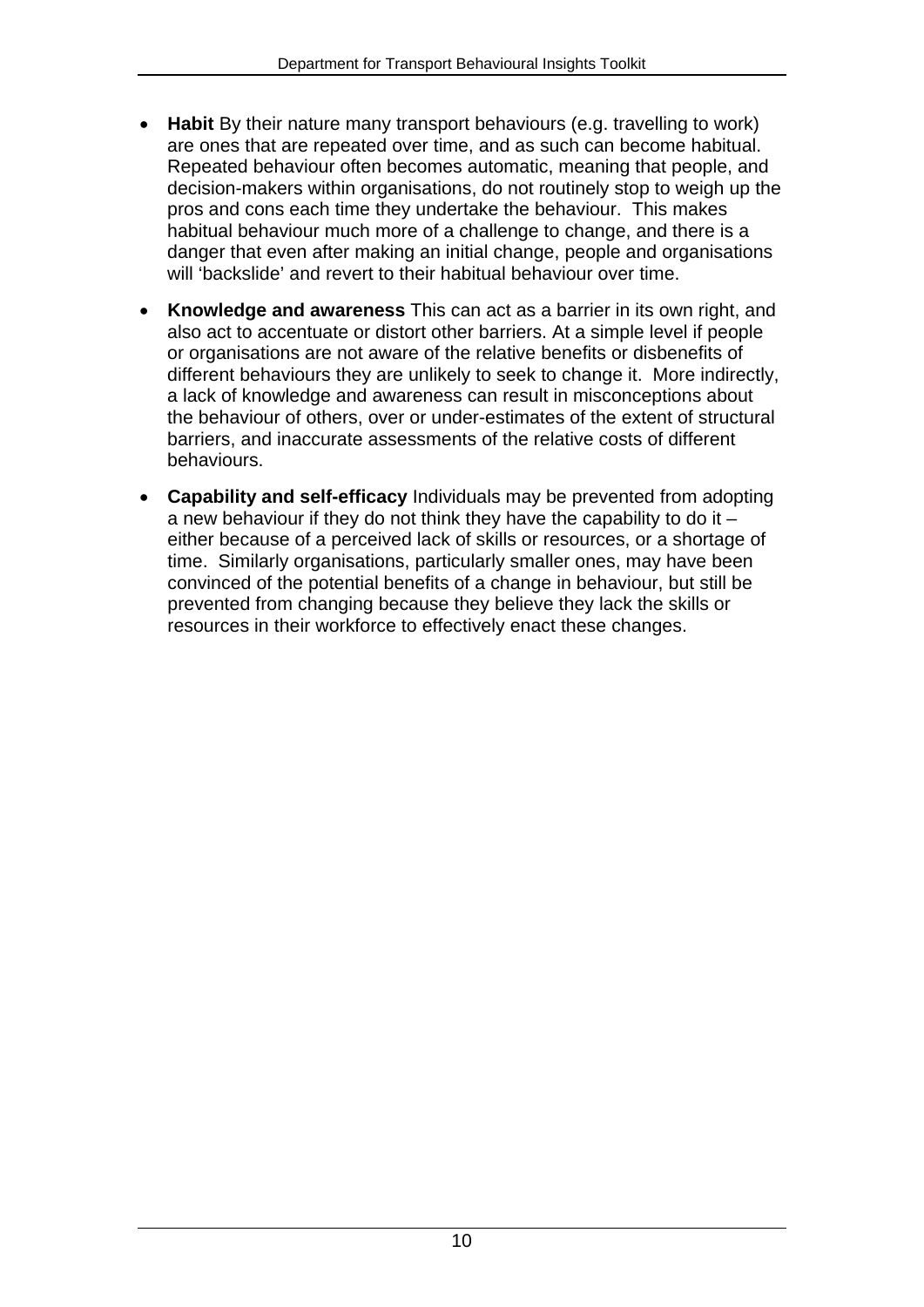- **Habit** By their nature many transport behaviours (e.g. travelling to work) are ones that are repeated over time, and as such can become habitual. Repeated behaviour often becomes automatic, meaning that people, and decision-makers within organisations, do not routinely stop to weigh up the pros and cons each time they undertake the behaviour. This makes habitual behaviour much more of a challenge to change, and there is a danger that even after making an initial change, people and organisations will 'backslide' and revert to their habitual behaviour over time.

- **Knowledge and awareness** This can act as a barrier in its own right, and also act to accentuate or distort other barriers. At a simple level if people or organisations are not aware of the relative benefits or disbenefits of different behaviours they are unlikely to seek to change it. More indirectly, a lack of knowledge and awareness can result in misconceptions about the behaviour of others, over or under-estimates of the extent of structural barriers, and inaccurate assessments of the relative costs of different behaviours.

- **Capability and self-efficacy** Individuals may be prevented from adopting a new behaviour if they do not think they have the capability to do it – either because of a perceived lack of skills or resources, or a shortage of time. Similarly organisations, particularly smaller ones, may have been convinced of the potential benefits of a change in behaviour, but still be prevented from changing because they believe they lack the skills or resources in their workforce to effectively enact these changes.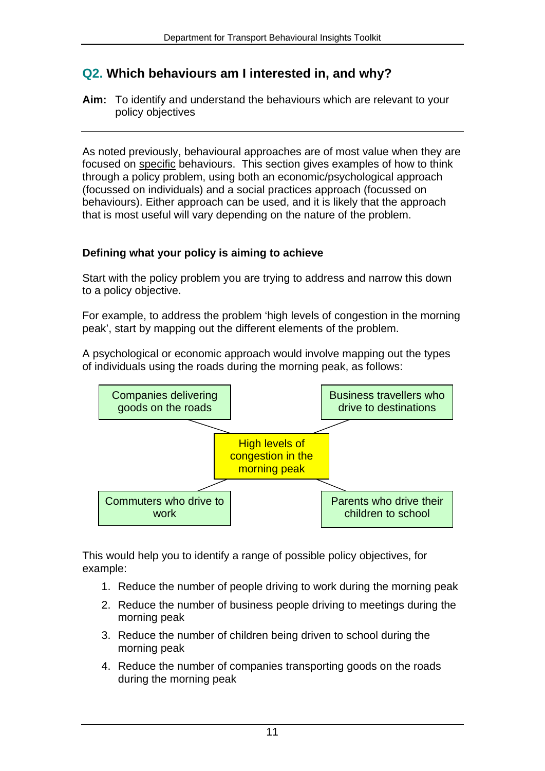## Q2. Which behaviours am I interested in, and why?

**Aim:** To identify and understand the behaviours which are relevant to your policy objectives

As noted previously, behavioural approaches are of most value when they are focused on specific behaviours. This section gives examples of how to think through a policy problem, using both an economic/psychological approach (focussed on individuals) and a social practices approach (focussed on behaviours). Either approach can be used, and it is likely that the approach that is most useful will vary depending on the nature of the problem.

### Defining what your policy is aiming to achieve

Start with the policy problem you are trying to address and narrow this down to a policy objective.

For example, to address the problem 'high levels of congestion in the morning peak', start by mapping out the different elements of the problem.

A psychological or economic approach would involve mapping out the types of individuals using the roads during the morning peak, as follows:

High levels of congestion in the morning peak

- Companies delivering goods on the roads
- Business travellers who drive to destinations
- Commuters who drive to work
- Parents who drive their children to school

This would help you to identify a range of possible policy objectives, for example:

1. Reduce the number of people driving to work during the morning peak
2. Reduce the number of business people driving to meetings during the morning peak
3. Reduce the number of children being driven to school during the morning peak
4. Reduce the number of companies transporting goods on the roads during the morning peak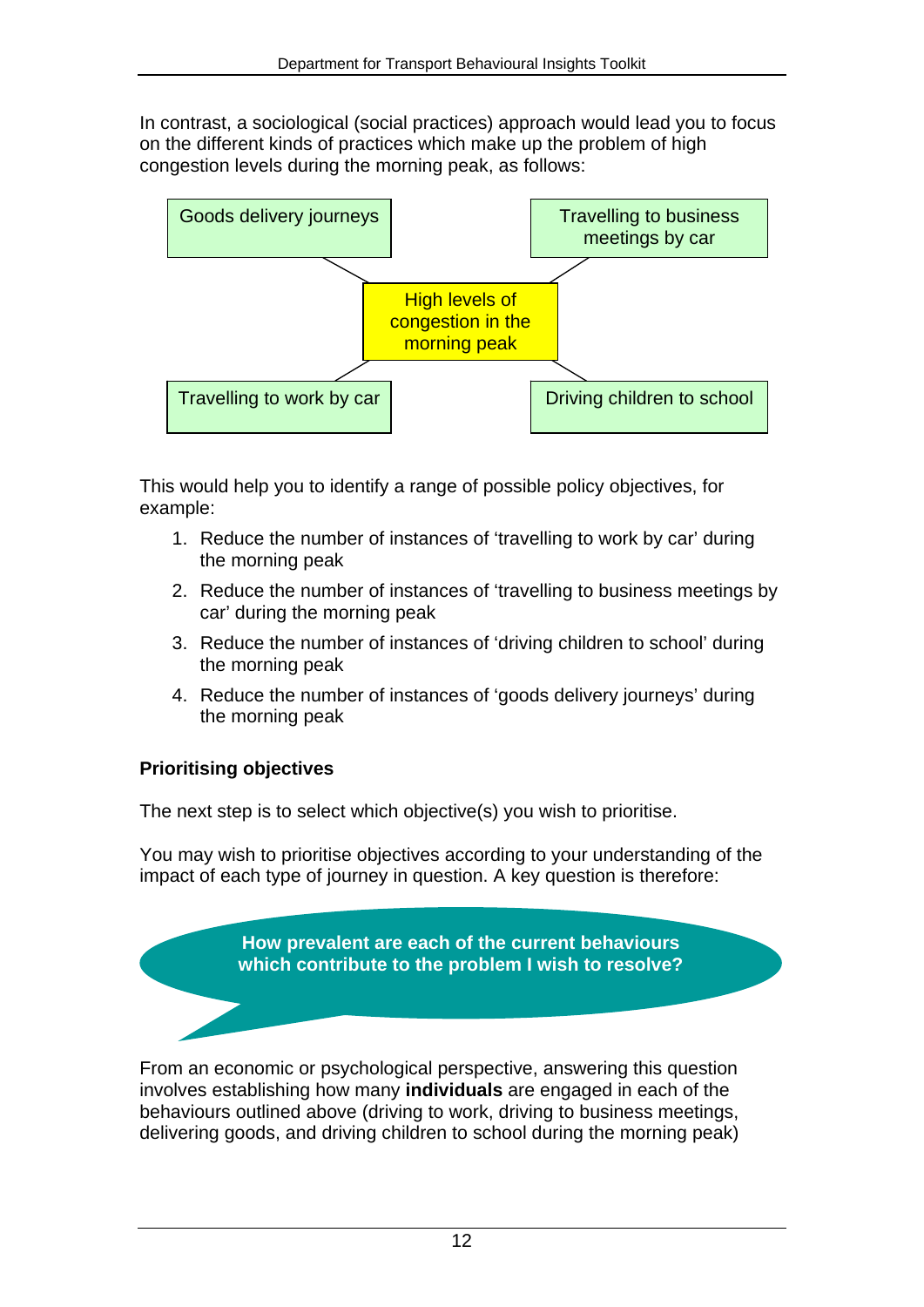In contrast, a sociological (social practices) approach would lead you to focus on the different kinds of practices which make up the problem of high congestion levels during the morning peak, as follows:

Goods delivery journeys

Travelling to business meetings by car

High levels of congestion in the morning peak

Travelling to work by car

Driving children to school

This would help you to identify a range of possible policy objectives, for example:

1. Reduce the number of instances of 'travelling to work by car' during the morning peak
2. Reduce the number of instances of 'travelling to business meetings by car' during the morning peak
3. Reduce the number of instances of 'driving children to school' during the morning peak
4. Reduce the number of instances of 'goods delivery journeys' during the morning peak

## Prioritising objectives

The next step is to select which objective(s) you wish to prioritise.

You may wish to prioritise objectives according to your understanding of the impact of each type of journey in question. A key question is therefore:

**How prevalent are each of the current behaviours which contribute to the problem I wish to resolve?**

From an economic or psychological perspective, answering this question involves establishing how many **individuals** are engaged in each of the behaviours outlined above (driving to work, driving to business meetings, delivering goods, and driving children to school during the morning peak)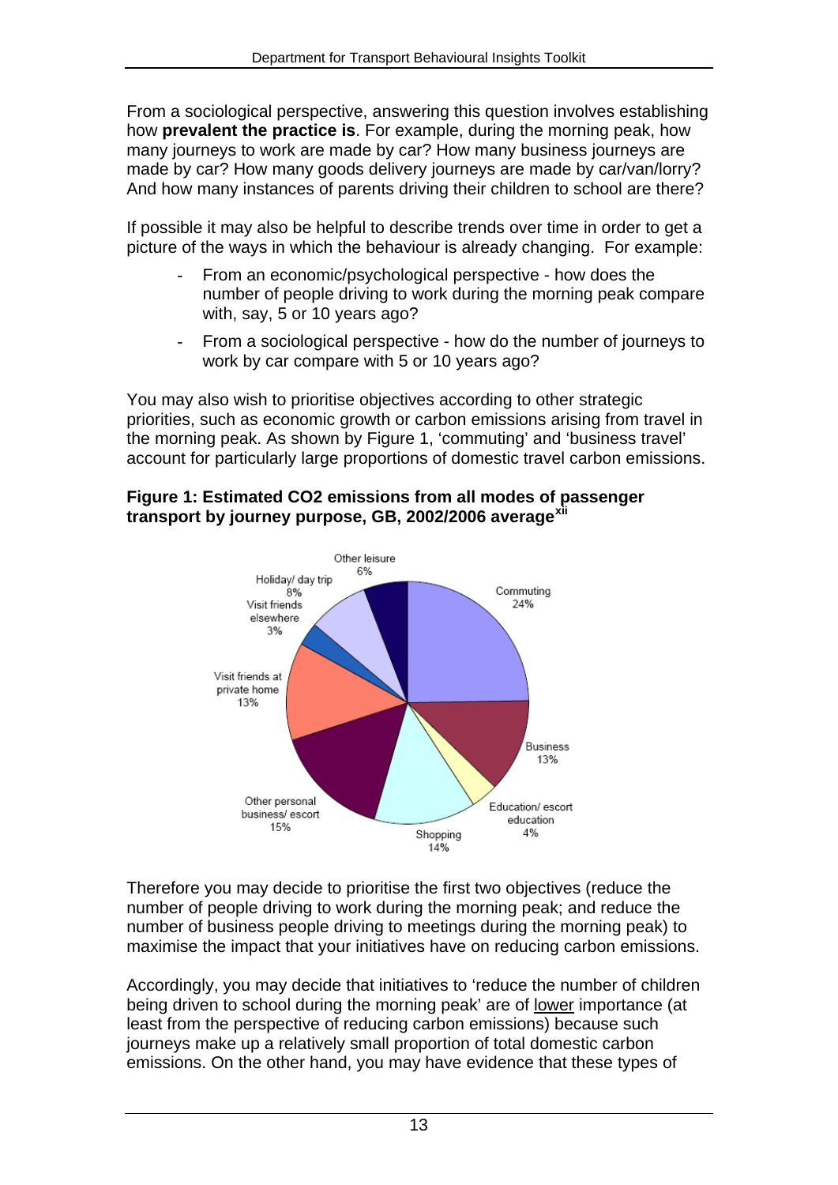From a sociological perspective, answering this question involves establishing how **prevalent the practice is**. For example, during the morning peak, how many journeys to work are made by car? How many business journeys are made by car? How many goods delivery journeys are made by car/van/lorry? And how many instances of parents driving their children to school are there?

If possible it may also be helpful to describe trends over time in order to get a picture of the ways in which the behaviour is already changing. For example:

- From an economic/psychological perspective - how does the number of people driving to work during the morning peak compare with, say, 5 or 10 years ago?
- From a sociological perspective - how do the number of journeys to work by car compare with 5 or 10 years ago?

You may also wish to prioritise objectives according to other strategic priorities, such as economic growth or carbon emissions arising from travel in the morning peak. As shown by Figure 1, 'commuting' and 'business travel' account for particularly large proportions of domestic travel carbon emissions.

**Figure 1: Estimated CO2 emissions from all modes of passenger transport by journey purpose, GB, 2002/2006 average**[xii]

| Journey purpose | Share |
|---|---|
| Commuting | 24% |
| Business | 13% |
| Education/ escort education | 4% |
| Shopping | 14% |
| Other personal business/ escort | 15% |
| Visit friends at private home | 13% |
| Visit friends elsewhere | 3% |
| Holiday/ day trip | 8% |
| Other leisure | 6% |

Therefore you may decide to prioritise the first two objectives (reduce the number of people driving to work during the morning peak; and reduce the number of business people driving to meetings during the morning peak) to maximise the impact that your initiatives have on reducing carbon emissions.

Accordingly, you may decide that initiatives to 'reduce the number of children being driven to school during the morning peak' are of lower importance (at least from the perspective of reducing carbon emissions) because such journeys make up a relatively small proportion of total domestic carbon emissions. On the other hand, you may have evidence that these types of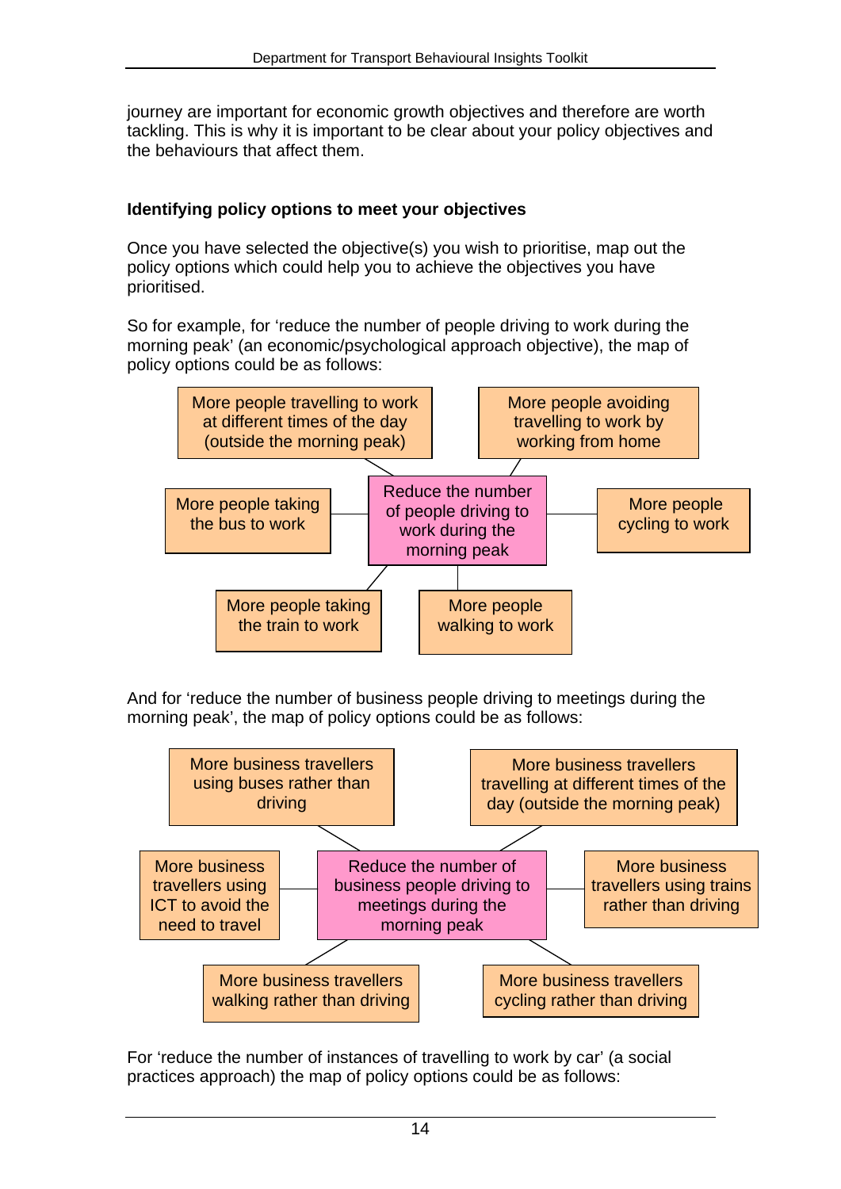journey are important for economic growth objectives and therefore are worth tackling. This is why it is important to be clear about your policy objectives and the behaviours that affect them.

**Identifying policy options to meet your objectives**

Once you have selected the objective(s) you wish to prioritise, map out the policy options which could help you to achieve the objectives you have prioritised.

So for example, for 'reduce the number of people driving to work during the morning peak' (an economic/psychological approach objective), the map of policy options could be as follows:

**Reduce the number of people driving to work during the morning peak**

- More people travelling to work at different times of the day (outside the morning peak)
- More people avoiding travelling to work by working from home
- More people taking the bus to work
- More people cycling to work
- More people taking the train to work
- More people walking to work

And for 'reduce the number of business people driving to meetings during the morning peak', the map of policy options could be as follows:

**Reduce the number of business people driving to meetings during the morning peak**

- More business travellers using buses rather than driving
- More business travellers travelling at different times of the day (outside the morning peak)
- More business travellers using ICT to avoid the need to travel
- More business travellers using trains rather than driving
- More business travellers walking rather than driving
- More business travellers cycling rather than driving

For 'reduce the number of instances of travelling to work by car' (a social practices approach) the map of policy options could be as follows: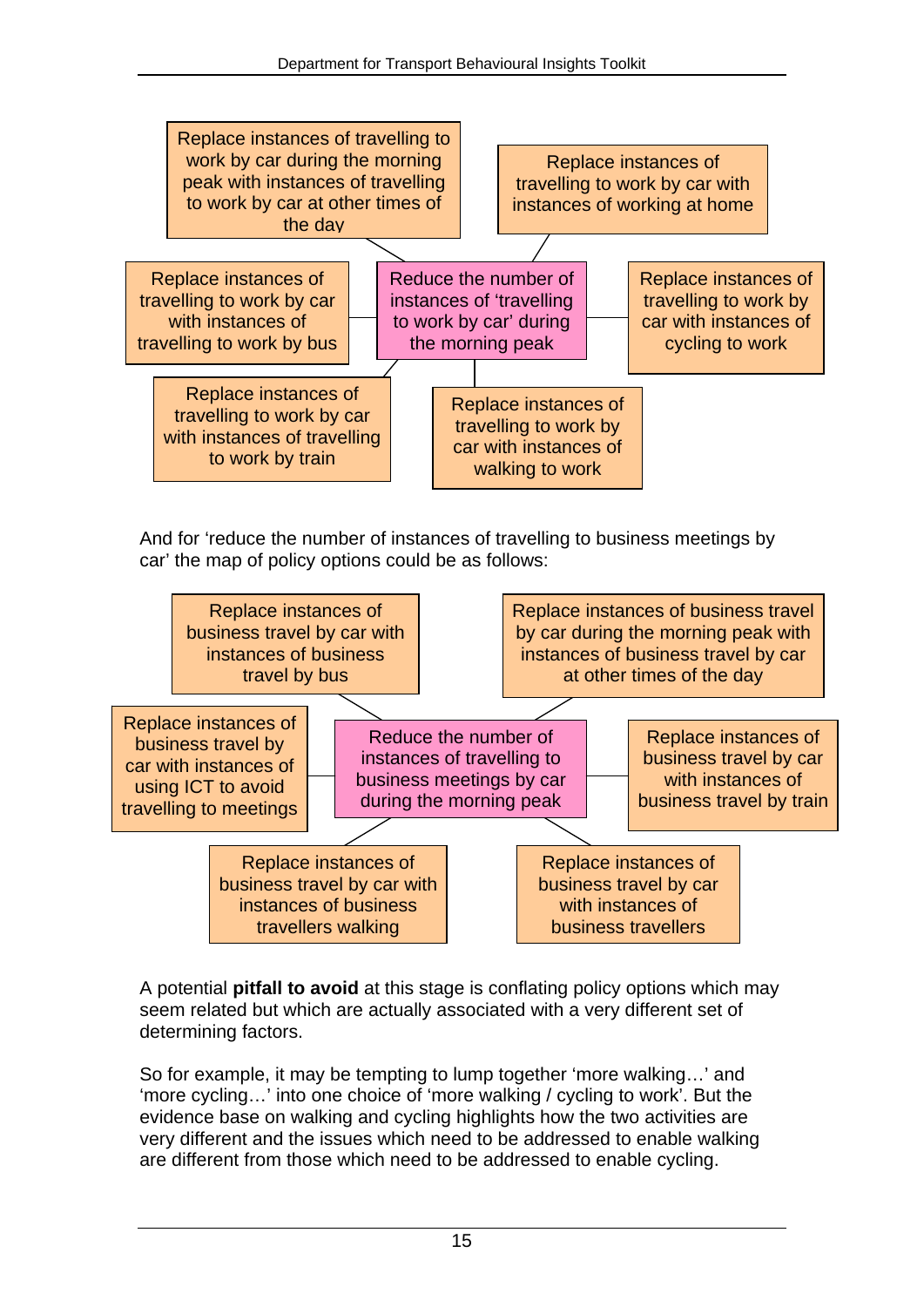Reduce the number of instances of 'travelling to work by car' during the morning peak

- Replace instances of travelling to work by car during the morning peak with instances of travelling to work by car at other times of the day
- Replace instances of travelling to work by car with instances of working at home
- Replace instances of travelling to work by car with instances of travelling to work by bus
- Replace instances of travelling to work by car with instances of cycling to work
- Replace instances of travelling to work by car with instances of travelling to work by train
- Replace instances of travelling to work by car with instances of walking to work

And for 'reduce the number of instances of travelling to business meetings by car' the map of policy options could be as follows:

Reduce the number of instances of travelling to business meetings by car during the morning peak

- Replace instances of business travel by car with instances of business travel by bus
- Replace instances of business travel by car during the morning peak with instances of business travel by car at other times of the day
- Replace instances of business travel by car with instances of using ICT to avoid travelling to meetings
- Replace instances of business travel by car with instances of business travel by train
- Replace instances of business travel by car with instances of business travellers walking
- Replace instances of business travel by car with instances of business travellers

A potential **pitfall to avoid** at this stage is conflating policy options which may seem related but which are actually associated with a very different set of determining factors.

So for example, it may be tempting to lump together 'more walking…' and 'more cycling…' into one choice of 'more walking / cycling to work'. But the evidence base on walking and cycling highlights how the two activities are very different and the issues which need to be addressed to enable walking are different from those which need to be addressed to enable cycling.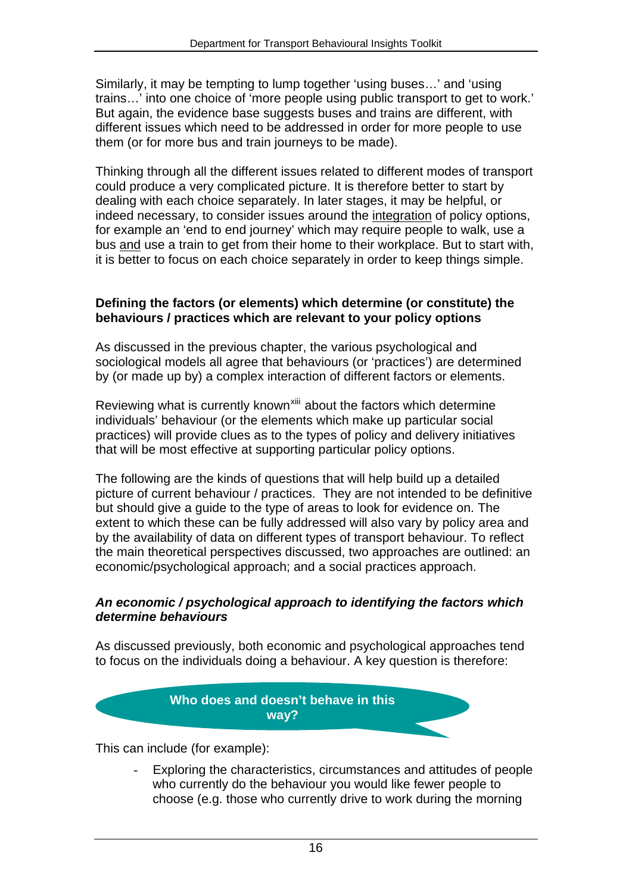Similarly, it may be tempting to lump together 'using buses…' and 'using trains…' into one choice of 'more people using public transport to get to work.' But again, the evidence base suggests buses and trains are different, with different issues which need to be addressed in order for more people to use them (or for more bus and train journeys to be made).

Thinking through all the different issues related to different modes of transport could produce a very complicated picture. It is therefore better to start by dealing with each choice separately. In later stages, it may be helpful, or indeed necessary, to consider issues around the <u>integration</u> of policy options, for example an 'end to end journey' which may require people to walk, use a bus <u>and</u> use a train to get from their home to their workplace. But to start with, it is better to focus on each choice separately in order to keep things simple.

**Defining the factors (or elements) which determine (or constitute) the behaviours / practices which are relevant to your policy options**

As discussed in the previous chapter, the various psychological and sociological models all agree that behaviours (or 'practices') are determined by (or made up by) a complex interaction of different factors or elements.

Reviewing what is currently known[xiii] about the factors which determine individuals' behaviour (or the elements which make up particular social practices) will provide clues as to the types of policy and delivery initiatives that will be most effective at supporting particular policy options.

The following are the kinds of questions that will help build up a detailed picture of current behaviour / practices. They are not intended to be definitive but should give a guide to the type of areas to look for evidence on. The extent to which these can be fully addressed will also vary by policy area and by the availability of data on different types of transport behaviour. To reflect the main theoretical perspectives discussed, two approaches are outlined: an economic/psychological approach; and a social practices approach.

***An economic / psychological approach to identifying the factors which determine behaviours***

As discussed previously, both economic and psychological approaches tend to focus on the individuals doing a behaviour. A key question is therefore:

**Who does and doesn't behave in this way?**

This can include (for example):

- Exploring the characteristics, circumstances and attitudes of people who currently do the behaviour you would like fewer people to choose (e.g. those who currently drive to work during the morning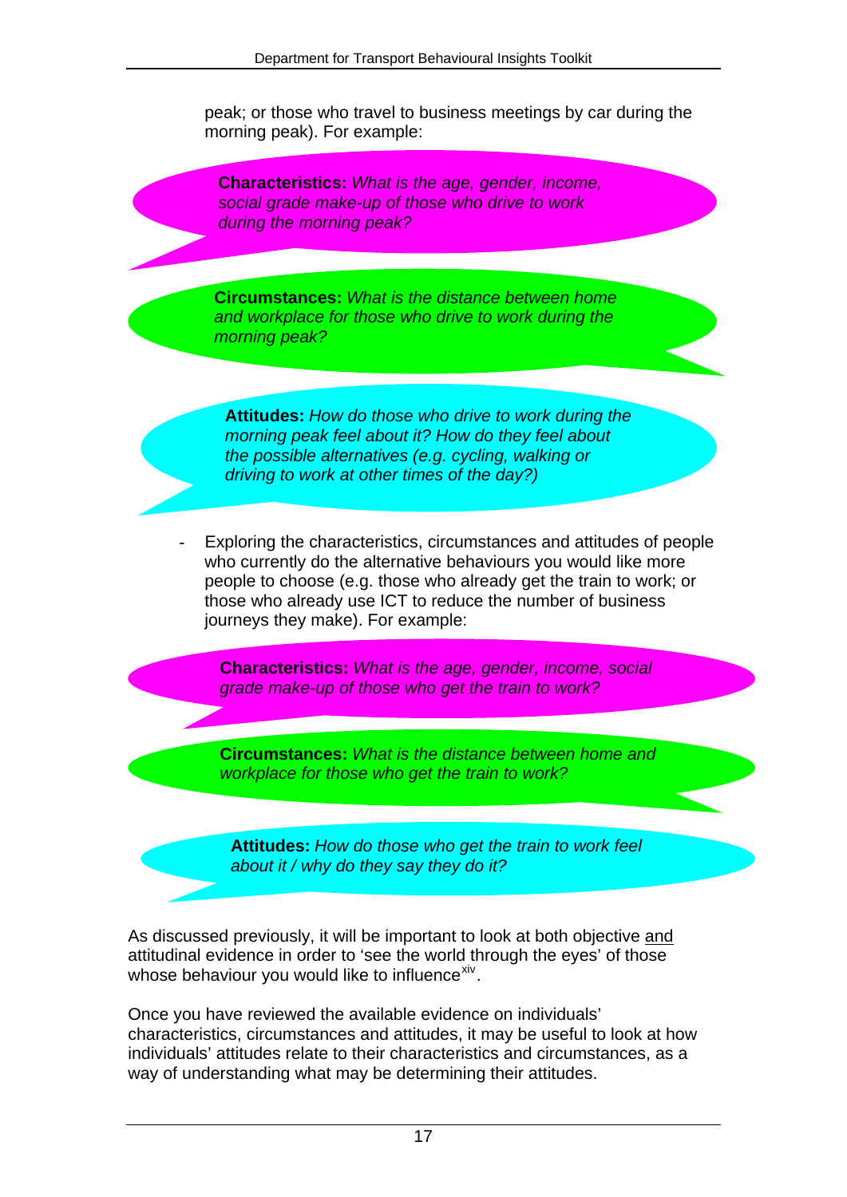peak; or those who travel to business meetings by car during the morning peak). For example:

**Characteristics:** *What is the age, gender, income, social grade make-up of those who drive to work during the morning peak?*

**Circumstances:** *What is the distance between home and workplace for those who drive to work during the morning peak?*

**Attitudes:** *How do those who drive to work during the morning peak feel about it? How do they feel about the possible alternatives (e.g. cycling, walking or driving to work at other times of the day?)*

- Exploring the characteristics, circumstances and attitudes of people who currently do the alternative behaviours you would like more people to choose (e.g. those who already get the train to work; or those who already use ICT to reduce the number of business journeys they make). For example:

**Characteristics:** *What is the age, gender, income, social grade make-up of those who get the train to work?*

**Circumstances:** *What is the distance between home and workplace for those who get the train to work?*

**Attitudes:** *How do those who get the train to work feel about it / why do they say they do it?*

As discussed previously, it will be important to look at both objective <u>and</u> attitudinal evidence in order to 'see the world through the eyes' of those whose behaviour you would like to influence[xiv].

Once you have reviewed the available evidence on individuals' characteristics, circumstances and attitudes, it may be useful to look at how individuals' attitudes relate to their characteristics and circumstances, as a way of understanding what may be determining their attitudes.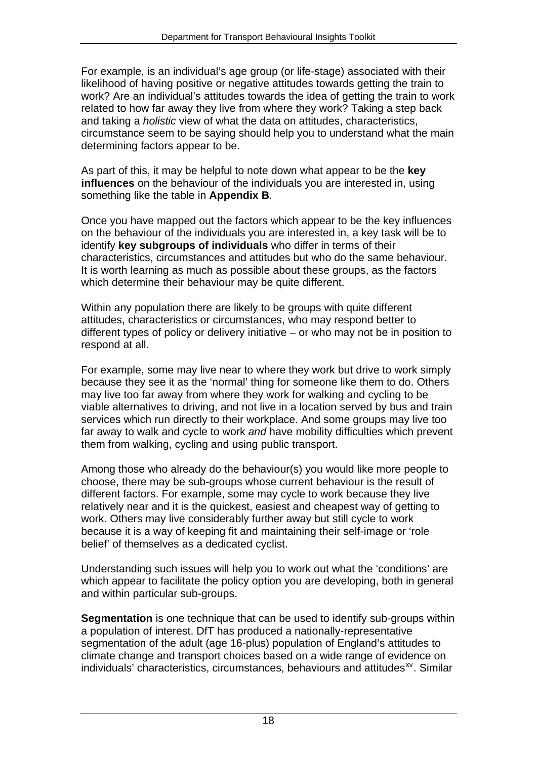For example, is an individual's age group (or life-stage) associated with their likelihood of having positive or negative attitudes towards getting the train to work? Are an individual's attitudes towards the idea of getting the train to work related to how far away they live from where they work? Taking a step back and taking a *holistic* view of what the data on attitudes, characteristics, circumstance seem to be saying should help you to understand what the main determining factors appear to be.

As part of this, it may be helpful to note down what appear to be the **key influences** on the behaviour of the individuals you are interested in, using something like the table in **Appendix B**.

Once you have mapped out the factors which appear to be the key influences on the behaviour of the individuals you are interested in, a key task will be to identify **key subgroups of individuals** who differ in terms of their characteristics, circumstances and attitudes but who do the same behaviour. It is worth learning as much as possible about these groups, as the factors which determine their behaviour may be quite different.

Within any population there are likely to be groups with quite different attitudes, characteristics or circumstances, who may respond better to different types of policy or delivery initiative – or who may not be in position to respond at all.

For example, some may live near to where they work but drive to work simply because they see it as the 'normal' thing for someone like them to do. Others may live too far away from where they work for walking and cycling to be viable alternatives to driving, and not live in a location served by bus and train services which run directly to their workplace. And some groups may live too far away to walk and cycle to work *and* have mobility difficulties which prevent them from walking, cycling and using public transport.

Among those who already do the behaviour(s) you would like more people to choose, there may be sub-groups whose current behaviour is the result of different factors. For example, some may cycle to work because they live relatively near and it is the quickest, easiest and cheapest way of getting to work. Others may live considerably further away but still cycle to work because it is a way of keeping fit and maintaining their self-image or 'role belief' of themselves as a dedicated cyclist.

Understanding such issues will help you to work out what the 'conditions' are which appear to facilitate the policy option you are developing, both in general and within particular sub-groups.

**Segmentation** is one technique that can be used to identify sub-groups within a population of interest. DfT has produced a nationally-representative segmentation of the adult (age 16-plus) population of England's attitudes to climate change and transport choices based on a wide range of evidence on individuals' characteristics, circumstances, behaviours and attitudes[xv]. Similar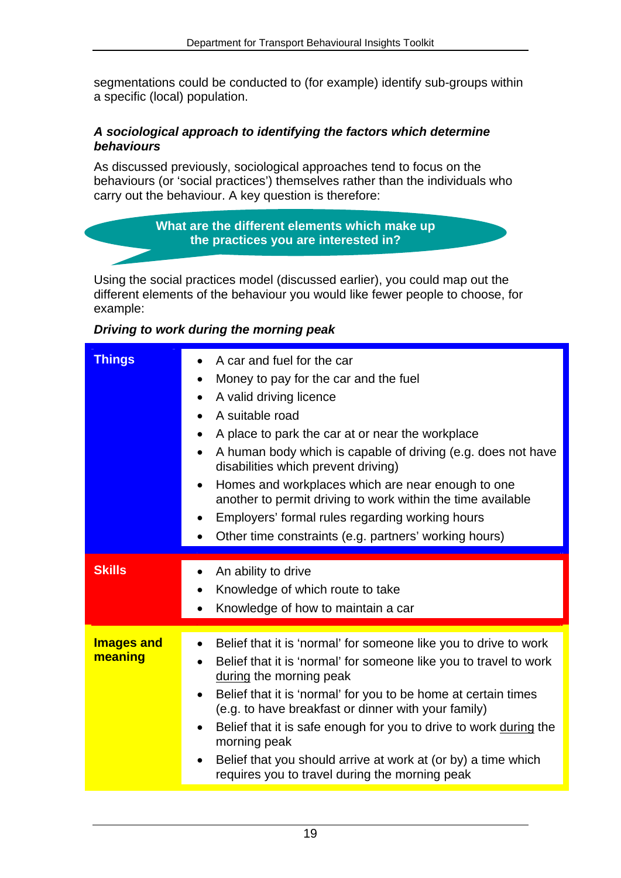segmentations could be conducted to (for example) identify sub-groups within a specific (local) population.

***A sociological approach to identifying the factors which determine behaviours***

As discussed previously, sociological approaches tend to focus on the behaviours (or 'social practices') themselves rather than the individuals who carry out the behaviour. A key question is therefore:

**What are the different elements which make up the practices you are interested in?**

Using the social practices model (discussed earlier), you could map out the different elements of the behaviour you would like fewer people to choose, for example:

***Driving to work during the morning peak***

| | |
|---|---|
| **Things** | • A car and fuel for the car<br>• Money to pay for the car and the fuel<br>• A valid driving licence<br>• A suitable road<br>• A place to park the car at or near the workplace<br>• A human body which is capable of driving (e.g. does not have disabilities which prevent driving)<br>• Homes and workplaces which are near enough to one another to permit driving to work within the time available<br>• Employers' formal rules regarding working hours<br>• Other time constraints (e.g. partners' working hours) |
| **Skills** | • An ability to drive<br>• Knowledge of which route to take<br>• Knowledge of how to maintain a car |
| **Images and meaning** | • Belief that it is 'normal' for someone like you to drive to work<br>• Belief that it is 'normal' for someone like you to travel to work <u>during</u> the morning peak<br>• Belief that it is 'normal' for you to be home at certain times (e.g. to have breakfast or dinner with your family)<br>• Belief that it is safe enough for you to drive to work <u>during</u> the morning peak<br>• Belief that you should arrive at work at (or by) a time which requires you to travel during the morning peak |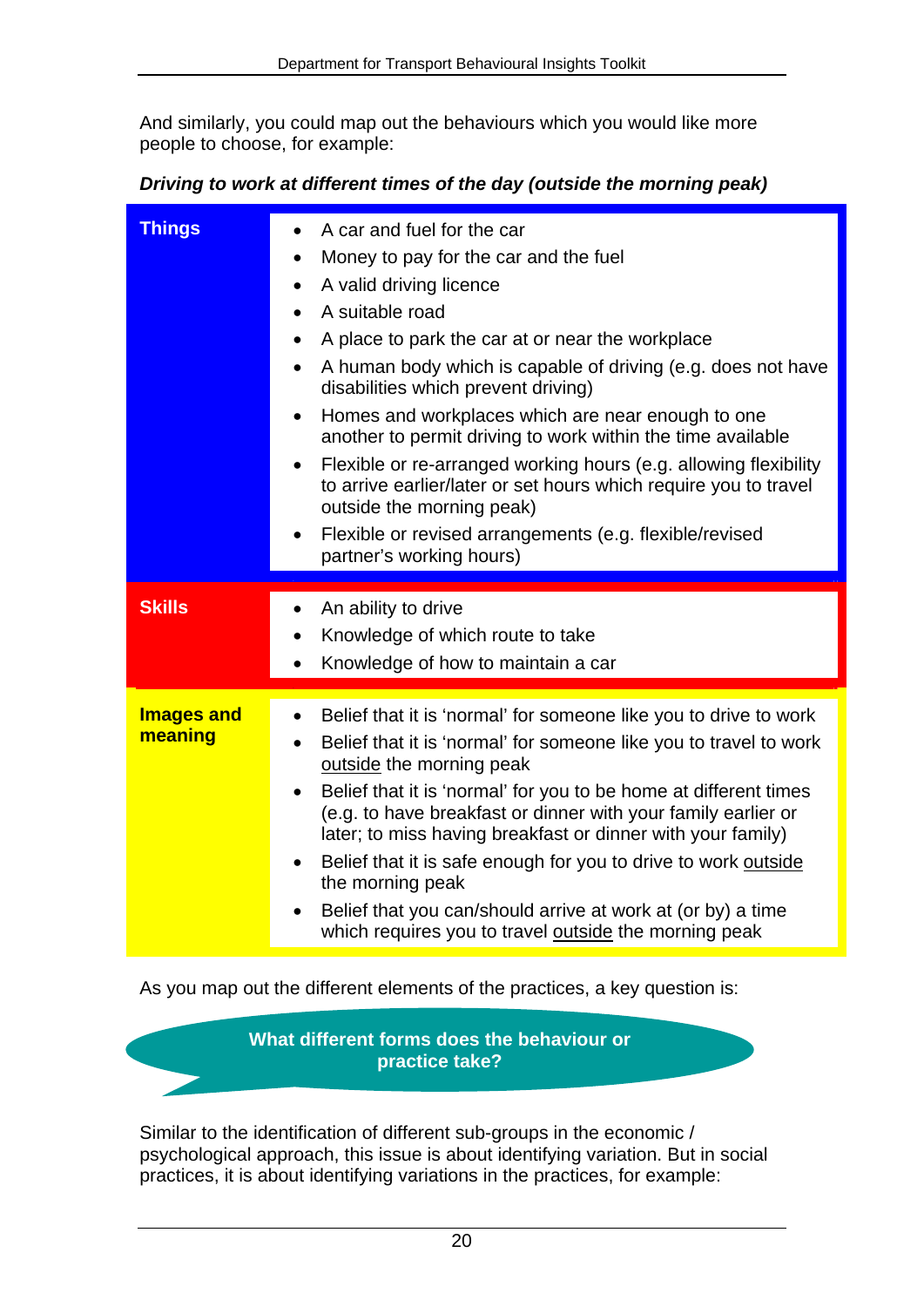And similarly, you could map out the behaviours which you would like more people to choose, for example:

***Driving to work at different times of the day (outside the morning peak)***

| | |
|---|---|
| **Things** | • A car and fuel for the car<br>• Money to pay for the car and the fuel<br>• A valid driving licence<br>• A suitable road<br>• A place to park the car at or near the workplace<br>• A human body which is capable of driving (e.g. does not have disabilities which prevent driving)<br>• Homes and workplaces which are near enough to one another to permit driving to work within the time available<br>• Flexible or re-arranged working hours (e.g. allowing flexibility to arrive earlier/later or set hours which require you to travel outside the morning peak)<br>• Flexible or revised arrangements (e.g. flexible/revised partner's working hours) |
| **Skills** | • An ability to drive<br>• Knowledge of which route to take<br>• Knowledge of how to maintain a car |
| **Images and meaning** | • Belief that it is 'normal' for someone like you to drive to work<br>• Belief that it is 'normal' for someone like you to travel to work <u>outside</u> the morning peak<br>• Belief that it is 'normal' for you to be home at different times (e.g. to have breakfast or dinner with your family earlier or later; to miss having breakfast or dinner with your family)<br>• Belief that it is safe enough for you to drive to work <u>outside</u> the morning peak<br>• Belief that you can/should arrive at work at (or by) a time which requires you to travel <u>outside</u> the morning peak |

As you map out the different elements of the practices, a key question is:

**What different forms does the behaviour or practice take?**

Similar to the identification of different sub-groups in the economic / psychological approach, this issue is about identifying variation. But in social practices, it is about identifying variations in the practices, for example: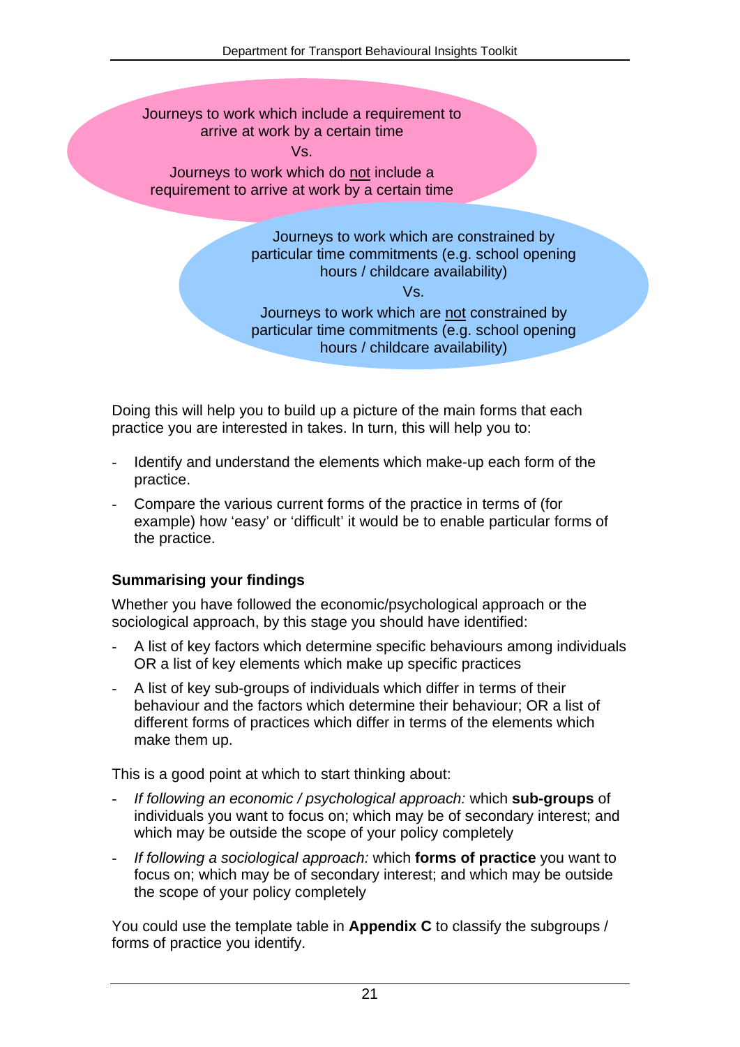Journeys to work which include a requirement to arrive at work by a certain time

Vs.

Journeys to work which do not include a requirement to arrive at work by a certain time

Journeys to work which are constrained by particular time commitments (e.g. school opening hours / childcare availability)

Vs.

Journeys to work which are not constrained by particular time commitments (e.g. school opening hours / childcare availability)

Doing this will help you to build up a picture of the main forms that each practice you are interested in takes. In turn, this will help you to:

- Identify and understand the elements which make-up each form of the practice.
- Compare the various current forms of the practice in terms of (for example) how 'easy' or 'difficult' it would be to enable particular forms of the practice.

### Summarising your findings

Whether you have followed the economic/psychological approach or the sociological approach, by this stage you should have identified:

- A list of key factors which determine specific behaviours among individuals OR a list of key elements which make up specific practices
- A list of key sub-groups of individuals which differ in terms of their behaviour and the factors which determine their behaviour; OR a list of different forms of practices which differ in terms of the elements which make them up.

This is a good point at which to start thinking about:

- *If following an economic / psychological approach:* which **sub-groups** of individuals you want to focus on; which may be of secondary interest; and which may be outside the scope of your policy completely
- *If following a sociological approach:* which **forms of practice** you want to focus on; which may be of secondary interest; and which may be outside the scope of your policy completely

You could use the template table in **Appendix C** to classify the subgroups / forms of practice you identify.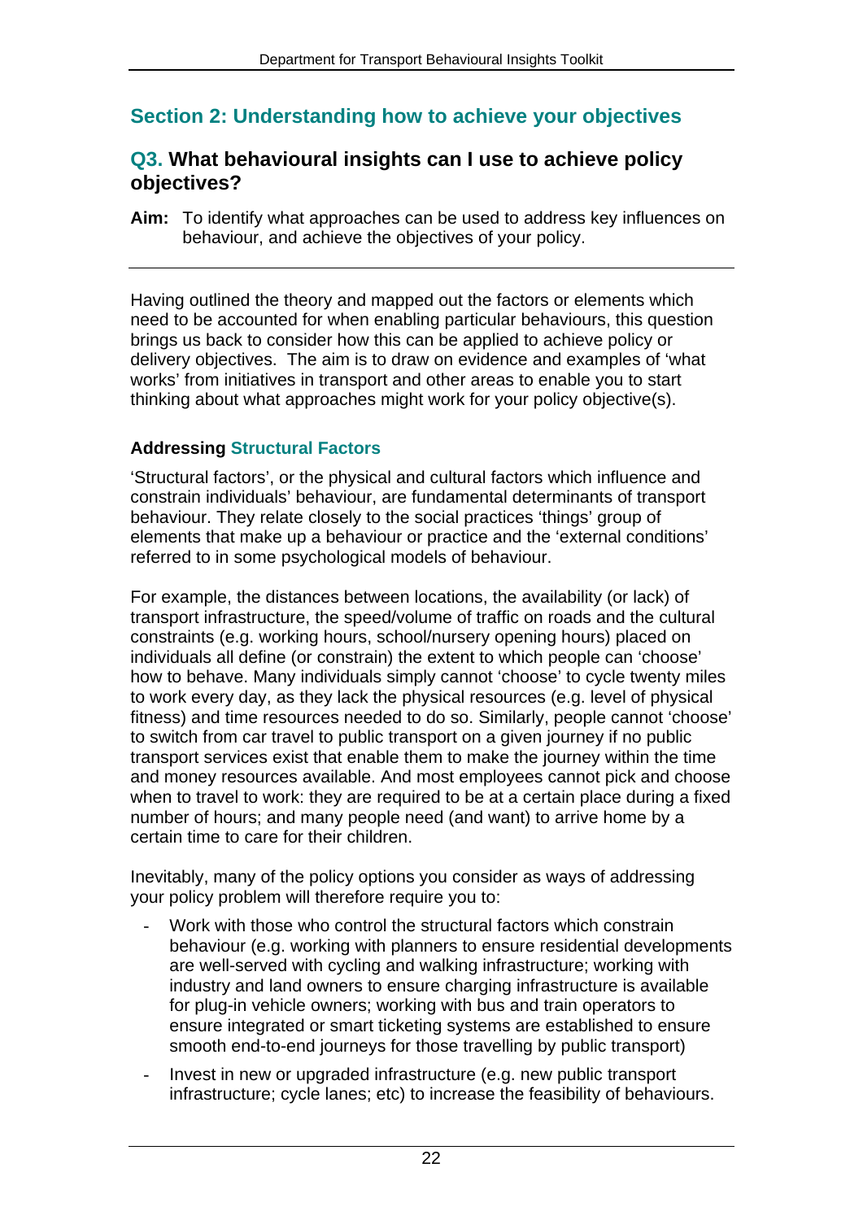## Section 2: Understanding how to achieve your objectives

### Q3. What behavioural insights can I use to achieve policy objectives?

**Aim:** To identify what approaches can be used to address key influences on behaviour, and achieve the objectives of your policy.

---

Having outlined the theory and mapped out the factors or elements which need to be accounted for when enabling particular behaviours, this question brings us back to consider how this can be applied to achieve policy or delivery objectives. The aim is to draw on evidence and examples of 'what works' from initiatives in transport and other areas to enable you to start thinking about what approaches might work for your policy objective(s).

#### Addressing Structural Factors

'Structural factors', or the physical and cultural factors which influence and constrain individuals' behaviour, are fundamental determinants of transport behaviour. They relate closely to the social practices 'things' group of elements that make up a behaviour or practice and the 'external conditions' referred to in some psychological models of behaviour.

For example, the distances between locations, the availability (or lack) of transport infrastructure, the speed/volume of traffic on roads and the cultural constraints (e.g. working hours, school/nursery opening hours) placed on individuals all define (or constrain) the extent to which people can 'choose' how to behave. Many individuals simply cannot 'choose' to cycle twenty miles to work every day, as they lack the physical resources (e.g. level of physical fitness) and time resources needed to do so. Similarly, people cannot 'choose' to switch from car travel to public transport on a given journey if no public transport services exist that enable them to make the journey within the time and money resources available. And most employees cannot pick and choose when to travel to work: they are required to be at a certain place during a fixed number of hours; and many people need (and want) to arrive home by a certain time to care for their children.

Inevitably, many of the policy options you consider as ways of addressing your policy problem will therefore require you to:

- Work with those who control the structural factors which constrain behaviour (e.g. working with planners to ensure residential developments are well-served with cycling and walking infrastructure; working with industry and land owners to ensure charging infrastructure is available for plug-in vehicle owners; working with bus and train operators to ensure integrated or smart ticketing systems are established to ensure smooth end-to-end journeys for those travelling by public transport)
- Invest in new or upgraded infrastructure (e.g. new public transport infrastructure; cycle lanes; etc) to increase the feasibility of behaviours.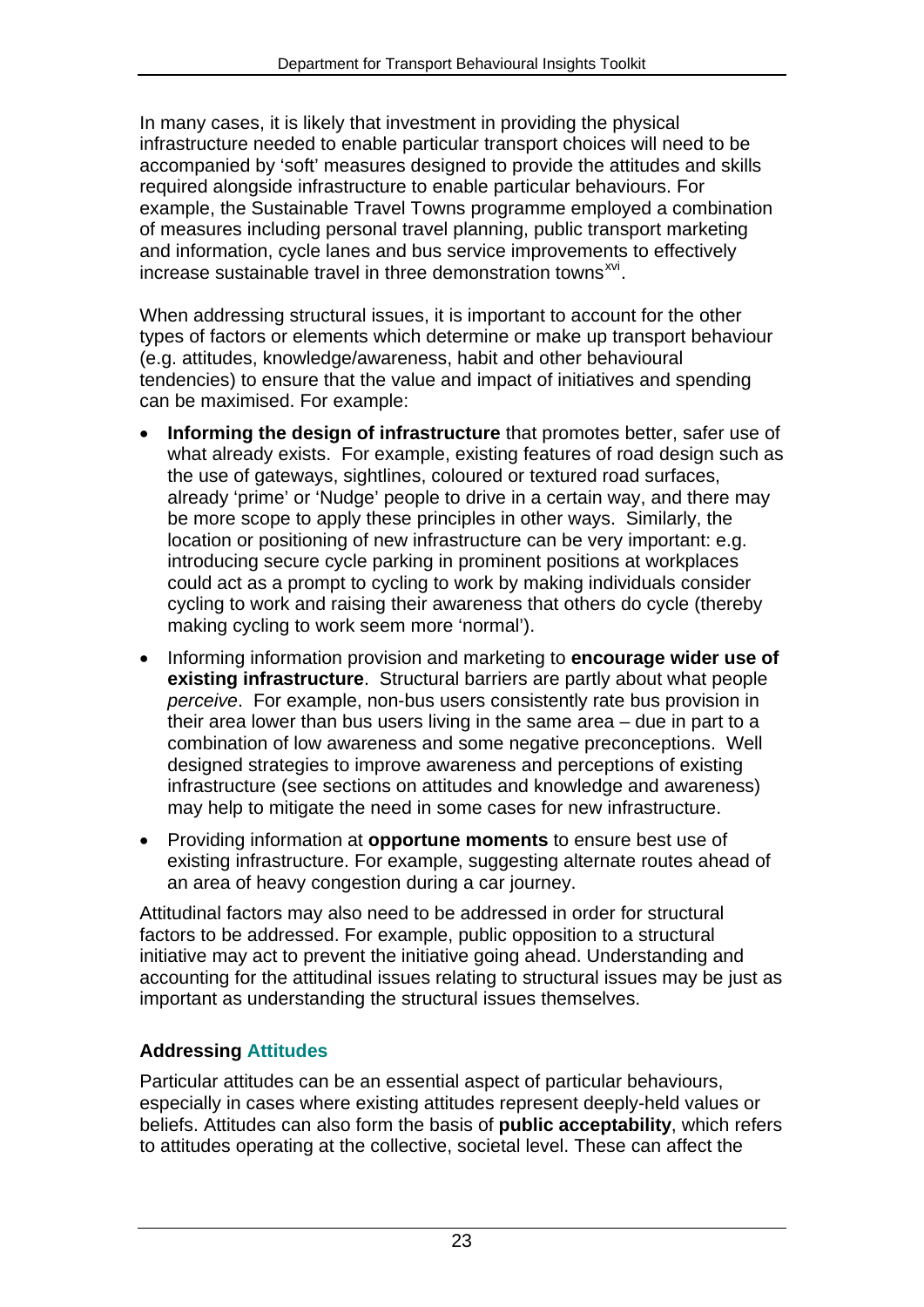In many cases, it is likely that investment in providing the physical infrastructure needed to enable particular transport choices will need to be accompanied by 'soft' measures designed to provide the attitudes and skills required alongside infrastructure to enable particular behaviours. For example, the Sustainable Travel Towns programme employed a combination of measures including personal travel planning, public transport marketing and information, cycle lanes and bus service improvements to effectively increase sustainable travel in three demonstration towns[xvi].

When addressing structural issues, it is important to account for the other types of factors or elements which determine or make up transport behaviour (e.g. attitudes, knowledge/awareness, habit and other behavioural tendencies) to ensure that the value and impact of initiatives and spending can be maximised. For example:

- **Informing the design of infrastructure** that promotes better, safer use of what already exists. For example, existing features of road design such as the use of gateways, sightlines, coloured or textured road surfaces, already 'prime' or 'Nudge' people to drive in a certain way, and there may be more scope to apply these principles in other ways. Similarly, the location or positioning of new infrastructure can be very important: e.g. introducing secure cycle parking in prominent positions at workplaces could act as a prompt to cycling to work by making individuals consider cycling to work and raising their awareness that others do cycle (thereby making cycling to work seem more 'normal').
- Informing information provision and marketing to **encourage wider use of existing infrastructure**. Structural barriers are partly about what people *perceive*. For example, non-bus users consistently rate bus provision in their area lower than bus users living in the same area – due in part to a combination of low awareness and some negative preconceptions. Well designed strategies to improve awareness and perceptions of existing infrastructure (see sections on attitudes and knowledge and awareness) may help to mitigate the need in some cases for new infrastructure.
- Providing information at **opportune moments** to ensure best use of existing infrastructure. For example, suggesting alternate routes ahead of an area of heavy congestion during a car journey.

Attitudinal factors may also need to be addressed in order for structural factors to be addressed. For example, public opposition to a structural initiative may act to prevent the initiative going ahead. Understanding and accounting for the attitudinal issues relating to structural issues may be just as important as understanding the structural issues themselves.

### Addressing Attitudes

Particular attitudes can be an essential aspect of particular behaviours, especially in cases where existing attitudes represent deeply-held values or beliefs. Attitudes can also form the basis of **public acceptability**, which refers to attitudes operating at the collective, societal level. These can affect the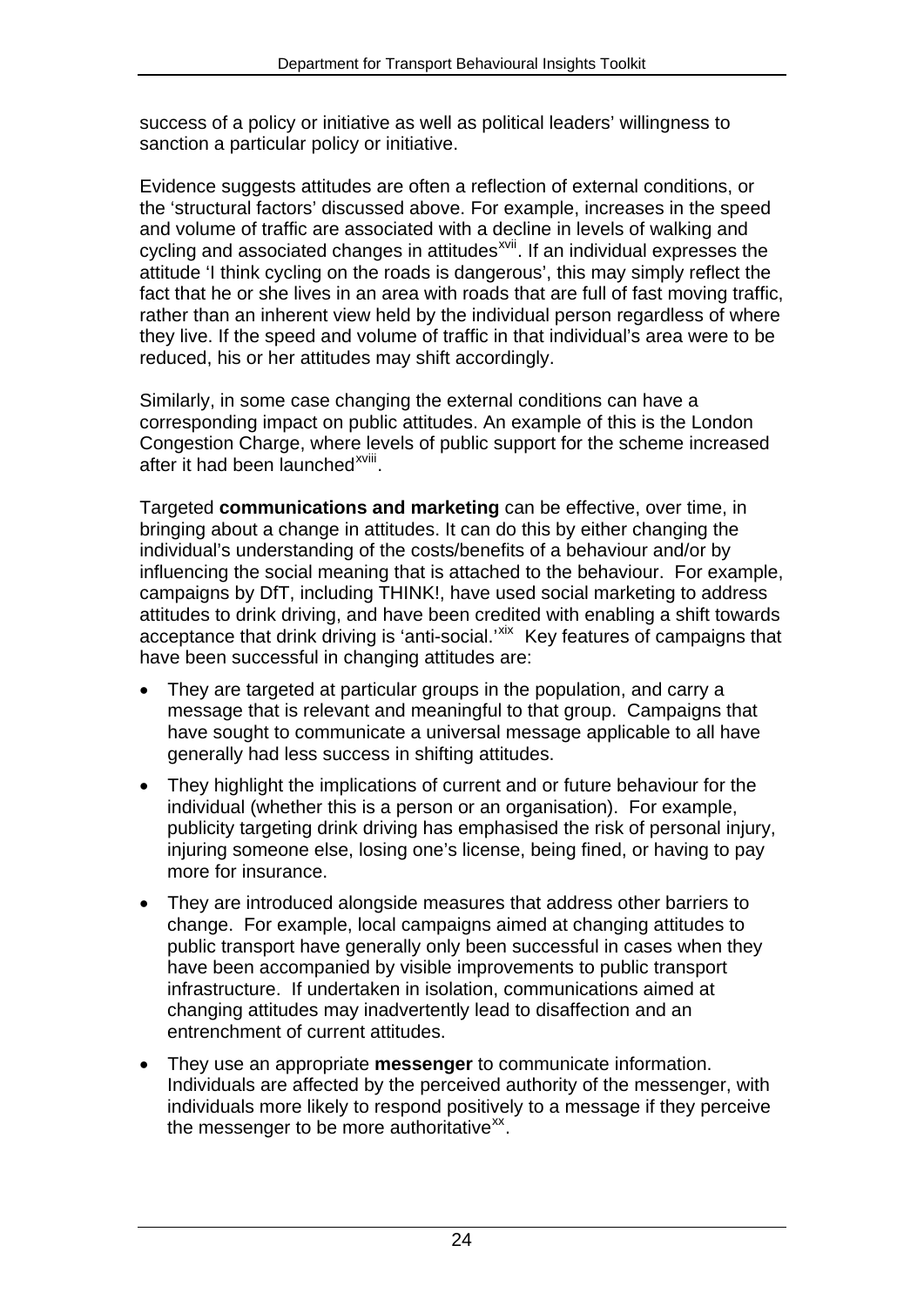success of a policy or initiative as well as political leaders' willingness to sanction a particular policy or initiative.

Evidence suggests attitudes are often a reflection of external conditions, or the 'structural factors' discussed above. For example, increases in the speed and volume of traffic are associated with a decline in levels of walking and cycling and associated changes in attitudes[xvii]. If an individual expresses the attitude 'I think cycling on the roads is dangerous', this may simply reflect the fact that he or she lives in an area with roads that are full of fast moving traffic, rather than an inherent view held by the individual person regardless of where they live. If the speed and volume of traffic in that individual's area were to be reduced, his or her attitudes may shift accordingly.

Similarly, in some case changing the external conditions can have a corresponding impact on public attitudes. An example of this is the London Congestion Charge, where levels of public support for the scheme increased after it had been launched[xviii].

Targeted **communications and marketing** can be effective, over time, in bringing about a change in attitudes. It can do this by either changing the individual's understanding of the costs/benefits of a behaviour and/or by influencing the social meaning that is attached to the behaviour. For example, campaigns by DfT, including THINK!, have used social marketing to address attitudes to drink driving, and have been credited with enabling a shift towards acceptance that drink driving is 'anti-social.'[xix] Key features of campaigns that have been successful in changing attitudes are:

- They are targeted at particular groups in the population, and carry a message that is relevant and meaningful to that group. Campaigns that have sought to communicate a universal message applicable to all have generally had less success in shifting attitudes.
- They highlight the implications of current and or future behaviour for the individual (whether this is a person or an organisation). For example, publicity targeting drink driving has emphasised the risk of personal injury, injuring someone else, losing one's license, being fined, or having to pay more for insurance.
- They are introduced alongside measures that address other barriers to change. For example, local campaigns aimed at changing attitudes to public transport have generally only been successful in cases when they have been accompanied by visible improvements to public transport infrastructure. If undertaken in isolation, communications aimed at changing attitudes may inadvertently lead to disaffection and an entrenchment of current attitudes.
- They use an appropriate **messenger** to communicate information. Individuals are affected by the perceived authority of the messenger, with individuals more likely to respond positively to a message if they perceive the messenger to be more authoritative[xx].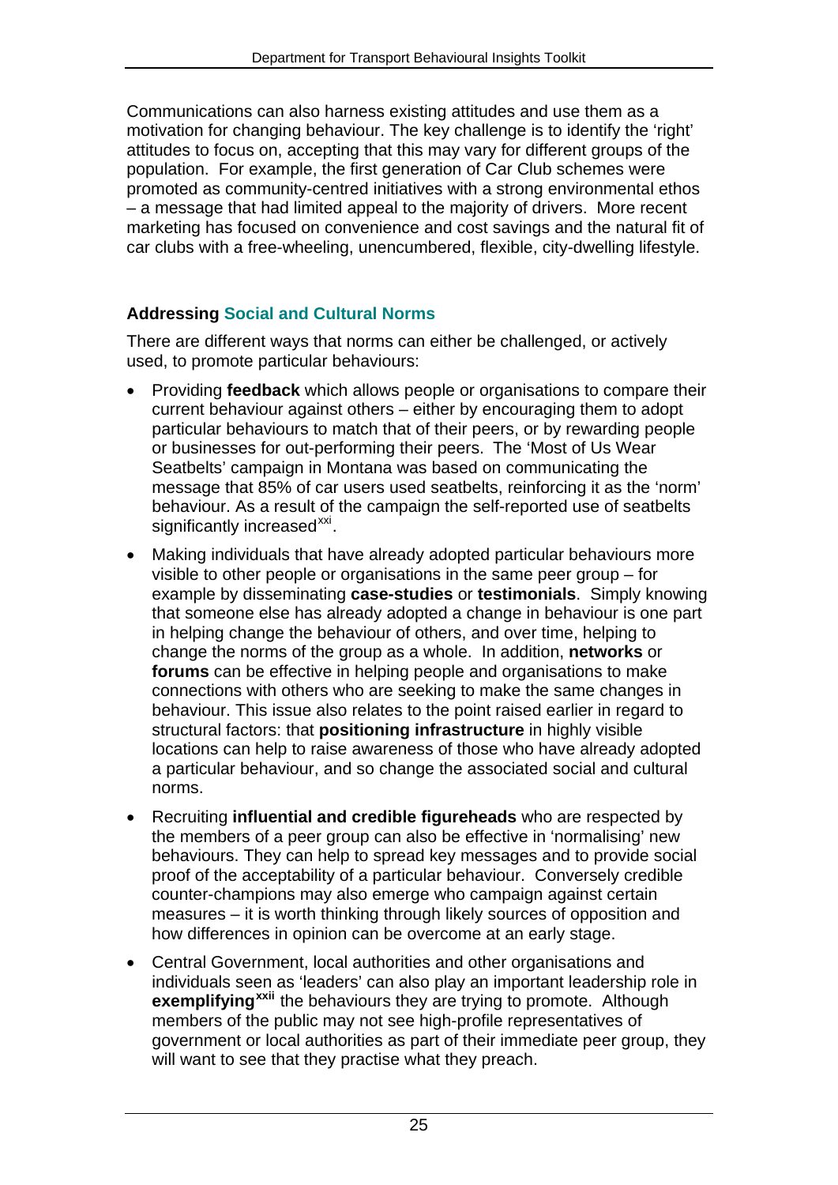Communications can also harness existing attitudes and use them as a motivation for changing behaviour. The key challenge is to identify the 'right' attitudes to focus on, accepting that this may vary for different groups of the population. For example, the first generation of Car Club schemes were promoted as community-centred initiatives with a strong environmental ethos – a message that had limited appeal to the majority of drivers. More recent marketing has focused on convenience and cost savings and the natural fit of car clubs with a free-wheeling, unencumbered, flexible, city-dwelling lifestyle.

### Addressing Social and Cultural Norms

There are different ways that norms can either be challenged, or actively used, to promote particular behaviours:

- Providing **feedback** which allows people or organisations to compare their current behaviour against others – either by encouraging them to adopt particular behaviours to match that of their peers, or by rewarding people or businesses for out-performing their peers. The 'Most of Us Wear Seatbelts' campaign in Montana was based on communicating the message that 85% of car users used seatbelts, reinforcing it as the 'norm' behaviour. As a result of the campaign the self-reported use of seatbelts significantly increased[xxi].
- Making individuals that have already adopted particular behaviours more visible to other people or organisations in the same peer group – for example by disseminating **case-studies** or **testimonials**. Simply knowing that someone else has already adopted a change in behaviour is one part in helping change the behaviour of others, and over time, helping to change the norms of the group as a whole. In addition, **networks** or **forums** can be effective in helping people and organisations to make connections with others who are seeking to make the same changes in behaviour. This issue also relates to the point raised earlier in regard to structural factors: that **positioning infrastructure** in highly visible locations can help to raise awareness of those who have already adopted a particular behaviour, and so change the associated social and cultural norms.
- Recruiting **influential and credible figureheads** who are respected by the members of a peer group can also be effective in 'normalising' new behaviours. They can help to spread key messages and to provide social proof of the acceptability of a particular behaviour. Conversely credible counter-champions may also emerge who campaign against certain measures – it is worth thinking through likely sources of opposition and how differences in opinion can be overcome at an early stage.
- Central Government, local authorities and other organisations and individuals seen as 'leaders' can also play an important leadership role in **exemplifying**[xxii] the behaviours they are trying to promote. Although members of the public may not see high-profile representatives of government or local authorities as part of their immediate peer group, they will want to see that they practise what they preach.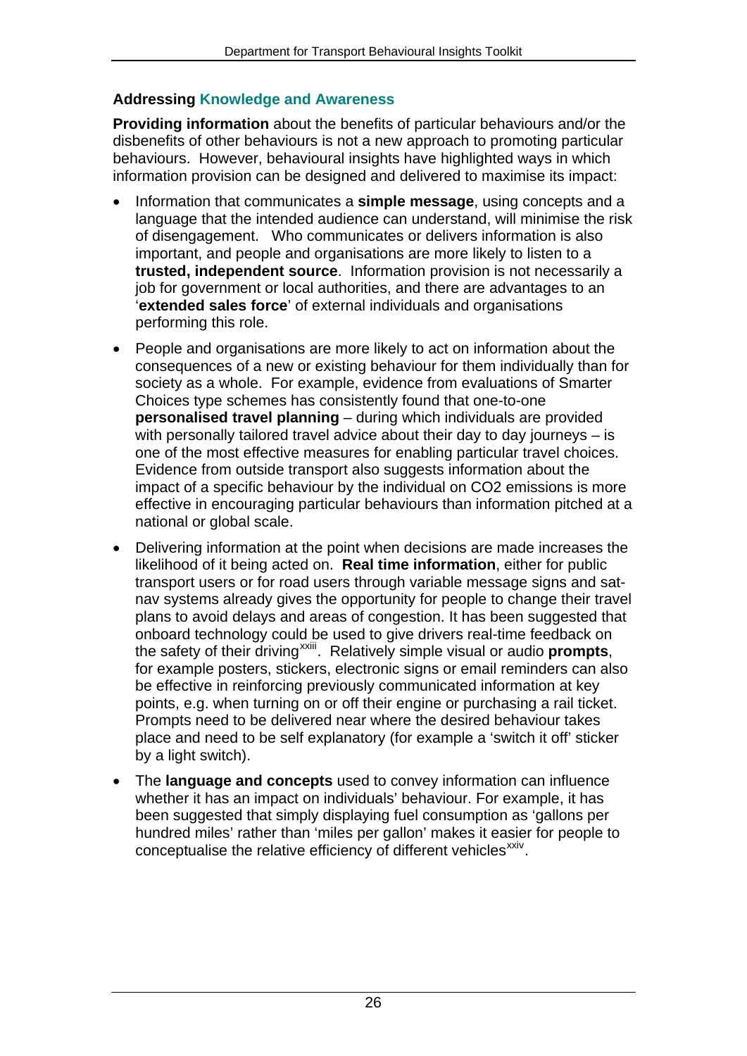### Addressing Knowledge and Awareness

**Providing information** about the benefits of particular behaviours and/or the disbenefits of other behaviours is not a new approach to promoting particular behaviours. However, behavioural insights have highlighted ways in which information provision can be designed and delivered to maximise its impact:

- Information that communicates a **simple message**, using concepts and a language that the intended audience can understand, will minimise the risk of disengagement. Who communicates or delivers information is also important, and people and organisations are more likely to listen to a **trusted, independent source**. Information provision is not necessarily a job for government or local authorities, and there are advantages to an '**extended sales force**' of external individuals and organisations performing this role.
- People and organisations are more likely to act on information about the consequences of a new or existing behaviour for them individually than for society as a whole. For example, evidence from evaluations of Smarter Choices type schemes has consistently found that one-to-one **personalised travel planning** – during which individuals are provided with personally tailored travel advice about their day to day journeys – is one of the most effective measures for enabling particular travel choices. Evidence from outside transport also suggests information about the impact of a specific behaviour by the individual on CO2 emissions is more effective in encouraging particular behaviours than information pitched at a national or global scale.
- Delivering information at the point when decisions are made increases the likelihood of it being acted on. **Real time information**, either for public transport users or for road users through variable message signs and sat-nav systems already gives the opportunity for people to change their travel plans to avoid delays and areas of congestion. It has been suggested that onboard technology could be used to give drivers real-time feedback on the safety of their driving[xxiii]. Relatively simple visual or audio **prompts**, for example posters, stickers, electronic signs or email reminders can also be effective in reinforcing previously communicated information at key points, e.g. when turning on or off their engine or purchasing a rail ticket. Prompts need to be delivered near where the desired behaviour takes place and need to be self explanatory (for example a 'switch it off' sticker by a light switch).
- The **language and concepts** used to convey information can influence whether it has an impact on individuals' behaviour. For example, it has been suggested that simply displaying fuel consumption as 'gallons per hundred miles' rather than 'miles per gallon' makes it easier for people to conceptualise the relative efficiency of different vehicles[xxiv].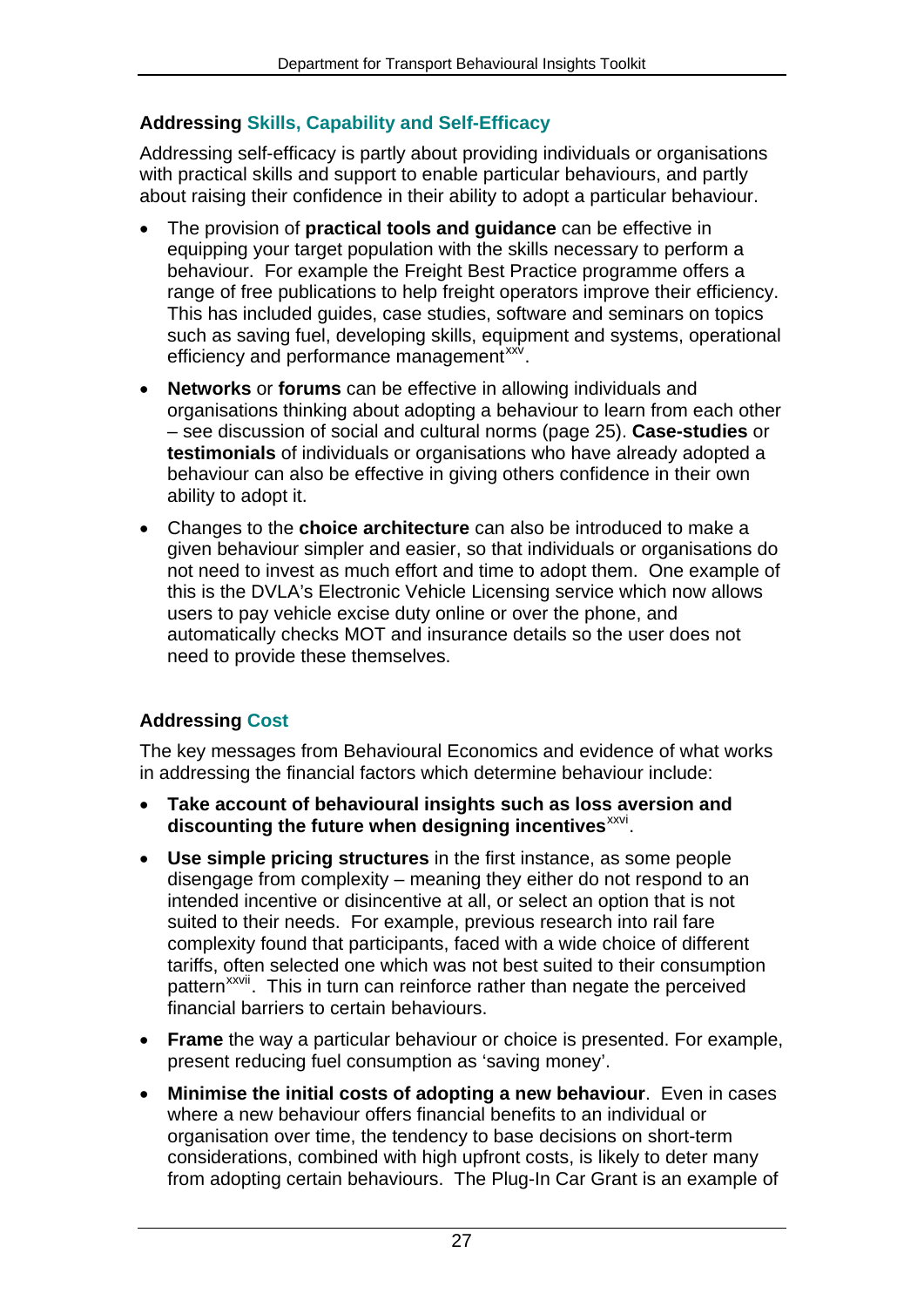### Addressing Skills, Capability and Self-Efficacy

Addressing self-efficacy is partly about providing individuals or organisations with practical skills and support to enable particular behaviours, and partly about raising their confidence in their ability to adopt a particular behaviour.

- The provision of **practical tools and guidance** can be effective in equipping your target population with the skills necessary to perform a behaviour. For example the Freight Best Practice programme offers a range of free publications to help freight operators improve their efficiency. This has included guides, case studies, software and seminars on topics such as saving fuel, developing skills, equipment and systems, operational efficiency and performance management[xxv].
- **Networks** or **forums** can be effective in allowing individuals and organisations thinking about adopting a behaviour to learn from each other – see discussion of social and cultural norms (page 25). **Case-studies** or **testimonials** of individuals or organisations who have already adopted a behaviour can also be effective in giving others confidence in their own ability to adopt it.
- Changes to the **choice architecture** can also be introduced to make a given behaviour simpler and easier, so that individuals or organisations do not need to invest as much effort and time to adopt them. One example of this is the DVLA's Electronic Vehicle Licensing service which now allows users to pay vehicle excise duty online or over the phone, and automatically checks MOT and insurance details so the user does not need to provide these themselves.

### Addressing Cost

The key messages from Behavioural Economics and evidence of what works in addressing the financial factors which determine behaviour include:

- **Take account of behavioural insights such as loss aversion and discounting the future when designing incentives**[xxvi].
- **Use simple pricing structures** in the first instance, as some people disengage from complexity – meaning they either do not respond to an intended incentive or disincentive at all, or select an option that is not suited to their needs. For example, previous research into rail fare complexity found that participants, faced with a wide choice of different tariffs, often selected one which was not best suited to their consumption pattern[xxvii]. This in turn can reinforce rather than negate the perceived financial barriers to certain behaviours.
- **Frame** the way a particular behaviour or choice is presented. For example, present reducing fuel consumption as 'saving money'.
- **Minimise the initial costs of adopting a new behaviour**. Even in cases where a new behaviour offers financial benefits to an individual or organisation over time, the tendency to base decisions on short-term considerations, combined with high upfront costs, is likely to deter many from adopting certain behaviours. The Plug-In Car Grant is an example of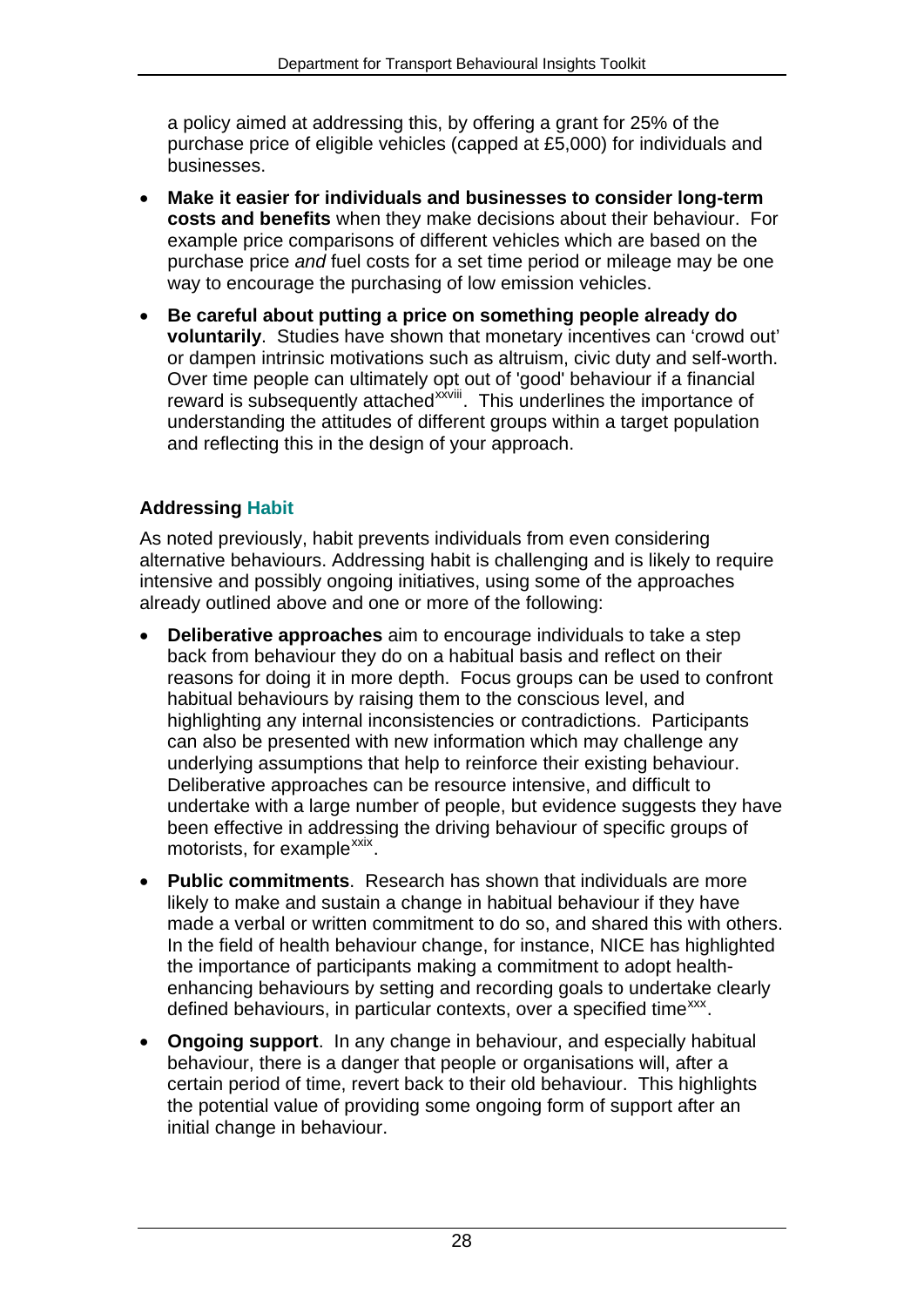a policy aimed at addressing this, by offering a grant for 25% of the purchase price of eligible vehicles (capped at £5,000) for individuals and businesses.

- **Make it easier for individuals and businesses to consider long-term costs and benefits** when they make decisions about their behaviour. For example price comparisons of different vehicles which are based on the purchase price *and* fuel costs for a set time period or mileage may be one way to encourage the purchasing of low emission vehicles.
- **Be careful about putting a price on something people already do voluntarily**. Studies have shown that monetary incentives can 'crowd out' or dampen intrinsic motivations such as altruism, civic duty and self-worth. Over time people can ultimately opt out of 'good' behaviour if a financial reward is subsequently attached[xxviii]. This underlines the importance of understanding the attitudes of different groups within a target population and reflecting this in the design of your approach.

### Addressing Habit

As noted previously, habit prevents individuals from even considering alternative behaviours. Addressing habit is challenging and is likely to require intensive and possibly ongoing initiatives, using some of the approaches already outlined above and one or more of the following:

- **Deliberative approaches** aim to encourage individuals to take a step back from behaviour they do on a habitual basis and reflect on their reasons for doing it in more depth. Focus groups can be used to confront habitual behaviours by raising them to the conscious level, and highlighting any internal inconsistencies or contradictions. Participants can also be presented with new information which may challenge any underlying assumptions that help to reinforce their existing behaviour. Deliberative approaches can be resource intensive, and difficult to undertake with a large number of people, but evidence suggests they have been effective in addressing the driving behaviour of specific groups of motorists, for example[xxix].
- **Public commitments**. Research has shown that individuals are more likely to make and sustain a change in habitual behaviour if they have made a verbal or written commitment to do so, and shared this with others. In the field of health behaviour change, for instance, NICE has highlighted the importance of participants making a commitment to adopt health-enhancing behaviours by setting and recording goals to undertake clearly defined behaviours, in particular contexts, over a specified time[xxx].
- **Ongoing support**. In any change in behaviour, and especially habitual behaviour, there is a danger that people or organisations will, after a certain period of time, revert back to their old behaviour. This highlights the potential value of providing some ongoing form of support after an initial change in behaviour.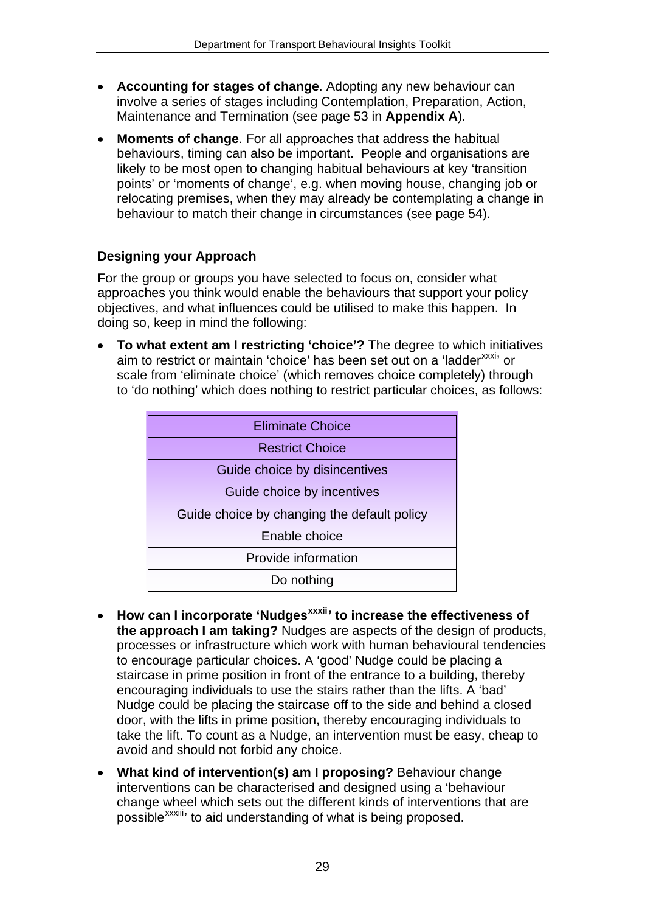- **Accounting for stages of change**. Adopting any new behaviour can involve a series of stages including Contemplation, Preparation, Action, Maintenance and Termination (see page 53 in **Appendix A**).
- **Moments of change**. For all approaches that address the habitual behaviours, timing can also be important. People and organisations are likely to be most open to changing habitual behaviours at key 'transition points' or 'moments of change', e.g. when moving house, changing job or relocating premises, when they may already be contemplating a change in behaviour to match their change in circumstances (see page 54).

### Designing your Approach

For the group or groups you have selected to focus on, consider what approaches you think would enable the behaviours that support your policy objectives, and what influences could be utilised to make this happen. In doing so, keep in mind the following:

- **To what extent am I restricting 'choice'?** The degree to which initiatives aim to restrict or maintain 'choice' has been set out on a 'ladder[xxxi]' or scale from 'eliminate choice' (which removes choice completely) through to 'do nothing' which does nothing to restrict particular choices, as follows:

| Eliminate Choice |
|---|
| Restrict Choice |
| Guide choice by disincentives |
| Guide choice by incentives |
| Guide choice by changing the default policy |
| Enable choice |
| Provide information |
| Do nothing |

- **How can I incorporate 'Nudges[xxxii]' to increase the effectiveness of the approach I am taking?** Nudges are aspects of the design of products, processes or infrastructure which work with human behavioural tendencies to encourage particular choices. A 'good' Nudge could be placing a staircase in prime position in front of the entrance to a building, thereby encouraging individuals to use the stairs rather than the lifts. A 'bad' Nudge could be placing the staircase off to the side and behind a closed door, with the lifts in prime position, thereby encouraging individuals to take the lift. To count as a Nudge, an intervention must be easy, cheap to avoid and should not forbid any choice.
- **What kind of intervention(s) am I proposing?** Behaviour change interventions can be characterised and designed using a 'behaviour change wheel which sets out the different kinds of interventions that are possible[xxxiii]' to aid understanding of what is being proposed.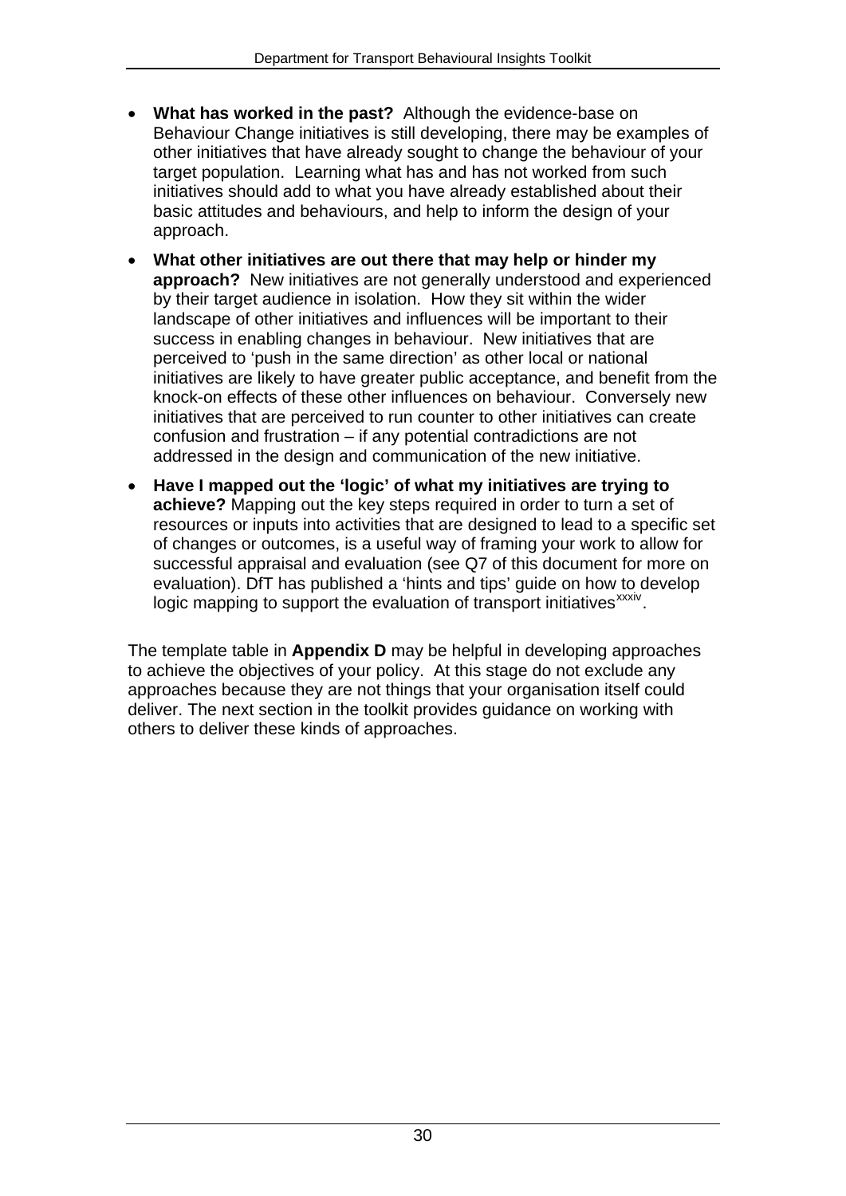- **What has worked in the past?** Although the evidence-base on Behaviour Change initiatives is still developing, there may be examples of other initiatives that have already sought to change the behaviour of your target population. Learning what has and has not worked from such initiatives should add to what you have already established about their basic attitudes and behaviours, and help to inform the design of your approach.

- **What other initiatives are out there that may help or hinder my approach?** New initiatives are not generally understood and experienced by their target audience in isolation. How they sit within the wider landscape of other initiatives and influences will be important to their success in enabling changes in behaviour. New initiatives that are perceived to 'push in the same direction' as other local or national initiatives are likely to have greater public acceptance, and benefit from the knock-on effects of these other influences on behaviour. Conversely new initiatives that are perceived to run counter to other initiatives can create confusion and frustration – if any potential contradictions are not addressed in the design and communication of the new initiative.

- **Have I mapped out the 'logic' of what my initiatives are trying to achieve?** Mapping out the key steps required in order to turn a set of resources or inputs into activities that are designed to lead to a specific set of changes or outcomes, is a useful way of framing your work to allow for successful appraisal and evaluation (see Q7 of this document for more on evaluation). DfT has published a 'hints and tips' guide on how to develop logic mapping to support the evaluation of transport initiatives[xxxiv].

The template table in **Appendix D** may be helpful in developing approaches to achieve the objectives of your policy. At this stage do not exclude any approaches because they are not things that your organisation itself could deliver. The next section in the toolkit provides guidance on working with others to deliver these kinds of approaches.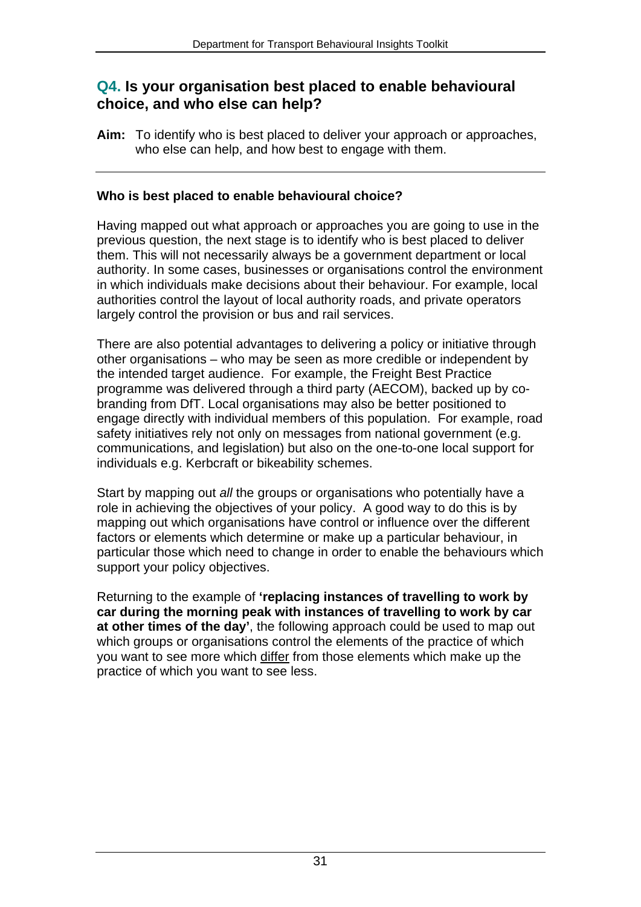## Q4. Is your organisation best placed to enable behavioural choice, and who else can help?

**Aim:** To identify who is best placed to deliver your approach or approaches, who else can help, and how best to engage with them.

---

### Who is best placed to enable behavioural choice?

Having mapped out what approach or approaches you are going to use in the previous question, the next stage is to identify who is best placed to deliver them. This will not necessarily always be a government department or local authority. In some cases, businesses or organisations control the environment in which individuals make decisions about their behaviour. For example, local authorities control the layout of local authority roads, and private operators largely control the provision or bus and rail services.

There are also potential advantages to delivering a policy or initiative through other organisations – who may be seen as more credible or independent by the intended target audience. For example, the Freight Best Practice programme was delivered through a third party (AECOM), backed up by co-branding from DfT. Local organisations may also be better positioned to engage directly with individual members of this population. For example, road safety initiatives rely not only on messages from national government (e.g. communications, and legislation) but also on the one-to-one local support for individuals e.g. Kerbcraft or bikeability schemes.

Start by mapping out *all* the groups or organisations who potentially have a role in achieving the objectives of your policy. A good way to do this is by mapping out which organisations have control or influence over the different factors or elements which determine or make up a particular behaviour, in particular those which need to change in order to enable the behaviours which support your policy objectives.

Returning to the example of **'replacing instances of travelling to work by car during the morning peak with instances of travelling to work by car at other times of the day'**, the following approach could be used to map out which groups or organisations control the elements of the practice of which you want to see more which <u>differ</u> from those elements which make up the practice of which you want to see less.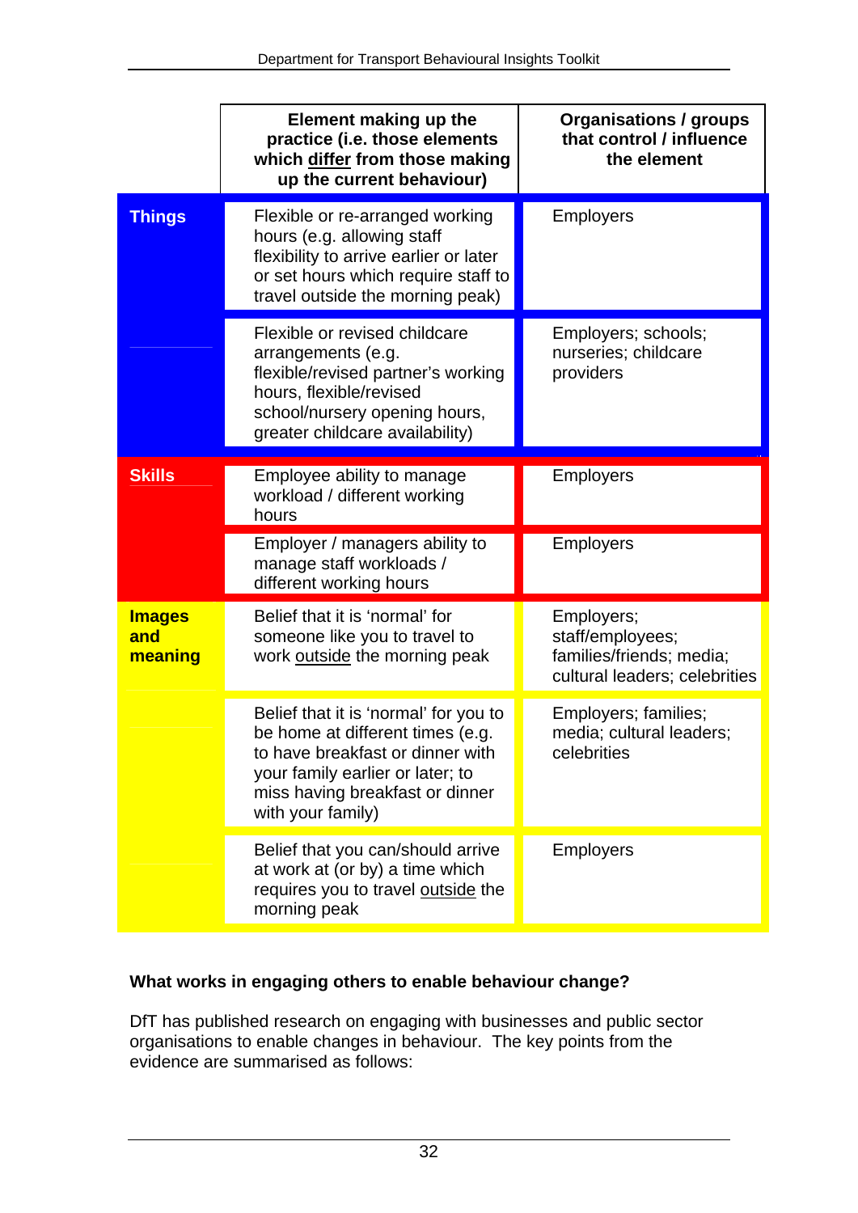| | Element making up the practice (i.e. those elements which <u>differ</u> from those making up the current behaviour) | Organisations / groups that control / influence the element |
|---|---|---|
| **Things** | Flexible or re-arranged working hours (e.g. allowing staff flexibility to arrive earlier or later or set hours which require staff to travel outside the morning peak) | Employers |
| | Flexible or revised childcare arrangements (e.g. flexible/revised partner's working hours, flexible/revised school/nursery opening hours, greater childcare availability) | Employers; schools; nurseries; childcare providers |
| **Skills** | Employee ability to manage workload / different working hours | Employers |
| | Employer / managers ability to manage staff workloads / different working hours | Employers |
| **Images and meaning** | Belief that it is 'normal' for someone like you to travel to work <u>outside</u> the morning peak | Employers; staff/employees; families/friends; media; cultural leaders; celebrities |
| | Belief that it is 'normal' for you to be home at different times (e.g. to have breakfast or dinner with your family earlier or later; to miss having breakfast or dinner with your family) | Employers; families; media; cultural leaders; celebrities |
| | Belief that you can/should arrive at work at (or by) a time which requires you to travel <u>outside</u> the morning peak | Employers |

**What works in engaging others to enable behaviour change?**

DfT has published research on engaging with businesses and public sector organisations to enable changes in behaviour. The key points from the evidence are summarised as follows: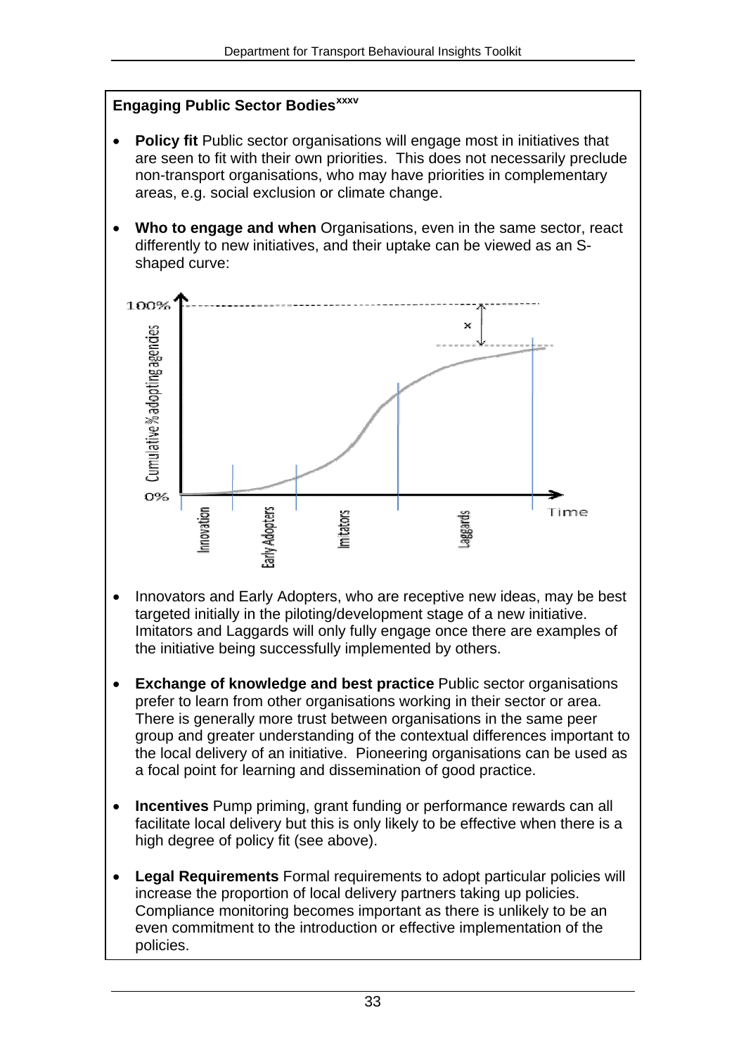**Engaging Public Sector Bodies**[xxxv]

- **Policy fit** Public sector organisations will engage most in initiatives that are seen to fit with their own priorities. This does not necessarily preclude non-transport organisations, who may have priorities in complementary areas, e.g. social exclusion or climate change.

- **Who to engage and when** Organisations, even in the same sector, react differently to new initiatives, and their uptake can be viewed as an S-shaped curve:

- Innovators and Early Adopters, who are receptive new ideas, may be best targeted initially in the piloting/development stage of a new initiative. Imitators and Laggards will only fully engage once there are examples of the initiative being successfully implemented by others.

- **Exchange of knowledge and best practice** Public sector organisations prefer to learn from other organisations working in their sector or area. There is generally more trust between organisations in the same peer group and greater understanding of the contextual differences important to the local delivery of an initiative. Pioneering organisations can be used as a focal point for learning and dissemination of good practice.

- **Incentives** Pump priming, grant funding or performance rewards can all facilitate local delivery but this is only likely to be effective when there is a high degree of policy fit (see above).

- **Legal Requirements** Formal requirements to adopt particular policies will increase the proportion of local delivery partners taking up policies. Compliance monitoring becomes important as there is unlikely to be an even commitment to the introduction or effective implementation of the policies.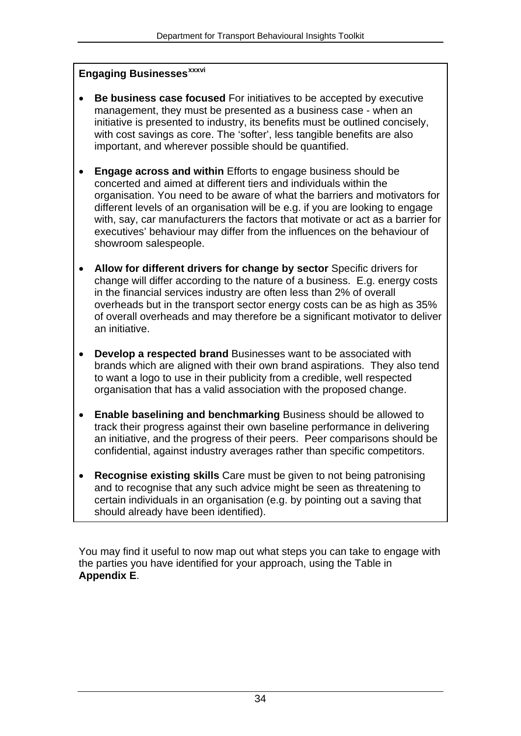### Engaging Businesses[xxxvi]

- **Be business case focused** For initiatives to be accepted by executive management, they must be presented as a business case - when an initiative is presented to industry, its benefits must be outlined concisely, with cost savings as core. The 'softer', less tangible benefits are also important, and wherever possible should be quantified.

- **Engage across and within** Efforts to engage business should be concerted and aimed at different tiers and individuals within the organisation. You need to be aware of what the barriers and motivators for different levels of an organisation will be e.g. if you are looking to engage with, say, car manufacturers the factors that motivate or act as a barrier for executives' behaviour may differ from the influences on the behaviour of showroom salespeople.

- **Allow for different drivers for change by sector** Specific drivers for change will differ according to the nature of a business. E.g. energy costs in the financial services industry are often less than 2% of overall overheads but in the transport sector energy costs can be as high as 35% of overall overheads and may therefore be a significant motivator to deliver an initiative.

- **Develop a respected brand** Businesses want to be associated with brands which are aligned with their own brand aspirations. They also tend to want a logo to use in their publicity from a credible, well respected organisation that has a valid association with the proposed change.

- **Enable baselining and benchmarking** Business should be allowed to track their progress against their own baseline performance in delivering an initiative, and the progress of their peers. Peer comparisons should be confidential, against industry averages rather than specific competitors.

- **Recognise existing skills** Care must be given to not being patronising and to recognise that any such advice might be seen as threatening to certain individuals in an organisation (e.g. by pointing out a saving that should already have been identified).

You may find it useful to now map out what steps you can take to engage with the parties you have identified for your approach, using the Table in **Appendix E**.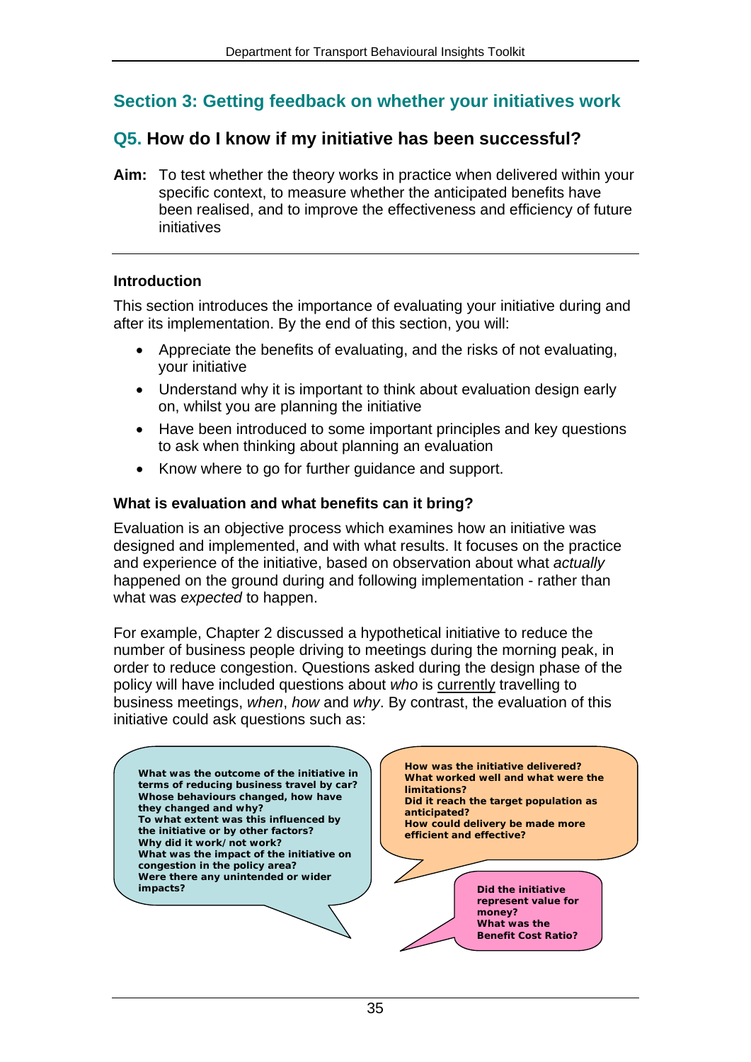## Section 3: Getting feedback on whether your initiatives work

### Q5. How do I know if my initiative has been successful?

**Aim:** To test whether the theory works in practice when delivered within your specific context, to measure whether the anticipated benefits have been realised, and to improve the effectiveness and efficiency of future initiatives

---

#### Introduction

This section introduces the importance of evaluating your initiative during and after its implementation. By the end of this section, you will:

- Appreciate the benefits of evaluating, and the risks of not evaluating, your initiative
- Understand why it is important to think about evaluation design early on, whilst you are planning the initiative
- Have been introduced to some important principles and key questions to ask when thinking about planning an evaluation
- Know where to go for further guidance and support.

#### What is evaluation and what benefits can it bring?

Evaluation is an objective process which examines how an initiative was designed and implemented, and with what results. It focuses on the practice and experience of the initiative, based on observation about what *actually* happened on the ground during and following implementation - rather than what was *expected* to happen.

For example, Chapter 2 discussed a hypothetical initiative to reduce the number of business people driving to meetings during the morning peak, in order to reduce congestion. Questions asked during the design phase of the policy will have included questions about *who* is currently travelling to business meetings, *when*, *how* and *why*. By contrast, the evaluation of this initiative could ask questions such as:

**What was the outcome of the initiative in terms of reducing business travel by car?**
**Whose behaviours changed, how have they changed and why?**
**To what extent was this influenced by the initiative or by other factors?**
**Why did it work/not work?**
**What was the impact of the initiative on congestion in the policy area?**
**Were there any unintended or wider impacts?**

**How was the initiative delivered?**
**What worked well and what were the limitations?**
**Did it reach the target population as anticipated?**
**How could delivery be made more efficient and effective?**

**Did the initiative represent value for money?**
**What was the Benefit Cost Ratio?**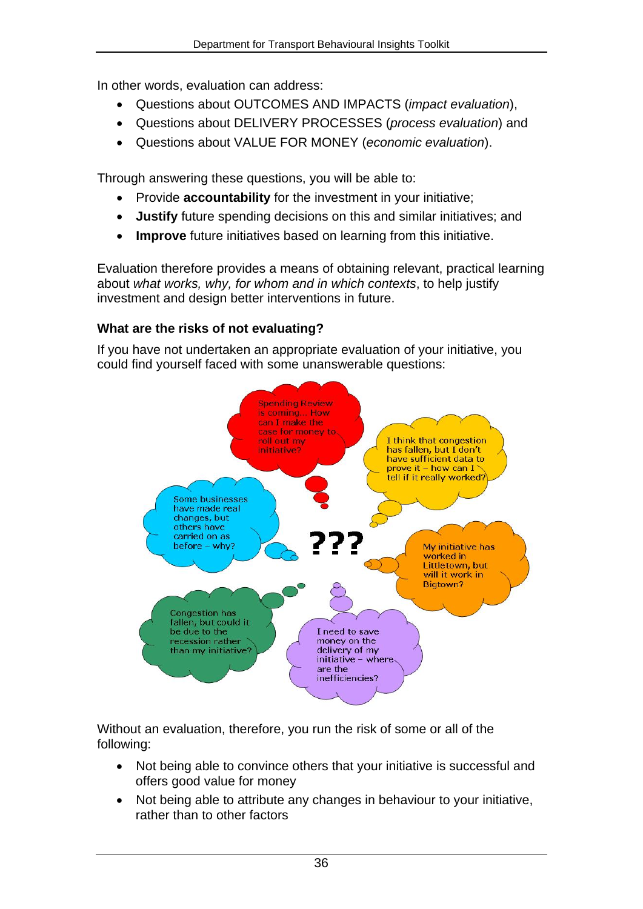In other words, evaluation can address:

- Questions about OUTCOMES AND IMPACTS (*impact evaluation*),
- Questions about DELIVERY PROCESSES (*process evaluation*) and
- Questions about VALUE FOR MONEY (*economic evaluation*).

Through answering these questions, you will be able to:

- Provide **accountability** for the investment in your initiative;
- **Justify** future spending decisions on this and similar initiatives; and
- **Improve** future initiatives based on learning from this initiative.

Evaluation therefore provides a means of obtaining relevant, practical learning about *what works, why, for whom and in which contexts*, to help justify investment and design better interventions in future.

### What are the risks of not evaluating?

If you have not undertaken an appropriate evaluation of your initiative, you could find yourself faced with some unanswerable questions:

???

Spending Review is coming... How can I make the case for money to roll out my initiative?

I think that congestion has fallen, but I don't have sufficient data to prove it – how can I tell if it really worked?

My initiative has worked in Littletown, but will it work in Bigtown?

I need to save money on the delivery of my initiative – where are the inefficiencies?

Congestion has fallen, but could it be due to the recession rather than my initiative?

Some businesses have made real changes, but others have carried on as before – why?

Without an evaluation, therefore, you run the risk of some or all of the following:

- Not being able to convince others that your initiative is successful and offers good value for money
- Not being able to attribute any changes in behaviour to your initiative, rather than to other factors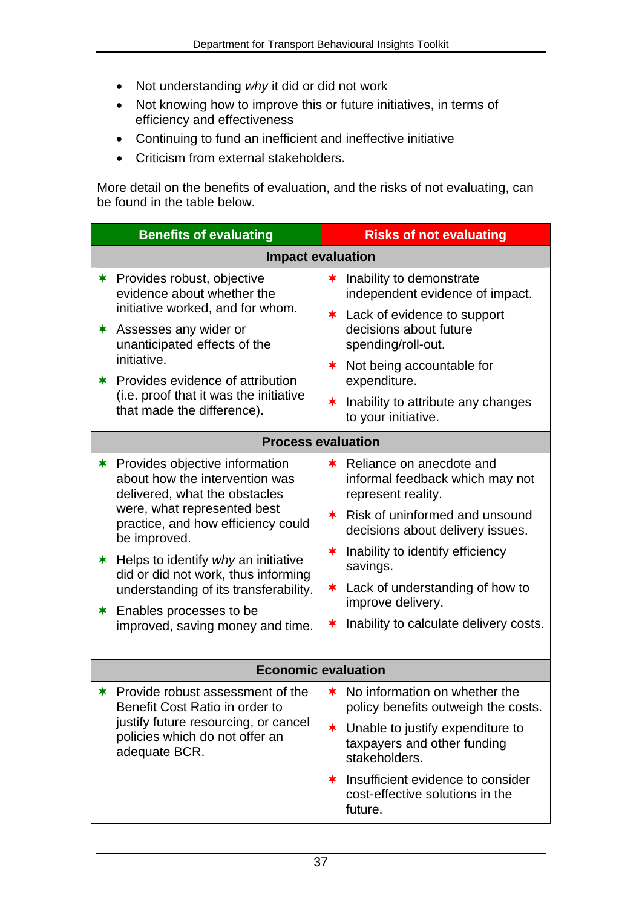- Not understanding *why* it did or did not work
- Not knowing how to improve this or future initiatives, in terms of efficiency and effectiveness
- Continuing to fund an inefficient and ineffective initiative
- Criticism from external stakeholders.

More detail on the benefits of evaluation, and the risks of not evaluating, can be found in the table below.

| Benefits of evaluating | Risks of not evaluating |
|---|---|
| **Impact evaluation** | |
| ✶ Provides robust, objective evidence about whether the initiative worked, and for whom.<br>✶ Assesses any wider or unanticipated effects of the initiative.<br>✶ Provides evidence of attribution (i.e. proof that it was the initiative that made the difference). | ✶ Inability to demonstrate independent evidence of impact.<br>✶ Lack of evidence to support decisions about future spending/roll-out.<br>✶ Not being accountable for expenditure.<br>✶ Inability to attribute any changes to your initiative. |
| **Process evaluation** | |
| ✶ Provides objective information about how the intervention was delivered, what the obstacles were, what represented best practice, and how efficiency could be improved.<br>✶ Helps to identify *why* an initiative did or did not work, thus informing understanding of its transferability.<br>✶ Enables processes to be improved, saving money and time. | ✶ Reliance on anecdote and informal feedback which may not represent reality.<br>✶ Risk of uninformed and unsound decisions about delivery issues.<br>✶ Inability to identify efficiency savings.<br>✶ Lack of understanding of how to improve delivery.<br>✶ Inability to calculate delivery costs. |
| **Economic evaluation** | |
| ✶ Provide robust assessment of the Benefit Cost Ratio in order to justify future resourcing, or cancel policies which do not offer an adequate BCR. | ✶ No information on whether the policy benefits outweigh the costs.<br>✶ Unable to justify expenditure to taxpayers and other funding stakeholders.<br>✶ Insufficient evidence to consider cost-effective solutions in the future. |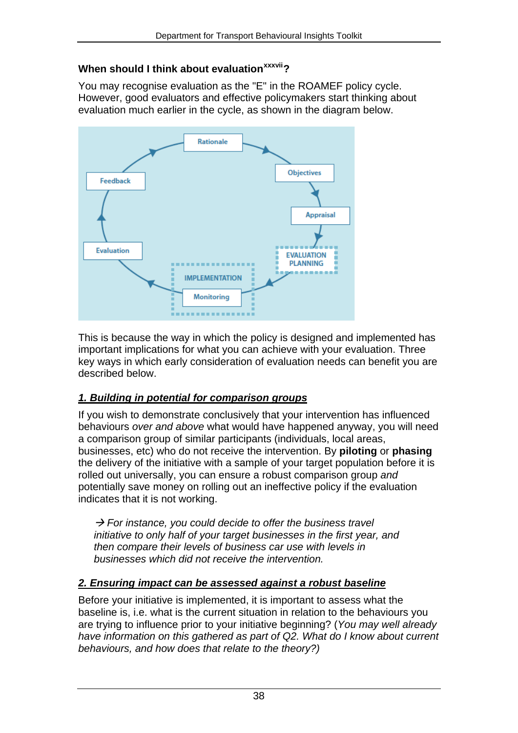### When should I think about evaluation[xxxvii]?

You may recognise evaluation as the "E" in the ROAMEF policy cycle. However, good evaluators and effective policymakers start thinking about evaluation much earlier in the cycle, as shown in the diagram below.

This is because the way in which the policy is designed and implemented has important implications for what you can achieve with your evaluation. Three key ways in which early consideration of evaluation needs can benefit you are described below.

#### *1. Building in potential for comparison groups*

If you wish to demonstrate conclusively that your intervention has influenced behaviours *over and above* what would have happened anyway, you will need a comparison group of similar participants (individuals, local areas, businesses, etc) who do not receive the intervention. By **piloting** or **phasing** the delivery of the initiative with a sample of your target population before it is rolled out universally, you can ensure a robust comparison group *and* potentially save money on rolling out an ineffective policy if the evaluation indicates that it is not working.

> → *For instance, you could decide to offer the business travel initiative to only half of your target businesses in the first year, and then compare their levels of business car use with levels in businesses which did not receive the intervention.*

#### *2. Ensuring impact can be assessed against a robust baseline*

Before your initiative is implemented, it is important to assess what the baseline is, i.e. what is the current situation in relation to the behaviours you are trying to influence prior to your initiative beginning? (*You may well already have information on this gathered as part of Q2. What do I know about current behaviours, and how does that relate to the theory?)*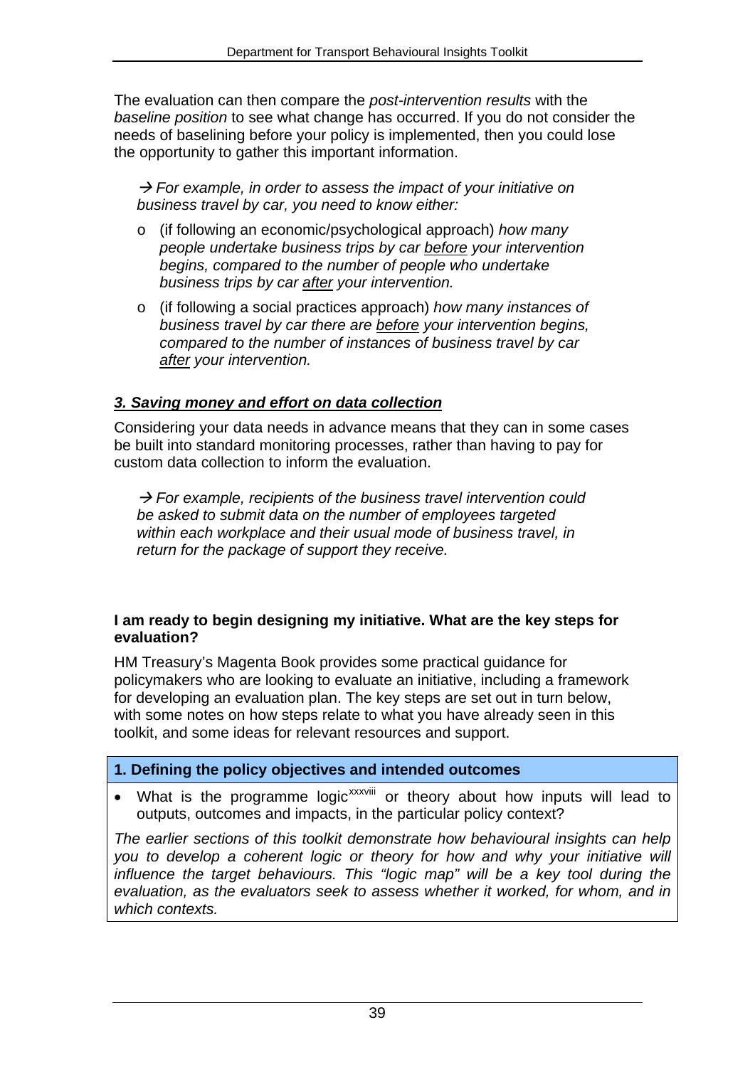The evaluation can then compare the *post-intervention results* with the *baseline position* to see what change has occurred. If you do not consider the needs of baselining before your policy is implemented, then you could lose the opportunity to gather this important information.

> → *For example, in order to assess the impact of your initiative on business travel by car, you need to know either:*
>
> - (if following an economic/psychological approach) *how many people undertake business trips by car* *<u>before</u>* *your intervention begins, compared to the number of people who undertake business trips by car* *<u>after</u>* *your intervention.*
> - (if following a social practices approach) *how many instances of business travel by car there are* *<u>before</u>* *your intervention begins, compared to the number of instances of business travel by car* *<u>after</u>* *your intervention.*

### ***<u>3. Saving money and effort on data collection</u>***

Considering your data needs in advance means that they can in some cases be built into standard monitoring processes, rather than having to pay for custom data collection to inform the evaluation.

> → *For example, recipients of the business travel intervention could be asked to submit data on the number of employees targeted within each workplace and their usual mode of business travel, in return for the package of support they receive.*

**I am ready to begin designing my initiative. What are the key steps for evaluation?**

HM Treasury's Magenta Book provides some practical guidance for policymakers who are looking to evaluate an initiative, including a framework for developing an evaluation plan. The key steps are set out in turn below, with some notes on how steps relate to what you have already seen in this toolkit, and some ideas for relevant resources and support.

| **1. Defining the policy objectives and intended outcomes** |
| --- |
| • What is the programme logic[xxxviii] or theory about how inputs will lead to outputs, outcomes and impacts, in the particular policy context?<br><br>*The earlier sections of this toolkit demonstrate how behavioural insights can help you to develop a coherent logic or theory for how and why your initiative will influence the target behaviours. This "logic map" will be a key tool during the evaluation, as the evaluators seek to assess whether it worked, for whom, and in which contexts.* |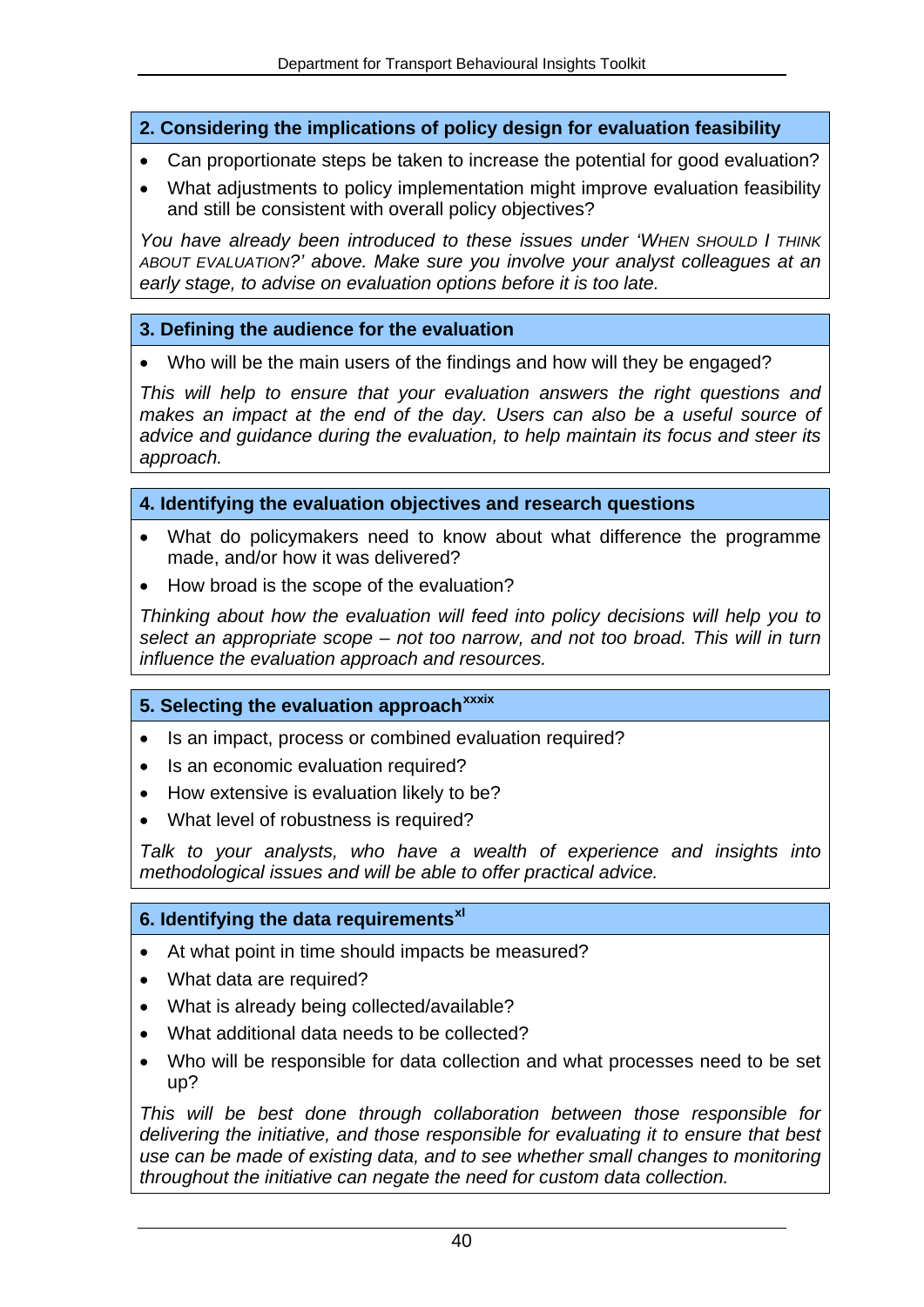### 2. Considering the implications of policy design for evaluation feasibility

- Can proportionate steps be taken to increase the potential for good evaluation?
- What adjustments to policy implementation might improve evaluation feasibility and still be consistent with overall policy objectives?

*You have already been introduced to these issues under 'WHEN SHOULD I THINK ABOUT EVALUATION?' above. Make sure you involve your analyst colleagues at an early stage, to advise on evaluation options before it is too late.*

### 3. Defining the audience for the evaluation

- Who will be the main users of the findings and how will they be engaged?

*This will help to ensure that your evaluation answers the right questions and makes an impact at the end of the day. Users can also be a useful source of advice and guidance during the evaluation, to help maintain its focus and steer its approach.*

### 4. Identifying the evaluation objectives and research questions

- What do policymakers need to know about what difference the programme made, and/or how it was delivered?
- How broad is the scope of the evaluation?

*Thinking about how the evaluation will feed into policy decisions will help you to select an appropriate scope – not too narrow, and not too broad. This will in turn influence the evaluation approach and resources.*

### 5. Selecting the evaluation approach[xxxix]

- Is an impact, process or combined evaluation required?
- Is an economic evaluation required?
- How extensive is evaluation likely to be?
- What level of robustness is required?

*Talk to your analysts, who have a wealth of experience and insights into methodological issues and will be able to offer practical advice.*

### 6. Identifying the data requirements[xl]

- At what point in time should impacts be measured?
- What data are required?
- What is already being collected/available?
- What additional data needs to be collected?
- Who will be responsible for data collection and what processes need to be set up?

*This will be best done through collaboration between those responsible for delivering the initiative, and those responsible for evaluating it to ensure that best use can be made of existing data, and to see whether small changes to monitoring throughout the initiative can negate the need for custom data collection.*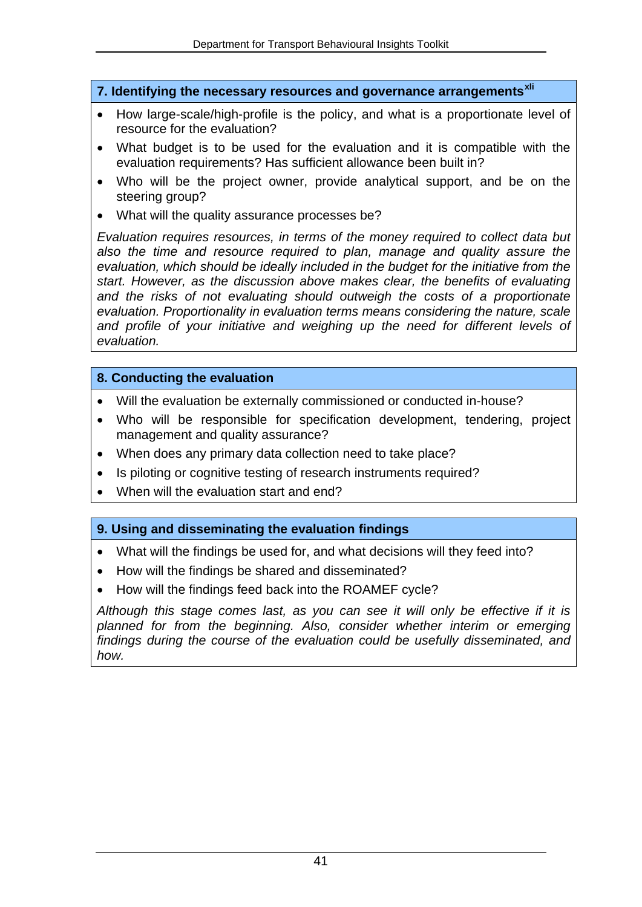### 7. Identifying the necessary resources and governance arrangements[xli]

- How large-scale/high-profile is the policy, and what is a proportionate level of resource for the evaluation?
- What budget is to be used for the evaluation and it is compatible with the evaluation requirements? Has sufficient allowance been built in?
- Who will be the project owner, provide analytical support, and be on the steering group?
- What will the quality assurance processes be?

*Evaluation requires resources, in terms of the money required to collect data but also the time and resource required to plan, manage and quality assure the evaluation, which should be ideally included in the budget for the initiative from the start. However, as the discussion above makes clear, the benefits of evaluating and the risks of not evaluating should outweigh the costs of a proportionate evaluation. Proportionality in evaluation terms means considering the nature, scale and profile of your initiative and weighing up the need for different levels of evaluation.*

### 8. Conducting the evaluation

- Will the evaluation be externally commissioned or conducted in-house?
- Who will be responsible for specification development, tendering, project management and quality assurance?
- When does any primary data collection need to take place?
- Is piloting or cognitive testing of research instruments required?
- When will the evaluation start and end?

### 9. Using and disseminating the evaluation findings

- What will the findings be used for, and what decisions will they feed into?
- How will the findings be shared and disseminated?
- How will the findings feed back into the ROAMEF cycle?

*Although this stage comes last, as you can see it will only be effective if it is planned for from the beginning. Also, consider whether interim or emerging findings during the course of the evaluation could be usefully disseminated, and how.*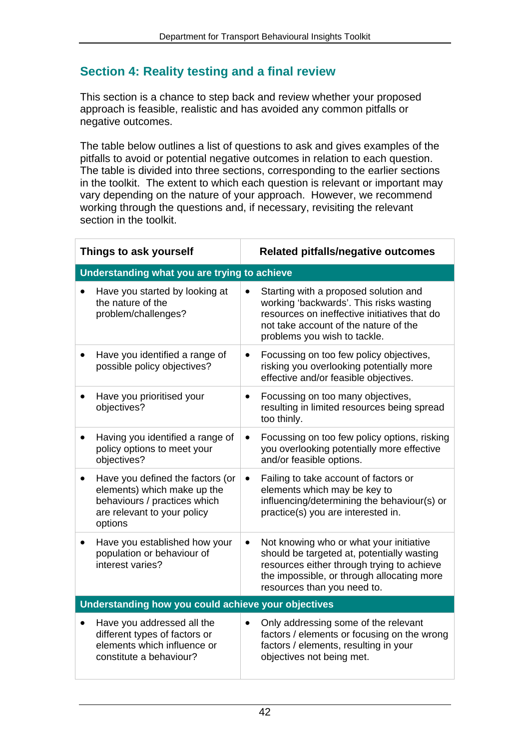## Section 4: Reality testing and a final review

This section is a chance to step back and review whether your proposed approach is feasible, realistic and has avoided any common pitfalls or negative outcomes.

The table below outlines a list of questions to ask and gives examples of the pitfalls to avoid or potential negative outcomes in relation to each question. The table is divided into three sections, corresponding to the earlier sections in the toolkit. The extent to which each question is relevant or important may vary depending on the nature of your approach. However, we recommend working through the questions and, if necessary, revisiting the relevant section in the toolkit.

| Things to ask yourself | Related pitfalls/negative outcomes |
|---|---|
| **Understanding what you are trying to achieve** | |
| • Have you started by looking at the nature of the problem/challenges? | • Starting with a proposed solution and working 'backwards'. This risks wasting resources on ineffective initiatives that do not take account of the nature of the problems you wish to tackle. |
| • Have you identified a range of possible policy objectives? | • Focussing on too few policy objectives, risking you overlooking potentially more effective and/or feasible objectives. |
| • Have you prioritised your objectives? | • Focussing on too many objectives, resulting in limited resources being spread too thinly. |
| • Having you identified a range of policy options to meet your objectives? | • Focussing on too few policy options, risking you overlooking potentially more effective and/or feasible options. |
| • Have you defined the factors (or elements) which make up the behaviours / practices which are relevant to your policy options | • Failing to take account of factors or elements which may be key to influencing/determining the behaviour(s) or practice(s) you are interested in. |
| • Have you established how your population or behaviour of interest varies? | • Not knowing who or what your initiative should be targeted at, potentially wasting resources either through trying to achieve the impossible, or through allocating more resources than you need to. |
| **Understanding how you could achieve your objectives** | |
| • Have you addressed all the different types of factors or elements which influence or constitute a behaviour? | • Only addressing some of the relevant factors / elements or focusing on the wrong factors / elements, resulting in your objectives not being met. |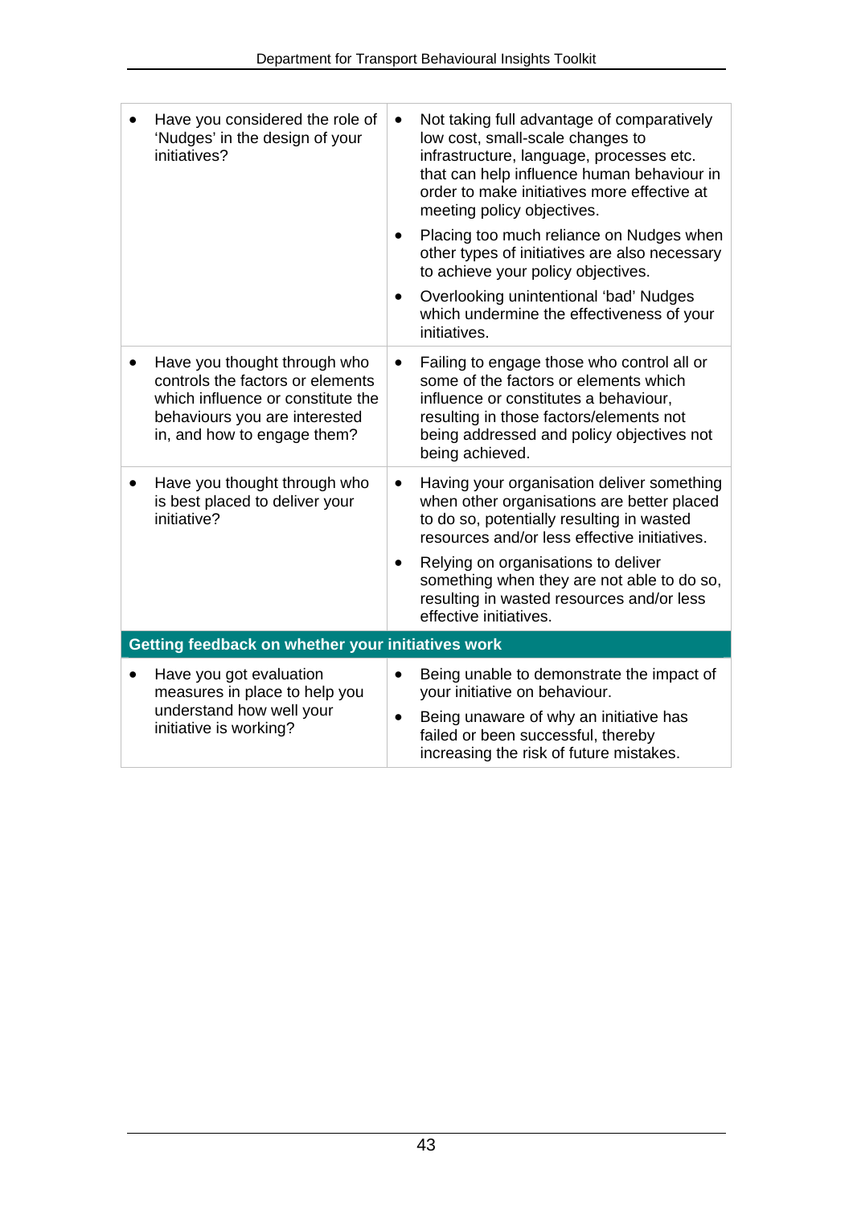| | |
|---|---|
| • Have you considered the role of 'Nudges' in the design of your initiatives? | • Not taking full advantage of comparatively low cost, small-scale changes to infrastructure, language, processes etc. that can help influence human behaviour in order to make initiatives more effective at meeting policy objectives.<br>• Placing too much reliance on Nudges when other types of initiatives are also necessary to achieve your policy objectives.<br>• Overlooking unintentional 'bad' Nudges which undermine the effectiveness of your initiatives. |
| • Have you thought through who controls the factors or elements which influence or constitute the behaviours you are interested in, and how to engage them? | • Failing to engage those who control all or some of the factors or elements which influence or constitutes a behaviour, resulting in those factors/elements not being addressed and policy objectives not being achieved. |
| • Have you thought through who is best placed to deliver your initiative? | • Having your organisation deliver something when other organisations are better placed to do so, potentially resulting in wasted resources and/or less effective initiatives.<br>• Relying on organisations to deliver something when they are not able to do so, resulting in wasted resources and/or less effective initiatives. |
| **Getting feedback on whether your initiatives work** | |
| • Have you got evaluation measures in place to help you understand how well your initiative is working? | • Being unable to demonstrate the impact of your initiative on behaviour.<br>• Being unaware of why an initiative has failed or been successful, thereby increasing the risk of future mistakes. |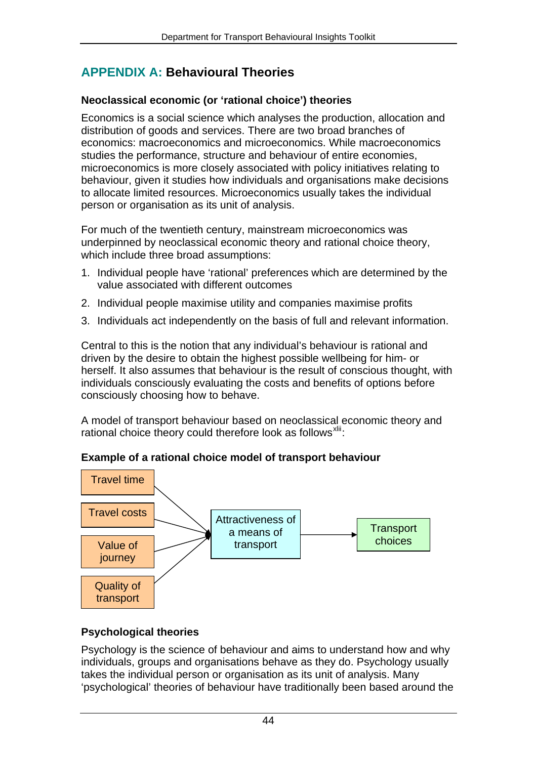## APPENDIX A: Behavioural Theories

### Neoclassical economic (or 'rational choice') theories

Economics is a social science which analyses the production, allocation and distribution of goods and services. There are two broad branches of economics: macroeconomics and microeconomics. While macroeconomics studies the performance, structure and behaviour of entire economies, microeconomics is more closely associated with policy initiatives relating to behaviour, given it studies how individuals and organisations make decisions to allocate limited resources. Microeconomics usually takes the individual person or organisation as its unit of analysis.

For much of the twentieth century, mainstream microeconomics was underpinned by neoclassical economic theory and rational choice theory, which include three broad assumptions:

1. Individual people have 'rational' preferences which are determined by the value associated with different outcomes
2. Individual people maximise utility and companies maximise profits
3. Individuals act independently on the basis of full and relevant information.

Central to this is the notion that any individual's behaviour is rational and driven by the desire to obtain the highest possible wellbeing for him- or herself. It also assumes that behaviour is the result of conscious thought, with individuals consciously evaluating the costs and benefits of options before consciously choosing how to behave.

A model of transport behaviour based on neoclassical economic theory and rational choice theory could therefore look as follows[xlii]:

**Example of a rational choice model of transport behaviour**

Travel time
Travel costs
Value of journey
Quality of transport

→ Attractiveness of a means of transport → Transport choices

### Psychological theories

Psychology is the science of behaviour and aims to understand how and why individuals, groups and organisations behave as they do. Psychology usually takes the individual person or organisation as its unit of analysis. Many 'psychological' theories of behaviour have traditionally been based around the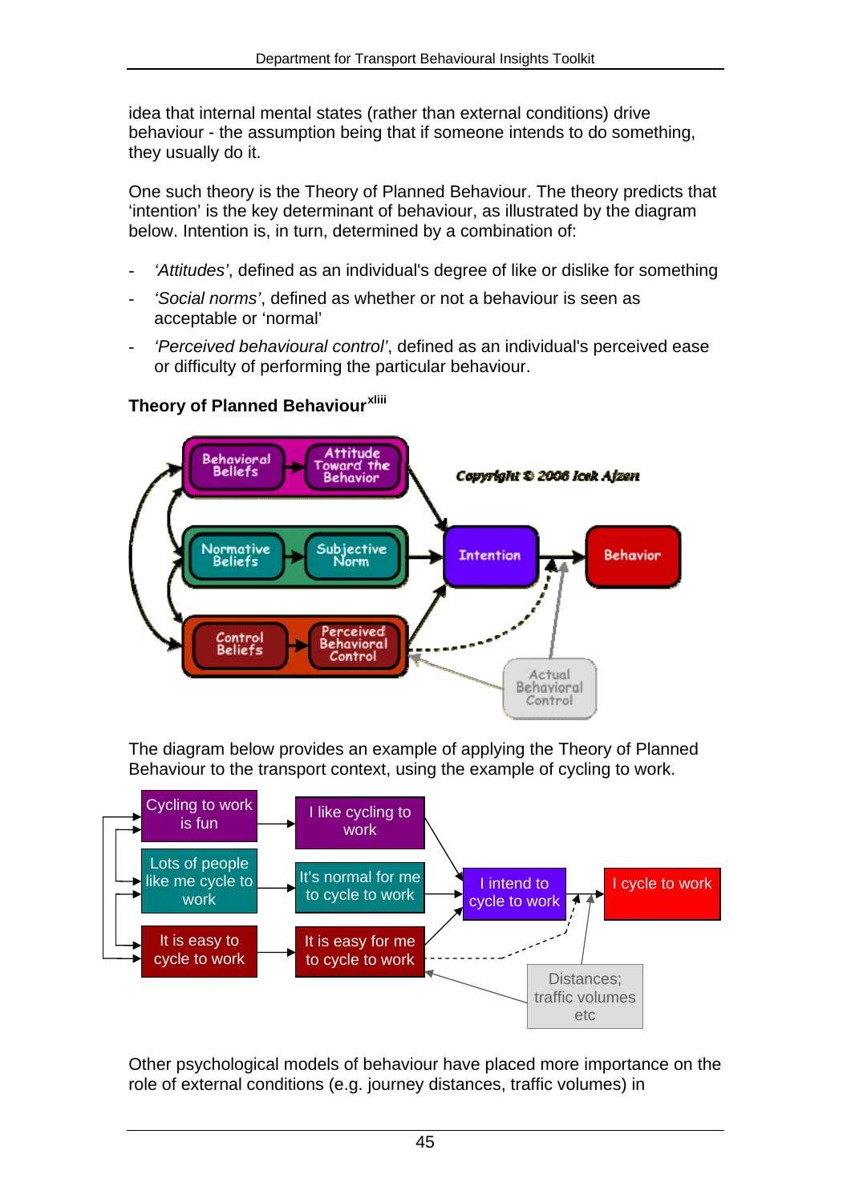idea that internal mental states (rather than external conditions) drive behaviour - the assumption being that if someone intends to do something, they usually do it.

One such theory is the Theory of Planned Behaviour. The theory predicts that 'intention' is the key determinant of behaviour, as illustrated by the diagram below. Intention is, in turn, determined by a combination of:

- *'Attitudes'*, defined as an individual's degree of like or dislike for something
- *'Social norms'*, defined as whether or not a behaviour is seen as acceptable or 'normal'
- *'Perceived behavioural control'*, defined as an individual's perceived ease or difficulty of performing the particular behaviour.

**Theory of Planned Behaviour**[xliii]

The diagram below provides an example of applying the Theory of Planned Behaviour to the transport context, using the example of cycling to work.

Other psychological models of behaviour have placed more importance on the role of external conditions (e.g. journey distances, traffic volumes) in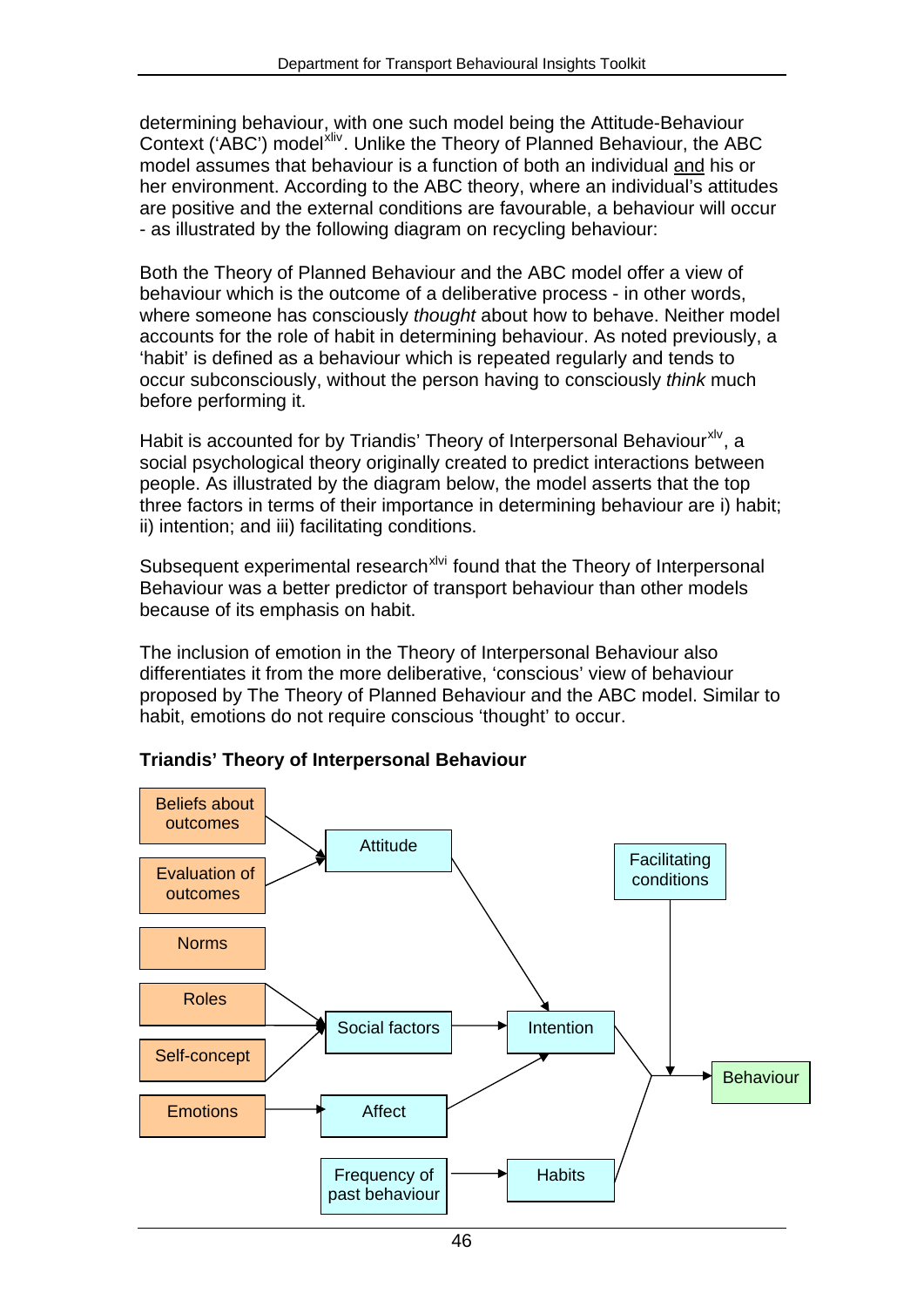determining behaviour, with one such model being the Attitude-Behaviour Context ('ABC') model[xliv]. Unlike the Theory of Planned Behaviour, the ABC model assumes that behaviour is a function of both an individual and his or her environment. According to the ABC theory, where an individual's attitudes are positive and the external conditions are favourable, a behaviour will occur - as illustrated by the following diagram on recycling behaviour:

Both the Theory of Planned Behaviour and the ABC model offer a view of behaviour which is the outcome of a deliberative process - in other words, where someone has consciously *thought* about how to behave. Neither model accounts for the role of habit in determining behaviour. As noted previously, a 'habit' is defined as a behaviour which is repeated regularly and tends to occur subconsciously, without the person having to consciously *think* much before performing it.

Habit is accounted for by Triandis' Theory of Interpersonal Behaviour[xlv], a social psychological theory originally created to predict interactions between people. As illustrated by the diagram below, the model asserts that the top three factors in terms of their importance in determining behaviour are i) habit; ii) intention; and iii) facilitating conditions.

Subsequent experimental research[xlvi] found that the Theory of Interpersonal Behaviour was a better predictor of transport behaviour than other models because of its emphasis on habit.

The inclusion of emotion in the Theory of Interpersonal Behaviour also differentiates it from the more deliberative, 'conscious' view of behaviour proposed by The Theory of Planned Behaviour and the ABC model. Similar to habit, emotions do not require conscious 'thought' to occur.

**Triandis' Theory of Interpersonal Behaviour**

Beliefs about outcomes → Attitude
Evaluation of outcomes → Attitude
Norms
Roles → Social factors
Self-concept → Social factors
Emotions → Affect
Frequency of past behaviour → Habits
Attitude → Intention
Social factors → Intention
Affect → Intention
Intention → Behaviour
Habits → Behaviour
Facilitating conditions → Behaviour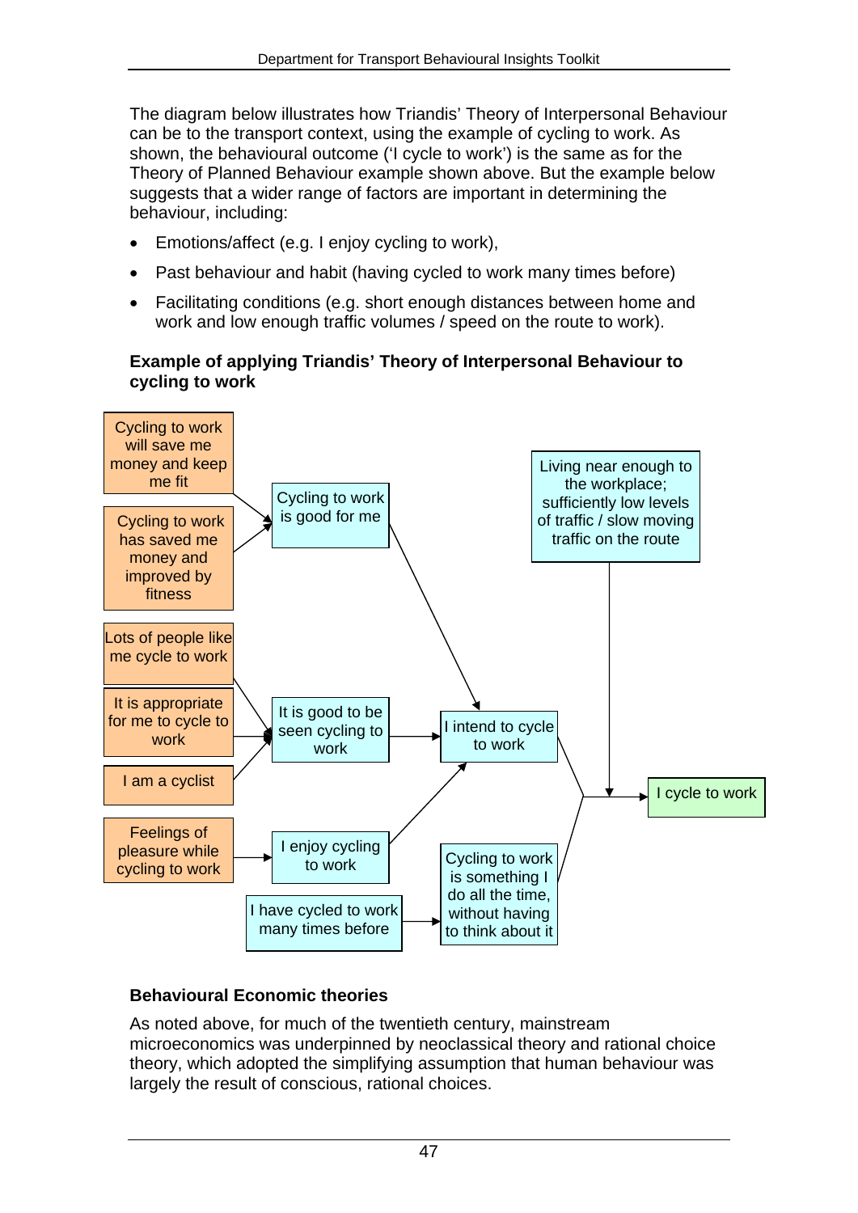The diagram below illustrates how Triandis' Theory of Interpersonal Behaviour can be to the transport context, using the example of cycling to work. As shown, the behavioural outcome ('I cycle to work') is the same as for the Theory of Planned Behaviour example shown above. But the example below suggests that a wider range of factors are important in determining the behaviour, including:

- Emotions/affect (e.g. I enjoy cycling to work),
- Past behaviour and habit (having cycled to work many times before)
- Facilitating conditions (e.g. short enough distances between home and work and low enough traffic volumes / speed on the route to work).

**Example of applying Triandis' Theory of Interpersonal Behaviour to cycling to work**

Cycling to work will save me money and keep me fit

Cycling to work has saved me money and improved by fitness

Cycling to work is good for me

Living near enough to the workplace; sufficiently low levels of traffic / slow moving traffic on the route

Lots of people like me cycle to work

It is appropriate for me to cycle to work

I am a cyclist

It is good to be seen cycling to work

I intend to cycle to work

I cycle to work

Feelings of pleasure while cycling to work

I enjoy cycling to work

I have cycled to work many times before

Cycling to work is something I do all the time, without having to think about it

## Behavioural Economic theories

As noted above, for much of the twentieth century, mainstream microeconomics was underpinned by neoclassical theory and rational choice theory, which adopted the simplifying assumption that human behaviour was largely the result of conscious, rational choices.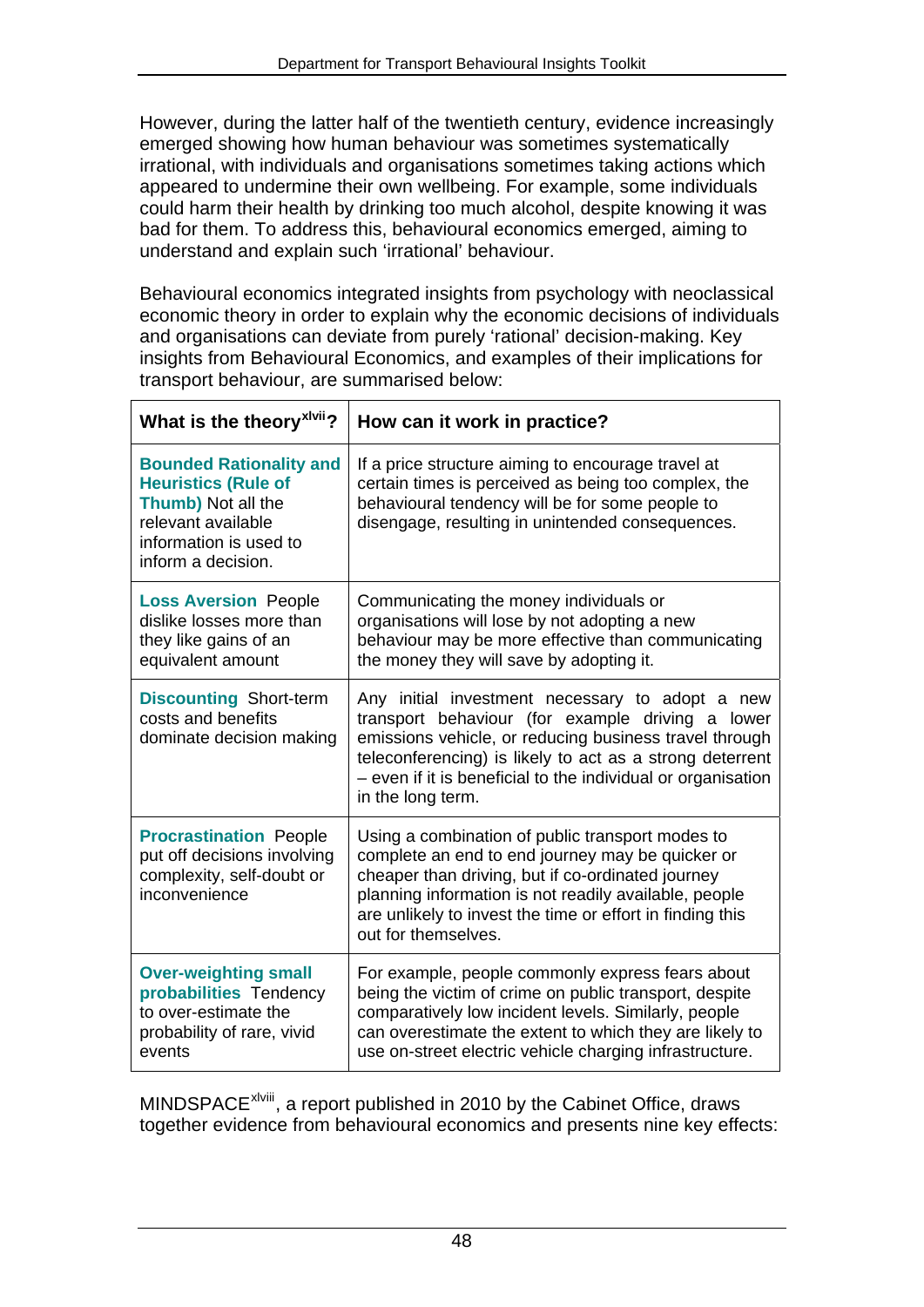However, during the latter half of the twentieth century, evidence increasingly emerged showing how human behaviour was sometimes systematically irrational, with individuals and organisations sometimes taking actions which appeared to undermine their own wellbeing. For example, some individuals could harm their health by drinking too much alcohol, despite knowing it was bad for them. To address this, behavioural economics emerged, aiming to understand and explain such 'irrational' behaviour.

Behavioural economics integrated insights from psychology with neoclassical economic theory in order to explain why the economic decisions of individuals and organisations can deviate from purely 'rational' decision-making. Key insights from Behavioural Economics, and examples of their implications for transport behaviour, are summarised below:

| What is the theory[xlvii]? | How can it work in practice? |
|---|---|
| **Bounded Rationality and Heuristics (Rule of Thumb)** Not all the relevant available information is used to inform a decision. | If a price structure aiming to encourage travel at certain times is perceived as being too complex, the behavioural tendency will be for some people to disengage, resulting in unintended consequences. |
| **Loss Aversion** People dislike losses more than they like gains of an equivalent amount | Communicating the money individuals or organisations will lose by not adopting a new behaviour may be more effective than communicating the money they will save by adopting it. |
| **Discounting** Short-term costs and benefits dominate decision making | Any initial investment necessary to adopt a new transport behaviour (for example driving a lower emissions vehicle, or reducing business travel through teleconferencing) is likely to act as a strong deterrent – even if it is beneficial to the individual or organisation in the long term. |
| **Procrastination** People put off decisions involving complexity, self-doubt or inconvenience | Using a combination of public transport modes to complete an end to end journey may be quicker or cheaper than driving, but if co-ordinated journey planning information is not readily available, people are unlikely to invest the time or effort in finding this out for themselves. |
| **Over-weighting small probabilities** Tendency to over-estimate the probability of rare, vivid events | For example, people commonly express fears about being the victim of crime on public transport, despite comparatively low incident levels. Similarly, people can overestimate the extent to which they are likely to use on-street electric vehicle charging infrastructure. |

MINDSPACE[xlviii], a report published in 2010 by the Cabinet Office, draws together evidence from behavioural economics and presents nine key effects: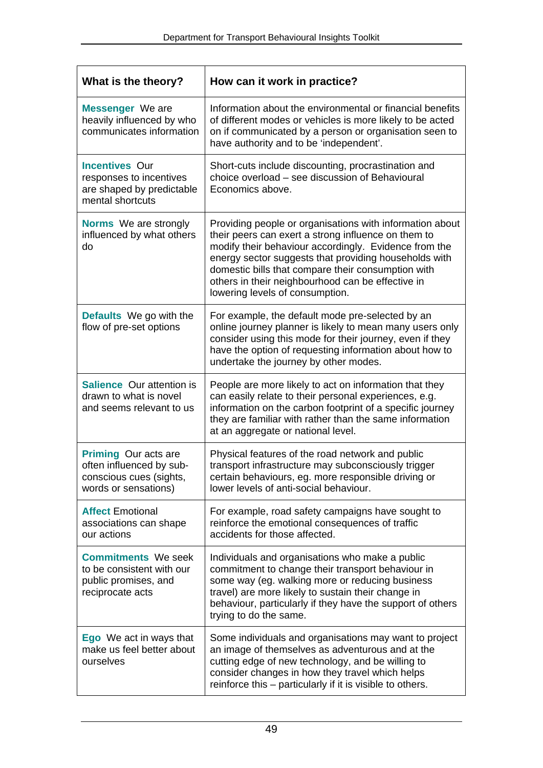| What is the theory? | How can it work in practice? |
|---|---|
| **Messenger** We are heavily influenced by who communicates information | Information about the environmental or financial benefits of different modes or vehicles is more likely to be acted on if communicated by a person or organisation seen to have authority and to be 'independent'. |
| **Incentives** Our responses to incentives are shaped by predictable mental shortcuts | Short-cuts include discounting, procrastination and choice overload – see discussion of Behavioural Economics above. |
| **Norms** We are strongly influenced by what others do | Providing people or organisations with information about their peers can exert a strong influence on them to modify their behaviour accordingly. Evidence from the energy sector suggests that providing households with domestic bills that compare their consumption with others in their neighbourhood can be effective in lowering levels of consumption. |
| **Defaults** We go with the flow of pre-set options | For example, the default mode pre-selected by an online journey planner is likely to mean many users only consider using this mode for their journey, even if they have the option of requesting information about how to undertake the journey by other modes. |
| **Salience** Our attention is drawn to what is novel and seems relevant to us | People are more likely to act on information that they can easily relate to their personal experiences, e.g. information on the carbon footprint of a specific journey they are familiar with rather than the same information at an aggregate or national level. |
| **Priming** Our acts are often influenced by sub-conscious cues (sights, words or sensations) | Physical features of the road network and public transport infrastructure may subconsciously trigger certain behaviours, eg. more responsible driving or lower levels of anti-social behaviour. |
| **Affect** Emotional associations can shape our actions | For example, road safety campaigns have sought to reinforce the emotional consequences of traffic accidents for those affected. |
| **Commitments** We seek to be consistent with our public promises, and reciprocate acts | Individuals and organisations who make a public commitment to change their transport behaviour in some way (eg. walking more or reducing business travel) are more likely to sustain their change in behaviour, particularly if they have the support of others trying to do the same. |
| **Ego** We act in ways that make us feel better about ourselves | Some individuals and organisations may want to project an image of themselves as adventurous and at the cutting edge of new technology, and be willing to consider changes in how they travel which helps reinforce this – particularly if it is visible to others. |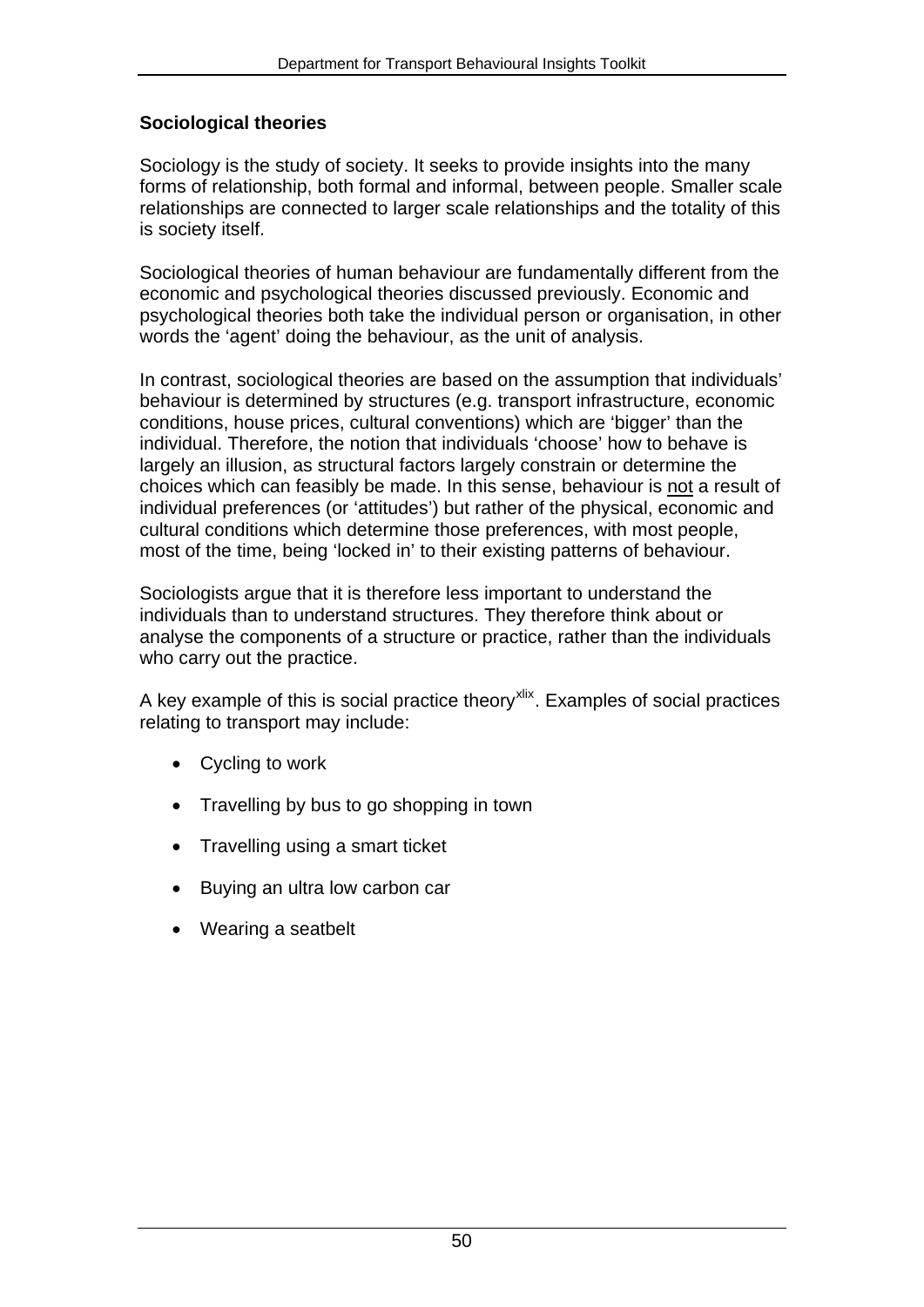### Sociological theories

Sociology is the study of society. It seeks to provide insights into the many forms of relationship, both formal and informal, between people. Smaller scale relationships are connected to larger scale relationships and the totality of this is society itself.

Sociological theories of human behaviour are fundamentally different from the economic and psychological theories discussed previously. Economic and psychological theories both take the individual person or organisation, in other words the 'agent' doing the behaviour, as the unit of analysis.

In contrast, sociological theories are based on the assumption that individuals' behaviour is determined by structures (e.g. transport infrastructure, economic conditions, house prices, cultural conventions) which are 'bigger' than the individual. Therefore, the notion that individuals 'choose' how to behave is largely an illusion, as structural factors largely constrain or determine the choices which can feasibly be made. In this sense, behaviour is <u>not</u> a result of individual preferences (or 'attitudes') but rather of the physical, economic and cultural conditions which determine those preferences, with most people, most of the time, being 'locked in' to their existing patterns of behaviour.

Sociologists argue that it is therefore less important to understand the individuals than to understand structures. They therefore think about or analyse the components of a structure or practice, rather than the individuals who carry out the practice.

A key example of this is social practice theory[xlix]. Examples of social practices relating to transport may include:

- Cycling to work
- Travelling by bus to go shopping in town
- Travelling using a smart ticket
- Buying an ultra low carbon car
- Wearing a seatbelt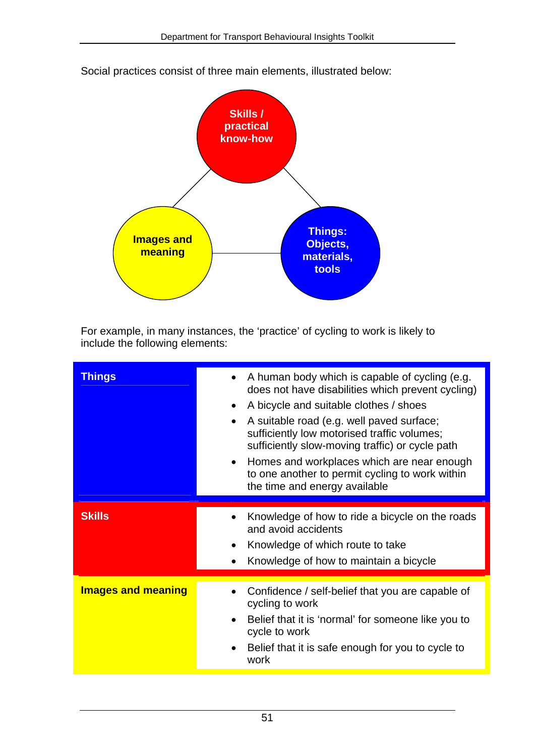Social practices consist of three main elements, illustrated below:

Skills / practical know-how

Images and meaning

Things: Objects, materials, tools

For example, in many instances, the 'practice' of cycling to work is likely to include the following elements:

| | |
|---|---|
| **Things** | • A human body which is capable of cycling (e.g. does not have disabilities which prevent cycling)<br>• A bicycle and suitable clothes / shoes<br>• A suitable road (e.g. well paved surface; sufficiently low motorised traffic volumes; sufficiently slow-moving traffic) or cycle path<br>• Homes and workplaces which are near enough to one another to permit cycling to work within the time and energy available |
| **Skills** | • Knowledge of how to ride a bicycle on the roads and avoid accidents<br>• Knowledge of which route to take<br>• Knowledge of how to maintain a bicycle |
| **Images and meaning** | • Confidence / self-belief that you are capable of cycling to work<br>• Belief that it is 'normal' for someone like you to cycle to work<br>• Belief that it is safe enough for you to cycle to work |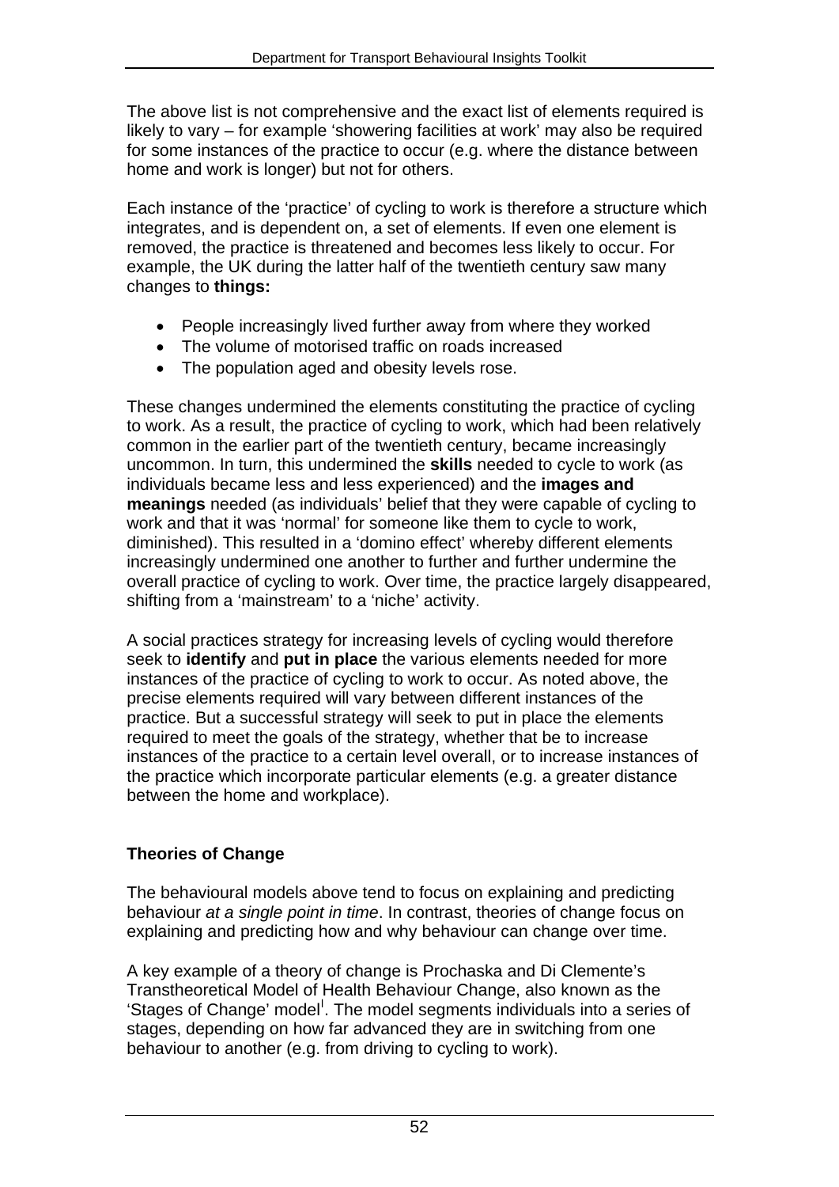The above list is not comprehensive and the exact list of elements required is likely to vary – for example 'showering facilities at work' may also be required for some instances of the practice to occur (e.g. where the distance between home and work is longer) but not for others.

Each instance of the 'practice' of cycling to work is therefore a structure which integrates, and is dependent on, a set of elements. If even one element is removed, the practice is threatened and becomes less likely to occur. For example, the UK during the latter half of the twentieth century saw many changes to **things:**

- People increasingly lived further away from where they worked
- The volume of motorised traffic on roads increased
- The population aged and obesity levels rose.

These changes undermined the elements constituting the practice of cycling to work. As a result, the practice of cycling to work, which had been relatively common in the earlier part of the twentieth century, became increasingly uncommon. In turn, this undermined the **skills** needed to cycle to work (as individuals became less and less experienced) and the **images and meanings** needed (as individuals' belief that they were capable of cycling to work and that it was 'normal' for someone like them to cycle to work, diminished). This resulted in a 'domino effect' whereby different elements increasingly undermined one another to further and further undermine the overall practice of cycling to work. Over time, the practice largely disappeared, shifting from a 'mainstream' to a 'niche' activity.

A social practices strategy for increasing levels of cycling would therefore seek to **identify** and **put in place** the various elements needed for more instances of the practice of cycling to work to occur. As noted above, the precise elements required will vary between different instances of the practice. But a successful strategy will seek to put in place the elements required to meet the goals of the strategy, whether that be to increase instances of the practice to a certain level overall, or to increase instances of the practice which incorporate particular elements (e.g. a greater distance between the home and workplace).

### Theories of Change

The behavioural models above tend to focus on explaining and predicting behaviour *at a single point in time*. In contrast, theories of change focus on explaining and predicting how and why behaviour can change over time.

A key example of a theory of change is Prochaska and Di Clemente's Transtheoretical Model of Health Behaviour Change, also known as the 'Stages of Change' model[l]. The model segments individuals into a series of stages, depending on how far advanced they are in switching from one behaviour to another (e.g. from driving to cycling to work).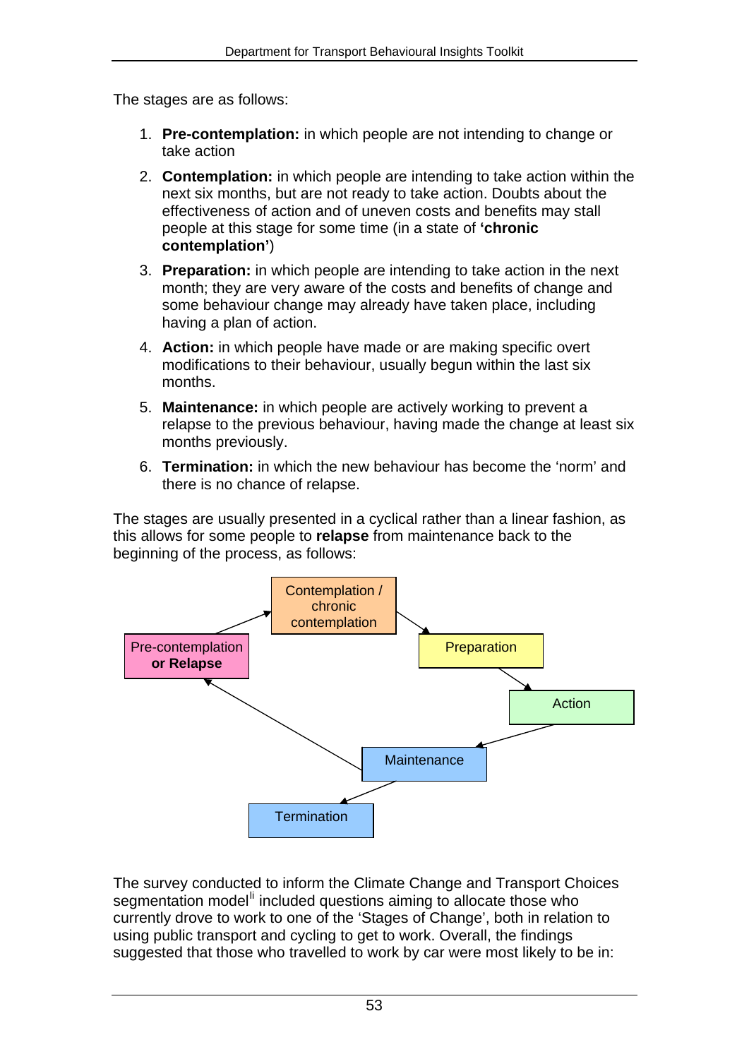The stages are as follows:

1. **Pre-contemplation:** in which people are not intending to change or take action
2. **Contemplation:** in which people are intending to take action within the next six months, but are not ready to take action. Doubts about the effectiveness of action and of uneven costs and benefits may stall people at this stage for some time (in a state of **'chronic contemplation'**)
3. **Preparation:** in which people are intending to take action in the next month; they are very aware of the costs and benefits of change and some behaviour change may already have taken place, including having a plan of action.
4. **Action:** in which people have made or are making specific overt modifications to their behaviour, usually begun within the last six months.
5. **Maintenance:** in which people are actively working to prevent a relapse to the previous behaviour, having made the change at least six months previously.
6. **Termination:** in which the new behaviour has become the 'norm' and there is no chance of relapse.

The stages are usually presented in a cyclical rather than a linear fashion, as this allows for some people to **relapse** from maintenance back to the beginning of the process, as follows:

Pre-contemplation **or Relapse** → Contemplation / chronic contemplation → Preparation → Action → Maintenance → Termination

Maintenance → Pre-contemplation **or Relapse**

The survey conducted to inform the Climate Change and Transport Choices segmentation model[li] included questions aiming to allocate those who currently drove to work to one of the 'Stages of Change', both in relation to using public transport and cycling to get to work. Overall, the findings suggested that those who travelled to work by car were most likely to be in: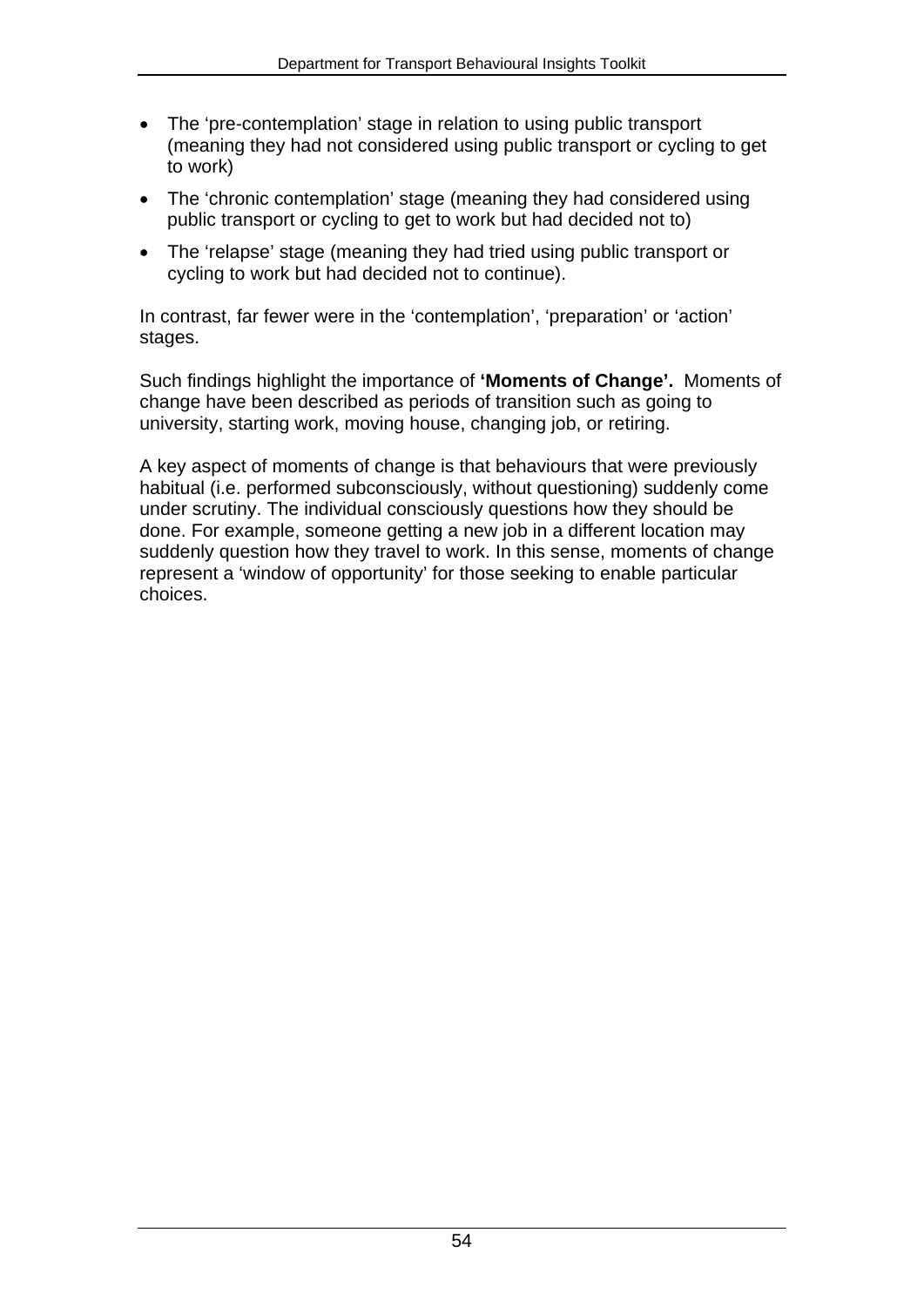- The 'pre-contemplation' stage in relation to using public transport (meaning they had not considered using public transport or cycling to get to work)
- The 'chronic contemplation' stage (meaning they had considered using public transport or cycling to get to work but had decided not to)
- The 'relapse' stage (meaning they had tried using public transport or cycling to work but had decided not to continue).

In contrast, far fewer were in the 'contemplation', 'preparation' or 'action' stages.

Such findings highlight the importance of **'Moments of Change'.** Moments of change have been described as periods of transition such as going to university, starting work, moving house, changing job, or retiring.

A key aspect of moments of change is that behaviours that were previously habitual (i.e. performed subconsciously, without questioning) suddenly come under scrutiny. The individual consciously questions how they should be done. For example, someone getting a new job in a different location may suddenly question how they travel to work. In this sense, moments of change represent a 'window of opportunity' for those seeking to enable particular choices.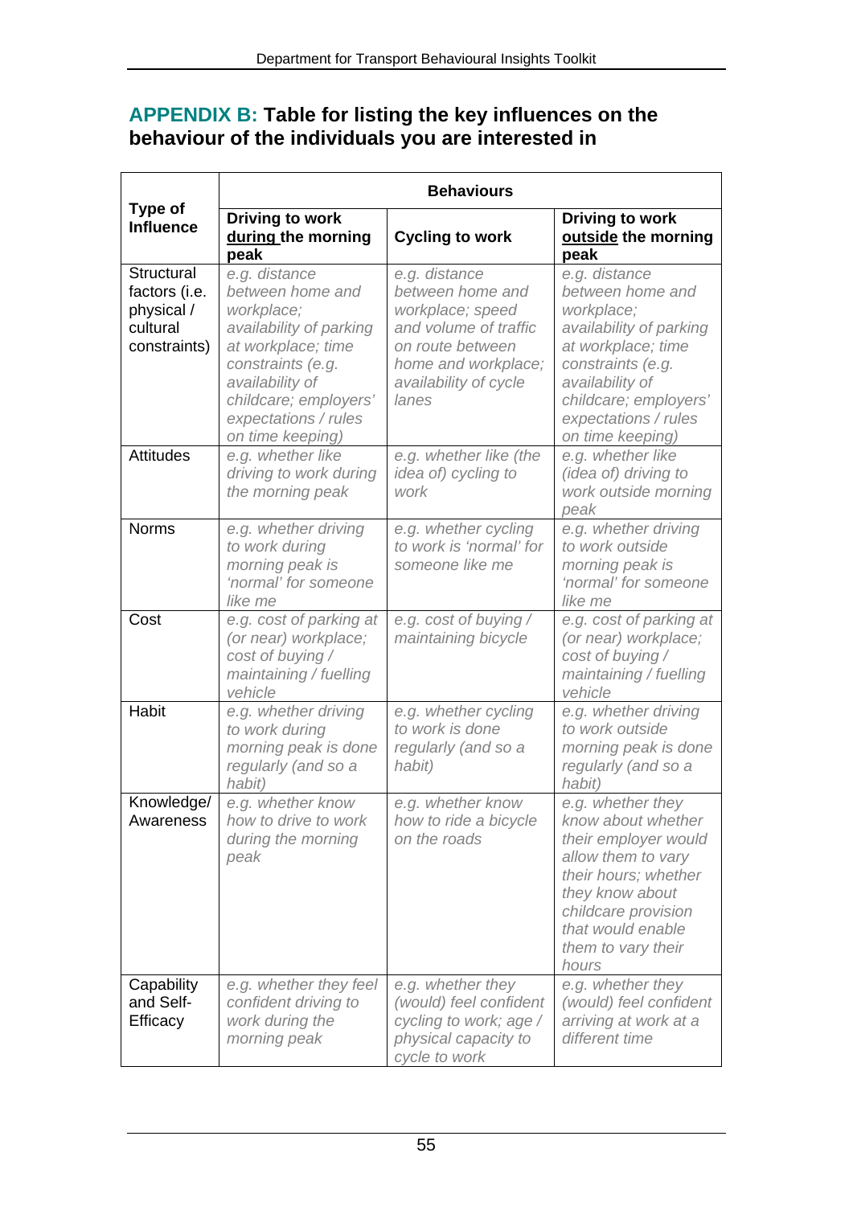## **APPENDIX B: Table for listing the key influences on the behaviour of the individuals you are interested in**

| Type of Influence | Behaviours | | |
|---|---|---|---|
| | **Driving to work during the morning peak** | **Cycling to work** | **Driving to work outside the morning peak** |
| Structural factors (i.e. physical / cultural constraints) | *e.g. distance between home and workplace; availability of parking at workplace; time constraints (e.g. availability of childcare; employers' expectations / rules on time keeping)* | *e.g. distance between home and workplace; speed and volume of traffic on route between home and workplace; availability of cycle lanes* | *e.g. distance between home and workplace; availability of parking at workplace; time constraints (e.g. availability of childcare; employers' expectations / rules on time keeping)* |
| Attitudes | *e.g. whether like driving to work during the morning peak* | *e.g. whether like (the idea of) cycling to work* | *e.g. whether like (idea of) driving to work outside morning peak* |
| Norms | *e.g. whether driving to work during morning peak is 'normal' for someone like me* | *e.g. whether cycling to work is 'normal' for someone like me* | *e.g. whether driving to work outside morning peak is 'normal' for someone like me* |
| Cost | *e.g. cost of parking at (or near) workplace; cost of buying / maintaining / fuelling vehicle* | *e.g. cost of buying / maintaining bicycle* | *e.g. cost of parking at (or near) workplace; cost of buying / maintaining / fuelling vehicle* |
| Habit | *e.g. whether driving to work during morning peak is done regularly (and so a habit)* | *e.g. whether cycling to work is done regularly (and so a habit)* | *e.g. whether driving to work outside morning peak is done regularly (and so a habit)* |
| Knowledge/ Awareness | *e.g. whether know how to drive to work during the morning peak* | *e.g. whether know how to ride a bicycle on the roads* | *e.g. whether they know about whether their employer would allow them to vary their hours; whether they know about childcare provision that would enable them to vary their hours* |
| Capability and Self-Efficacy | *e.g. whether they feel confident driving to work during the morning peak* | *e.g. whether they (would) feel confident cycling to work; age / physical capacity to cycle to work* | *e.g. whether they (would) feel confident arriving at work at a different time* |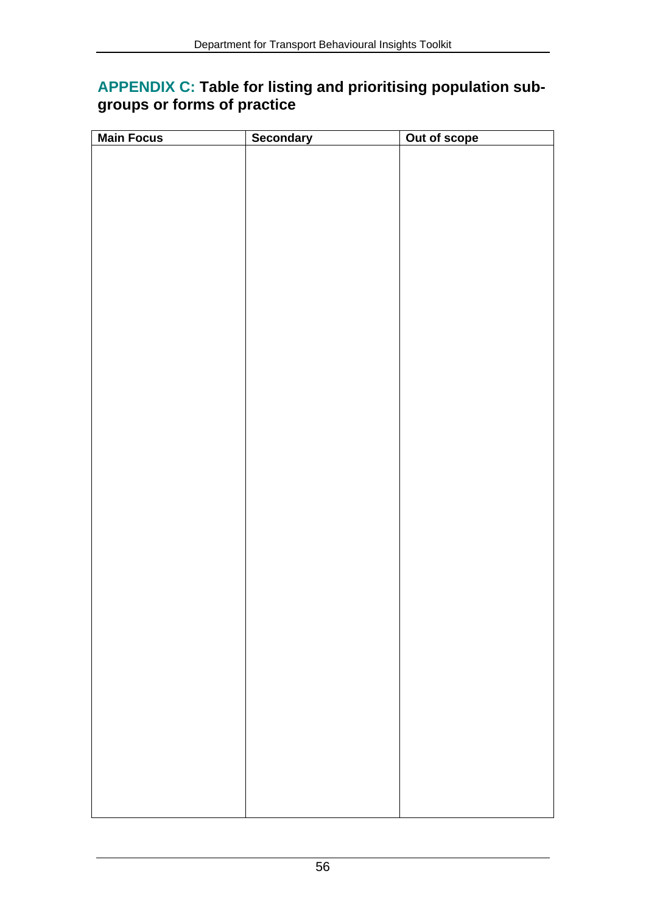## APPENDIX C: Table for listing and prioritising population sub-groups or forms of practice

| Main Focus | Secondary | Out of scope |
|---|---|---|
| | | |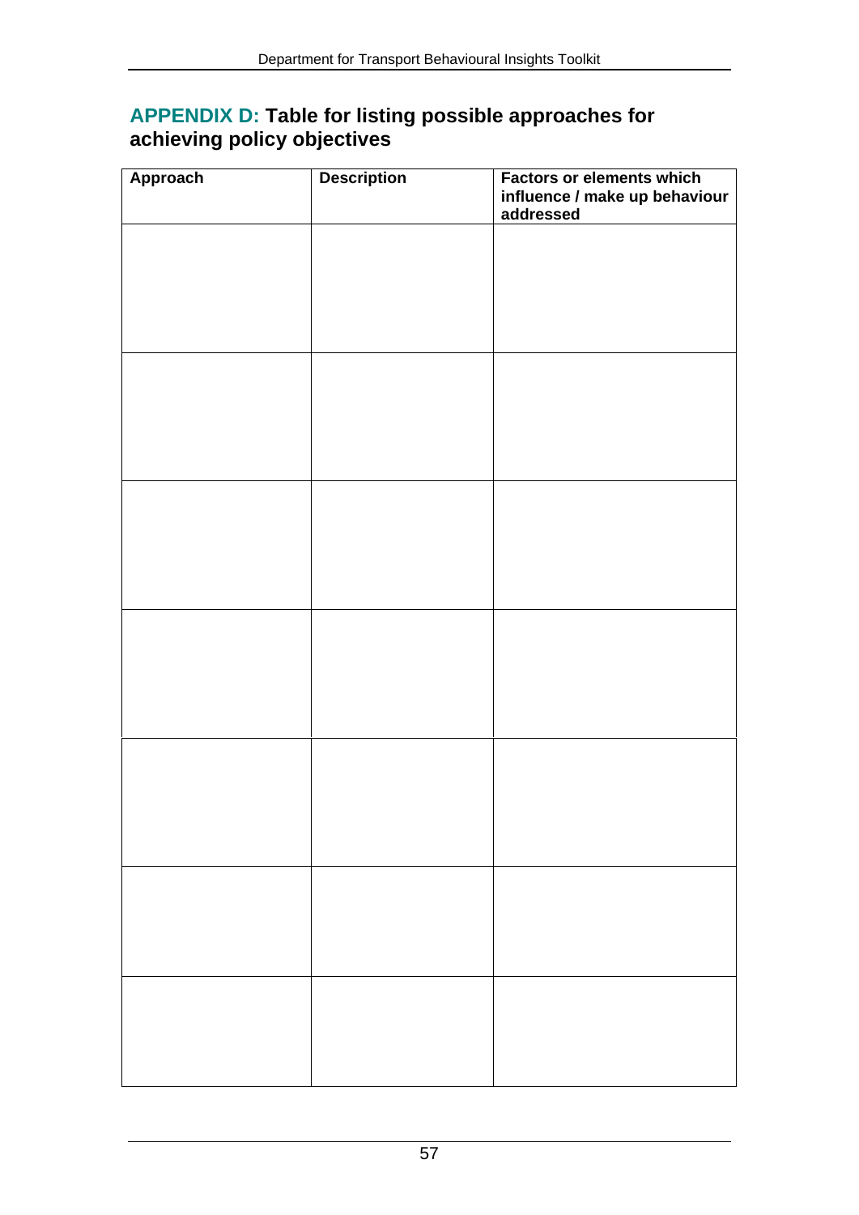## APPENDIX D: Table for listing possible approaches for achieving policy objectives

| Approach | Description | Factors or elements which influence / make up behaviour addressed |
|---|---|---|
| | | |
| | | |
| | | |
| | | |
| | | |
| | | |
| | | |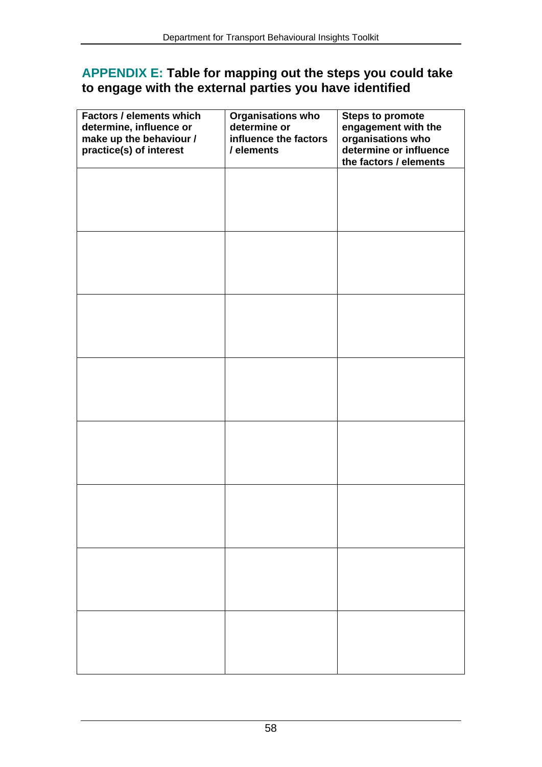## APPENDIX E: Table for mapping out the steps you could take to engage with the external parties you have identified

| Factors / elements which determine, influence or make up the behaviour / practice(s) of interest | Organisations who determine or influence the factors / elements | Steps to promote engagement with the organisations who determine or influence the factors / elements |
|---|---|---|
| | | |
| | | |
| | | |
| | | |
| | | |
| | | |
| | | |
| | | |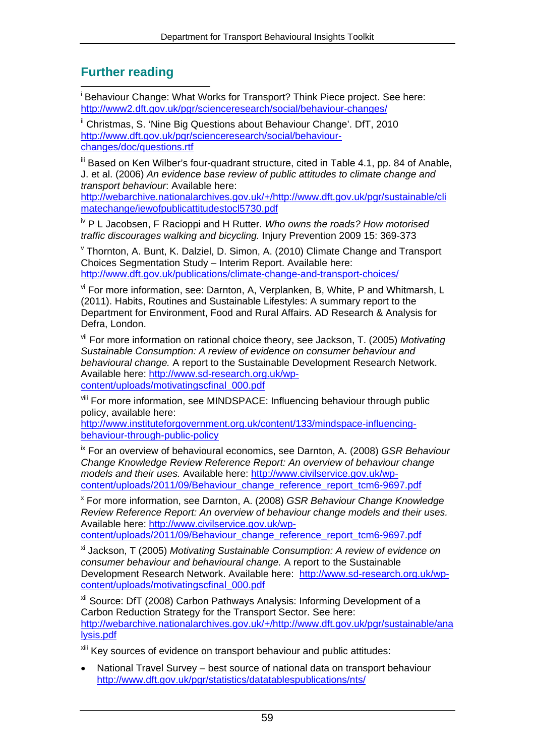## Further reading

[i] Behaviour Change: What Works for Transport? Think Piece project. See here: http://www2.dft.gov.uk/pgr/scienceresearch/social/behaviour-changes/

[ii] Christmas, S. 'Nine Big Questions about Behaviour Change'. DfT, 2010 http://www.dft.gov.uk/pgr/scienceresearch/social/behaviour-changes/doc/questions.rtf

[iii] Based on Ken Wilber's four-quadrant structure, cited in Table 4.1, pp. 84 of Anable, J. et al. (2006) *An evidence base review of public attitudes to climate change and transport behaviour*: Available here: http://webarchive.nationalarchives.gov.uk/+/http://www.dft.gov.uk/pgr/sustainable/climatechange/iewofpublicattitudestocl5730.pdf

[iv] P L Jacobsen, F Racioppi and H Rutter. *Who owns the roads? How motorised traffic discourages walking and bicycling.* Injury Prevention 2009 15: 369-373

[v] Thornton, A. Bunt, K. Dalziel, D. Simon, A. (2010) Climate Change and Transport Choices Segmentation Study – Interim Report. Available here: http://www.dft.gov.uk/publications/climate-change-and-transport-choices/

[vi] For more information, see: Darnton, A, Verplanken, B, White, P and Whitmarsh, L (2011). Habits, Routines and Sustainable Lifestyles: A summary report to the Department for Environment, Food and Rural Affairs. AD Research & Analysis for Defra, London.

[vii] For more information on rational choice theory, see Jackson, T. (2005) *Motivating Sustainable Consumption: A review of evidence on consumer behaviour and behavioural change.* A report to the Sustainable Development Research Network. Available here: http://www.sd-research.org.uk/wp-content/uploads/motivatingscfinal_000.pdf

[viii] For more information, see MINDSPACE: Influencing behaviour through public policy, available here: http://www.instituteforgovernment.org.uk/content/133/mindspace-influencing-behaviour-through-public-policy

[ix] For an overview of behavioural economics, see Darnton, A. (2008) *GSR Behaviour Change Knowledge Review Reference Report: An overview of behaviour change models and their uses.* Available here: http://www.civilservice.gov.uk/wp-content/uploads/2011/09/Behaviour_change_reference_report_tcm6-9697.pdf

[x] For more information, see Darnton, A. (2008) *GSR Behaviour Change Knowledge Review Reference Report: An overview of behaviour change models and their uses.* Available here: http://www.civilservice.gov.uk/wp-content/uploads/2011/09/Behaviour_change_reference_report_tcm6-9697.pdf

[xi] Jackson, T (2005) *Motivating Sustainable Consumption: A review of evidence on consumer behaviour and behavioural change.* A report to the Sustainable Development Research Network. Available here: http://www.sd-research.org.uk/wp-content/uploads/motivatingscfinal_000.pdf

[xii] Source: DfT (2008) Carbon Pathways Analysis: Informing Development of a Carbon Reduction Strategy for the Transport Sector. See here: http://webarchive.nationalarchives.gov.uk/+/http://www.dft.gov.uk/pgr/sustainable/analysis.pdf

[xiii] Key sources of evidence on transport behaviour and public attitudes:

- National Travel Survey – best source of national data on transport behaviour http://www.dft.gov.uk/pgr/statistics/datatablespublications/nts/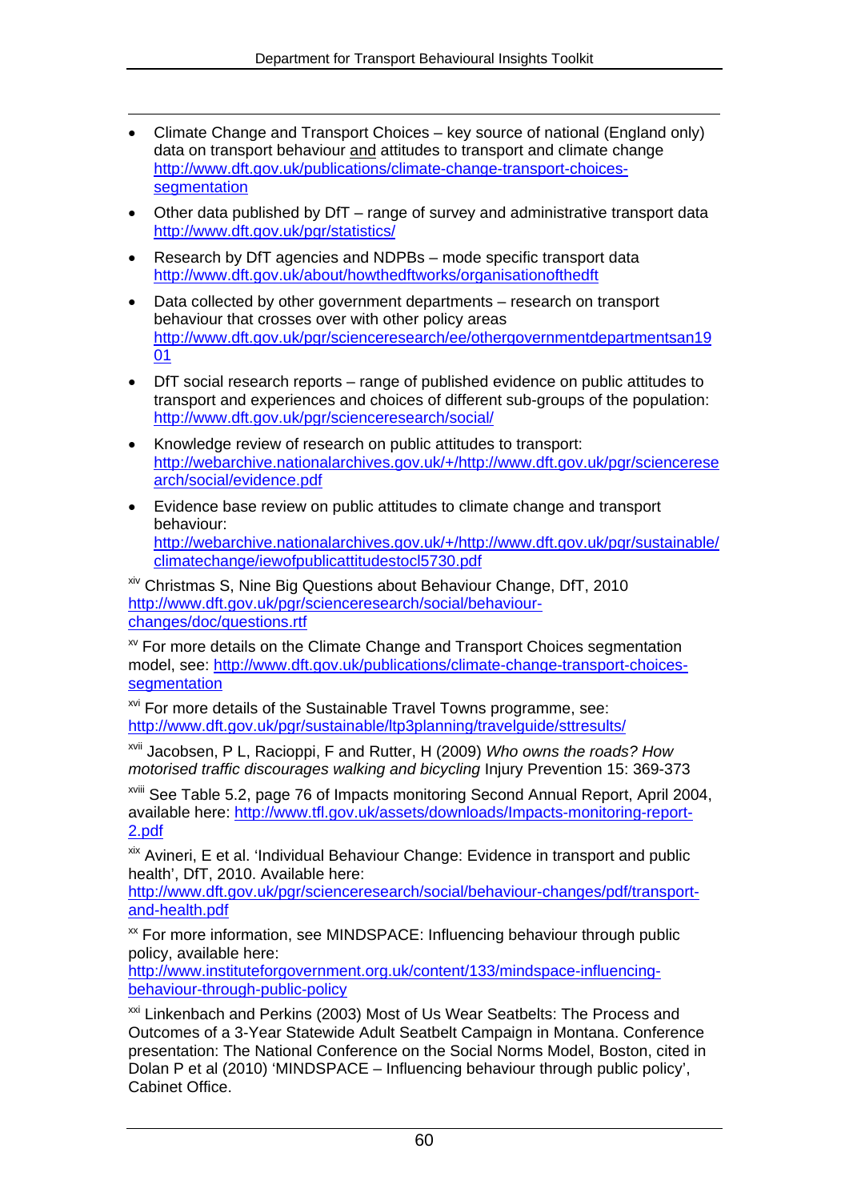- Climate Change and Transport Choices – key source of national (England only) data on transport behaviour <u>and</u> attitudes to transport and climate change http://www.dft.gov.uk/publications/climate-change-transport-choices-segmentation
- Other data published by DfT – range of survey and administrative transport data http://www.dft.gov.uk/pgr/statistics/
- Research by DfT agencies and NDPBs – mode specific transport data http://www.dft.gov.uk/about/howthedftworks/organisationofthedft
- Data collected by other government departments – research on transport behaviour that crosses over with other policy areas http://www.dft.gov.uk/pgr/scienceresearch/ee/othergovernmentdepartmentsan1901
- DfT social research reports – range of published evidence on public attitudes to transport and experiences and choices of different sub-groups of the population: http://www.dft.gov.uk/pgr/scienceresearch/social/
- Knowledge review of research on public attitudes to transport: http://webarchive.nationalarchives.gov.uk/+/http://www.dft.gov.uk/pgr/scienceresearch/social/evidence.pdf
- Evidence base review on public attitudes to climate change and transport behaviour: http://webarchive.nationalarchives.gov.uk/+/http://www.dft.gov.uk/pgr/sustainable/climatechange/iewofpublicattitudestocl5730.pdf

[xiv] Christmas S, Nine Big Questions about Behaviour Change, DfT, 2010 http://www.dft.gov.uk/pgr/scienceresearch/social/behaviour-changes/doc/questions.rtf

[xv] For more details on the Climate Change and Transport Choices segmentation model, see: http://www.dft.gov.uk/publications/climate-change-transport-choices-segmentation

[xvi] For more details of the Sustainable Travel Towns programme, see: http://www.dft.gov.uk/pgr/sustainable/ltp3planning/travelguide/sttresults/

[xvii] Jacobsen, P L, Racioppi, F and Rutter, H (2009) *Who owns the roads? How motorised traffic discourages walking and bicycling* Injury Prevention 15: 369-373

[xviii] See Table 5.2, page 76 of Impacts monitoring Second Annual Report, April 2004, available here: http://www.tfl.gov.uk/assets/downloads/Impacts-monitoring-report-2.pdf

[xix] Avineri, E et al. 'Individual Behaviour Change: Evidence in transport and public health', DfT, 2010. Available here: http://www.dft.gov.uk/pgr/scienceresearch/social/behaviour-changes/pdf/transport-and-health.pdf

[xx] For more information, see MINDSPACE: Influencing behaviour through public policy, available here: http://www.instituteforgovernment.org.uk/content/133/mindspace-influencing-behaviour-through-public-policy

[xxi] Linkenbach and Perkins (2003) Most of Us Wear Seatbelts: The Process and Outcomes of a 3-Year Statewide Adult Seatbelt Campaign in Montana. Conference presentation: The National Conference on the Social Norms Model, Boston, cited in Dolan P et al (2010) 'MINDSPACE – Influencing behaviour through public policy', Cabinet Office.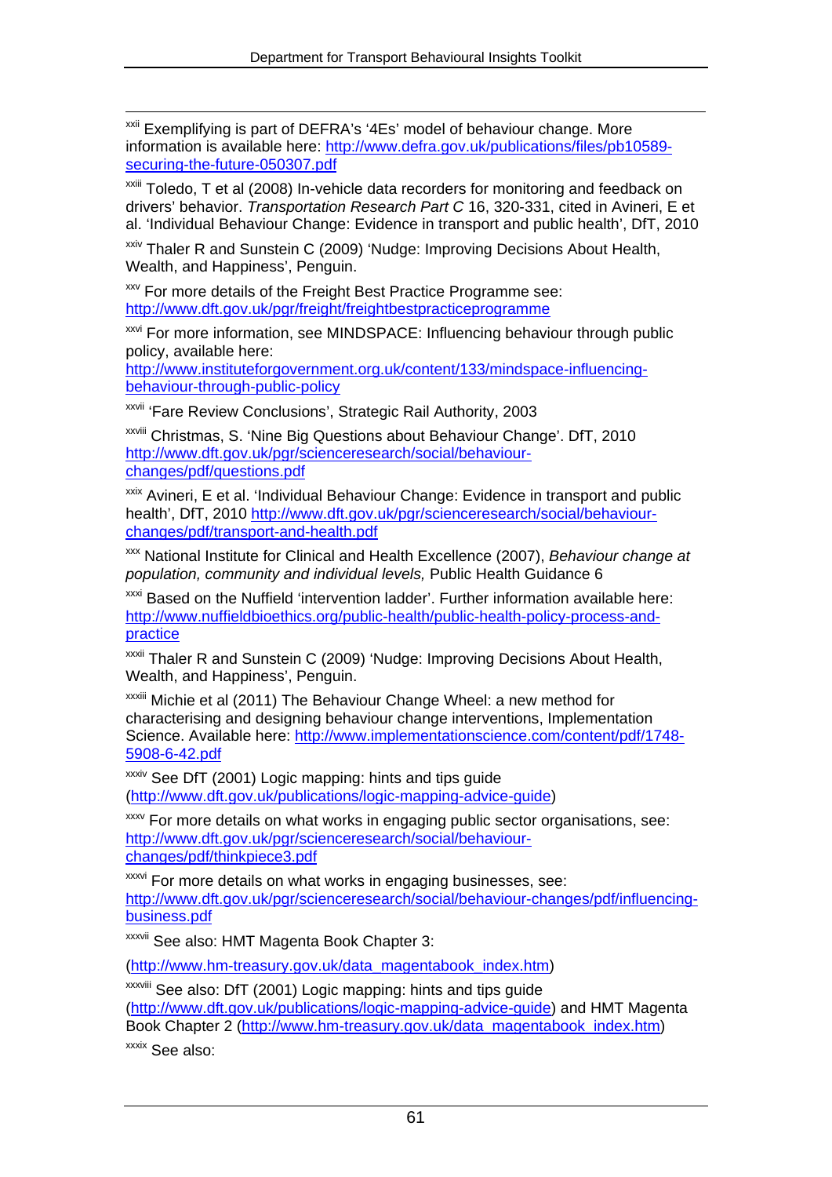[xxii] Exemplifying is part of DEFRA's '4Es' model of behaviour change. More information is available here: http://www.defra.gov.uk/publications/files/pb10589-securing-the-future-050307.pdf

[xxiii] Toledo, T et al (2008) In-vehicle data recorders for monitoring and feedback on drivers' behavior. *Transportation Research Part C* 16, 320-331, cited in Avineri, E et al. 'Individual Behaviour Change: Evidence in transport and public health', DfT, 2010

[xxiv] Thaler R and Sunstein C (2009) 'Nudge: Improving Decisions About Health, Wealth, and Happiness', Penguin.

[xxv] For more details of the Freight Best Practice Programme see: http://www.dft.gov.uk/pgr/freight/freightbestpracticeprogramme

[xxvi] For more information, see MINDSPACE: Influencing behaviour through public policy, available here: http://www.instituteforgovernment.org.uk/content/133/mindspace-influencing-behaviour-through-public-policy

[xxvii] 'Fare Review Conclusions', Strategic Rail Authority, 2003

[xxviii] Christmas, S. 'Nine Big Questions about Behaviour Change'. DfT, 2010 http://www.dft.gov.uk/pgr/scienceresearch/social/behaviour-changes/pdf/questions.pdf

[xxix] Avineri, E et al. 'Individual Behaviour Change: Evidence in transport and public health', DfT, 2010 http://www.dft.gov.uk/pgr/scienceresearch/social/behaviour-changes/pdf/transport-and-health.pdf

[xxx] National Institute for Clinical and Health Excellence (2007), *Behaviour change at population, community and individual levels,* Public Health Guidance 6

[xxxi] Based on the Nuffield 'intervention ladder'. Further information available here: http://www.nuffieldbioethics.org/public-health/public-health-policy-process-and-practice

[xxxii] Thaler R and Sunstein C (2009) 'Nudge: Improving Decisions About Health, Wealth, and Happiness', Penguin.

[xxxiii] Michie et al (2011) The Behaviour Change Wheel: a new method for characterising and designing behaviour change interventions, Implementation Science. Available here: http://www.implementationscience.com/content/pdf/1748-5908-6-42.pdf

[xxxiv] See DfT (2001) Logic mapping: hints and tips guide (http://www.dft.gov.uk/publications/logic-mapping-advice-guide)

[xxxv] For more details on what works in engaging public sector organisations, see: http://www.dft.gov.uk/pgr/scienceresearch/social/behaviour-changes/pdf/thinkpiece3.pdf

[xxxvi] For more details on what works in engaging businesses, see: http://www.dft.gov.uk/pgr/scienceresearch/social/behaviour-changes/pdf/influencing-business.pdf

[xxxvii] See also: HMT Magenta Book Chapter 3:

(http://www.hm-treasury.gov.uk/data_magentabook_index.htm)

[xxxviii] See also: DfT (2001) Logic mapping: hints and tips guide (http://www.dft.gov.uk/publications/logic-mapping-advice-guide) and HMT Magenta Book Chapter 2 (http://www.hm-treasury.gov.uk/data_magentabook_index.htm)

[xxxix] See also: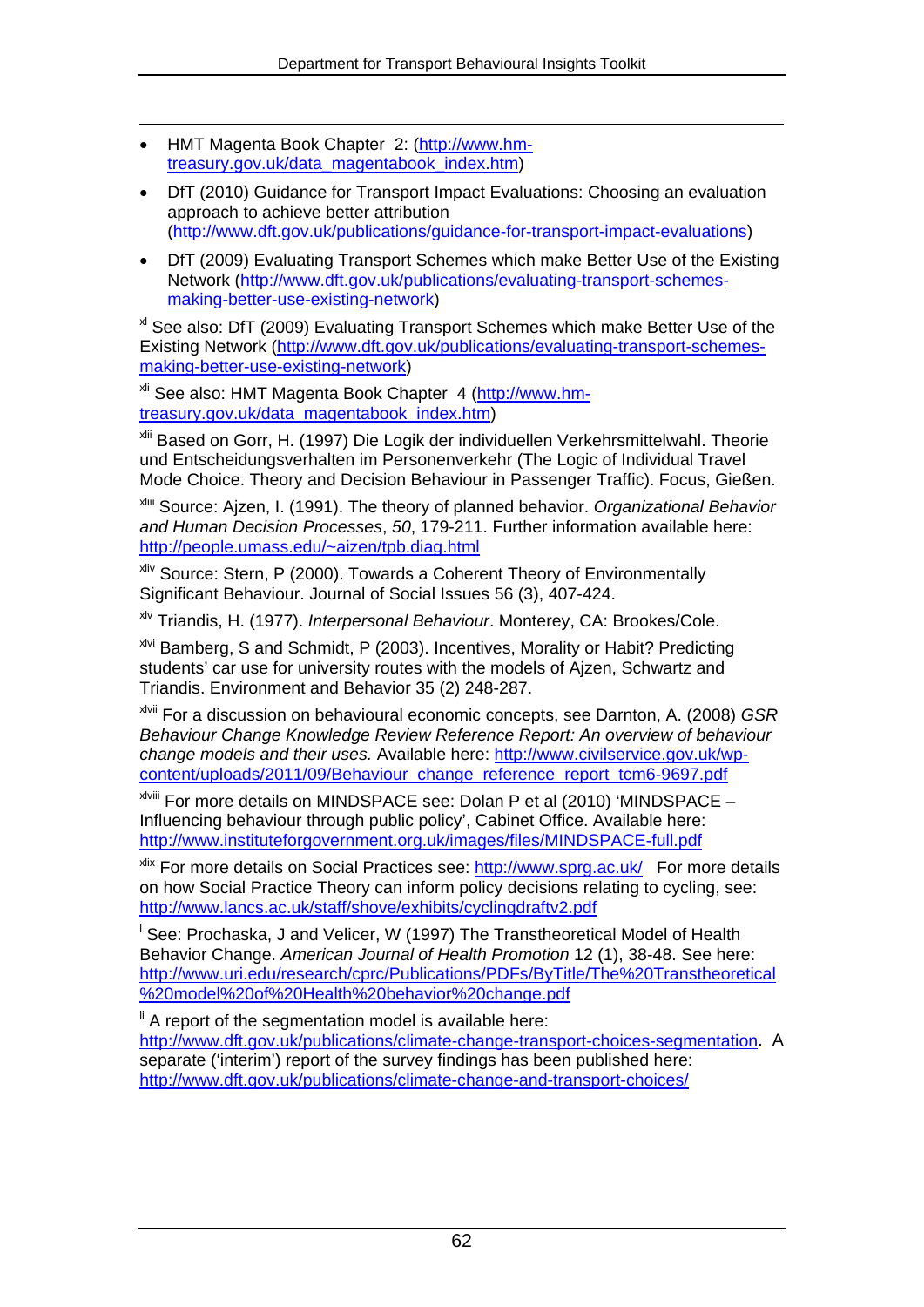- HMT Magenta Book Chapter 2: (http://www.hm-treasury.gov.uk/data_magentabook_index.htm)
- DfT (2010) Guidance for Transport Impact Evaluations: Choosing an evaluation approach to achieve better attribution (http://www.dft.gov.uk/publications/guidance-for-transport-impact-evaluations)
- DfT (2009) Evaluating Transport Schemes which make Better Use of the Existing Network (http://www.dft.gov.uk/publications/evaluating-transport-schemes-making-better-use-existing-network)

[xl] See also: DfT (2009) Evaluating Transport Schemes which make Better Use of the Existing Network (http://www.dft.gov.uk/publications/evaluating-transport-schemes-making-better-use-existing-network)

[xli] See also: HMT Magenta Book Chapter 4 (http://www.hm-treasury.gov.uk/data_magentabook_index.htm)

[xlii] Based on Gorr, H. (1997) Die Logik der individuellen Verkehrsmittelwahl. Theorie und Entscheidungsverhalten im Personenverkehr (The Logic of Individual Travel Mode Choice. Theory and Decision Behaviour in Passenger Traffic). Focus, Gießen.

[xliii] Source: Ajzen, I. (1991). The theory of planned behavior. *Organizational Behavior and Human Decision Processes*, *50*, 179-211. Further information available here: http://people.umass.edu/~aizen/tpb.diag.html

[xliv] Source: Stern, P (2000). Towards a Coherent Theory of Environmentally Significant Behaviour. Journal of Social Issues 56 (3), 407-424.

[xlv] Triandis, H. (1977). *Interpersonal Behaviour*. Monterey, CA: Brookes/Cole.

[xlvi] Bamberg, S and Schmidt, P (2003). Incentives, Morality or Habit? Predicting students' car use for university routes with the models of Ajzen, Schwartz and Triandis. Environment and Behavior 35 (2) 248-287.

[xlvii] For a discussion on behavioural economic concepts, see Darnton, A. (2008) *GSR Behaviour Change Knowledge Review Reference Report: An overview of behaviour change models and their uses.* Available here: http://www.civilservice.gov.uk/wp-content/uploads/2011/09/Behaviour_change_reference_report_tcm6-9697.pdf

[xlviii] For more details on MINDSPACE see: Dolan P et al (2010) 'MINDSPACE – Influencing behaviour through public policy', Cabinet Office. Available here: http://www.instituteforgovernment.org.uk/images/files/MINDSPACE-full.pdf

[xlix] For more details on Social Practices see: http://www.sprg.ac.uk/ For more details on how Social Practice Theory can inform policy decisions relating to cycling, see: http://www.lancs.ac.uk/staff/shove/exhibits/cyclingdraftv2.pdf

[l] See: Prochaska, J and Velicer, W (1997) The Transtheoretical Model of Health Behavior Change. *American Journal of Health Promotion* 12 (1), 38-48. See here: http://www.uri.edu/research/cprc/Publications/PDFs/ByTitle/The%20Transtheoretical%20model%20of%20Health%20behavior%20change.pdf

[li] A report of the segmentation model is available here: http://www.dft.gov.uk/publications/climate-change-transport-choices-segmentation. A separate ('interim') report of the survey findings has been published here: http://www.dft.gov.uk/publications/climate-change-and-transport-choices/